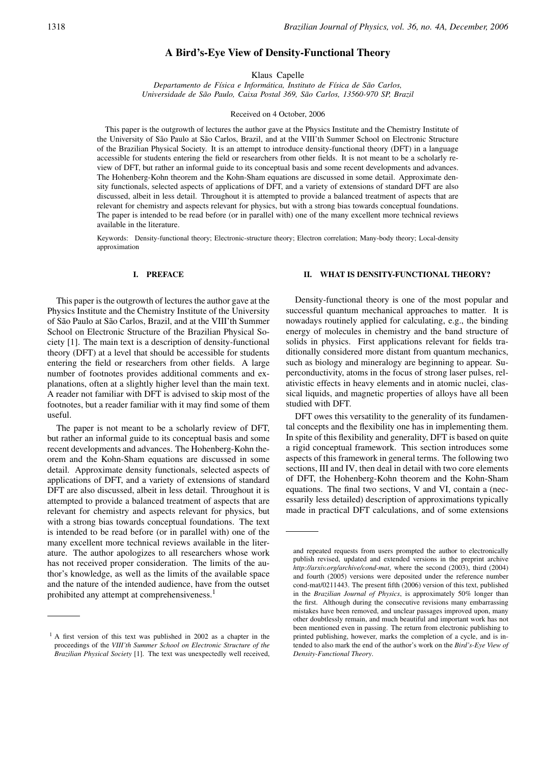# A Bird's-Eye View of Density-Functional Theory

Klaus Capelle

*Departamento de Física e Informática, Instituto de Física de São Carlos, Universidade de São Paulo, Caixa Postal 369, São Carlos, 13560-970 SP, Brazil*

Received on 4 October, 2006

This paper is the outgrowth of lectures the author gave at the Physics Institute and the Chemistry Institute of the University of São Paulo at São Carlos, Brazil, and at the VIII'th Summer School on Electronic Structure of the Brazilian Physical Society. It is an attempt to introduce density-functional theory (DFT) in a language accessible for students entering the field or researchers from other fields. It is not meant to be a scholarly review of DFT, but rather an informal guide to its conceptual basis and some recent developments and advances. The Hohenberg-Kohn theorem and the Kohn-Sham equations are discussed in some detail. Approximate density functionals, selected aspects of applications of DFT, and a variety of extensions of standard DFT are also discussed, albeit in less detail. Throughout it is attempted to provide a balanced treatment of aspects that are relevant for chemistry and aspects relevant for physics, but with a strong bias towards conceptual foundations. The paper is intended to be read before (or in parallel with) one of the many excellent more technical reviews available in the literature.

Keywords: Density-functional theory; Electronic-structure theory; Electron correlation; Many-body theory; Local-density approximation

## I. PREFACE

This paper is the outgrowth of lectures the author gave at the Physics Institute and the Chemistry Institute of the University of São Paulo at São Carlos, Brazil, and at the VIII'th Summer School on Electronic Structure of the Brazilian Physical Society [1]. The main text is a description of density-functional theory (DFT) at a level that should be accessible for students entering the field or researchers from other fields. A large number of footnotes provides additional comments and explanations, often at a slightly higher level than the main text. A reader not familiar with DFT is advised to skip most of the footnotes, but a reader familiar with it may find some of them useful.

The paper is not meant to be a scholarly review of DFT, but rather an informal guide to its conceptual basis and some recent developments and advances. The Hohenberg-Kohn theorem and the Kohn-Sham equations are discussed in some detail. Approximate density functionals, selected aspects of applications of DFT, and a variety of extensions of standard DFT are also discussed, albeit in less detail. Throughout it is attempted to provide a balanced treatment of aspects that are relevant for chemistry and aspects relevant for physics, but with a strong bias towards conceptual foundations. The text is intended to be read before (or in parallel with) one of the many excellent more technical reviews available in the literature. The author apologizes to all researchers whose work has not received proper consideration. The limits of the author's knowledge, as well as the limits of the available space and the nature of the intended audience, have from the outset prohibited any attempt at comprehensiveness.[1]

## II. WHAT IS DENSITY-FUNCTIONAL THEORY?

Density-functional theory is one of the most popular and successful quantum mechanical approaches to matter. It is nowadays routinely applied for calculating, e.g., the binding energy of molecules in chemistry and the band structure of solids in physics. First applications relevant for fields traditionally considered more distant from quantum mechanics, such as biology and mineralogy are beginning to appear. Superconductivity, atoms in the focus of strong laser pulses, relativistic effects in heavy elements and in atomic nuclei, classical liquids, and magnetic properties of alloys have all been studied with DFT.

DFT owes this versatility to the generality of its fundamental concepts and the flexibility one has in implementing them. In spite of this flexibility and generality, DFT is based on quite a rigid conceptual framework. This section introduces some aspects of this framework in general terms. The following two sections, III and IV, then deal in detail with two core elements of DFT, the Hohenberg-Kohn theorem and the Kohn-Sham equations. The final two sections, V and VI, contain a (necessarily less detailed) description of approximations typically made in practical DFT calculations, and of some extensions

---

[1] A first version of this text was published in 2002 as a chapter in the proceedings of the *VIII'th Summer School on Electronic Structure of the Brazilian Physical Society* [1]. The text was unexpectedly well received, and repeated requests from users prompted the author to electronically publish revised, updated and extended versions in the preprint archive *http://arxiv.org/archive/cond-mat*, where the second (2003), third (2004) and fourth (2005) versions were deposited under the reference number cond-mat/0211443. The present fifth (2006) version of this text, published in the *Brazilian Journal of Physics*, is approximately 50% longer than the first. Although during the consecutive revisions many embarrassing mistakes have been removed, and unclear passages improved upon, many other doubtlessly remain, and much beautiful and important work has not been mentioned even in passing. The return from electronic publishing to printed publishing, however, marks the completion of a cycle, and is intended to also mark the end of the author's work on the *Bird's-Eye View of Density-Functional Theory*.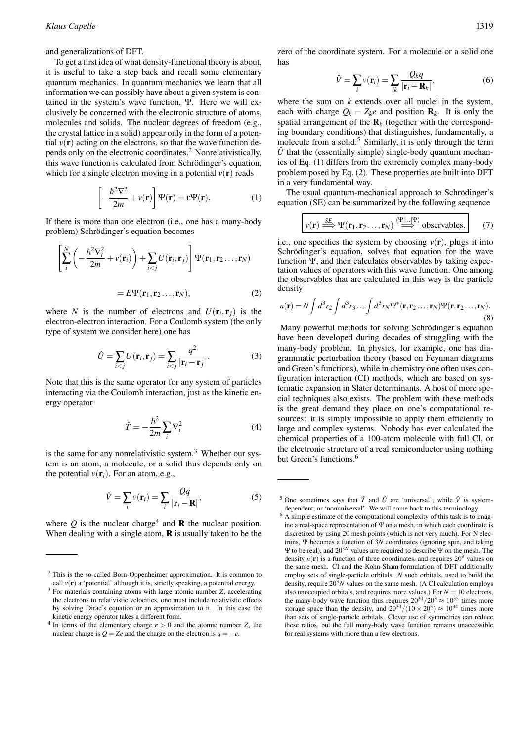and generalizations of DFT.

To get a first idea of what density-functional theory is about, it is useful to take a step back and recall some elementary quantum mechanics. In quantum mechanics we learn that all information we can possibly have about a given system is contained in the system's wave function, $\Psi$. Here we will exclusively be concerned with the electronic structure of atoms, molecules and solids. The nuclear degrees of freedom (e.g., the crystal lattice in a solid) appear only in the form of a potential $v(\mathbf{r})$ acting on the electrons, so that the wave function depends only on the electronic coordinates.[2] Nonrelativistically, this wave function is calculated from Schrödinger's equation, which for a single electron moving in a potential $v(\mathbf{r})$ reads

$$\left[-\frac{\hbar^2\nabla^2}{2m}+v(\mathbf{r})\right]\Psi(\mathbf{r})=\varepsilon\Psi(\mathbf{r}). \tag{1}$$

If there is more than one electron (i.e., one has a many-body problem) Schrödinger's equation becomes

$$\left[\sum_i^N\left(-\frac{\hbar^2\nabla_i^2}{2m}+v(\mathbf{r}_i)\right)+\sum_{i<j}U(\mathbf{r}_i,\mathbf{r}_j)\right]\Psi(\mathbf{r}_1,\mathbf{r}_2\dots,\mathbf{r}_N)$$

$$=E\Psi(\mathbf{r}_1,\mathbf{r}_2\dots,\mathbf{r}_N), \tag{2}$$

where $N$ is the number of electrons and $U(\mathbf{r}_i,\mathbf{r}_j)$ is the electron-electron interaction. For a Coulomb system (the only type of system we consider here) one has

$$\hat{U}=\sum_{i<j}U(\mathbf{r}_i,\mathbf{r}_j)=\sum_{i<j}\frac{q^2}{|\mathbf{r}_i-\mathbf{r}_j|}. \tag{3}$$

Note that this is the same operator for any system of particles interacting via the Coulomb interaction, just as the kinetic energy operator

$$\hat{T}=-\frac{\hbar^2}{2m}\sum_i\nabla_i^2 \tag{4}$$

is the same for any nonrelativistic system.[3] Whether our system is an atom, a molecule, or a solid thus depends only on the potential $v(\mathbf{r}_i)$. For an atom, e.g.,

$$\hat{V}=\sum_i v(\mathbf{r}_i)=\sum_i\frac{Qq}{|\mathbf{r}_i-\mathbf{R}|}, \tag{5}$$

where $Q$ is the nuclear charge[4] and $\mathbf{R}$ the nuclear position. When dealing with a single atom, $\mathbf{R}$ is usually taken to be the zero of the coordinate system. For a molecule or a solid one has

$$\hat{V}=\sum_i v(\mathbf{r}_i)=\sum_{ik}\frac{Q_k q}{|\mathbf{r}_i-\mathbf{R}_k|}, \tag{6}$$

where the sum on $k$ extends over all nuclei in the system, each with charge $Q_k=Z_k e$ and position $\mathbf{R}_k$. It is only the spatial arrangement of the $\mathbf{R}_k$ (together with the corresponding boundary conditions) that distinguishes, fundamentally, a molecule from a solid.[5] Similarly, it is only through the term $\hat{U}$ that the (essentially simple) single-body quantum mechanics of Eq. (1) differs from the extremely complex many-body problem posed by Eq. (2). These properties are built into DFT in a very fundamental way.

The usual quantum-mechanical approach to Schrödinger's equation (SE) can be summarized by the following sequence

$$v(\mathbf{r})\stackrel{SE}{\Longrightarrow}\Psi(\mathbf{r}_1,\mathbf{r}_2\dots,\mathbf{r}_N)\stackrel{\langle\Psi|\dots|\Psi\rangle}{\Longrightarrow}\text{observables}, \tag{7}$$

i.e., one specifies the system by choosing $v(\mathbf{r})$, plugs it into Schrödinger's equation, solves that equation for the wave function $\Psi$, and then calculates observables by taking expectation values of operators with this wave function. One among the observables that are calculated in this way is the particle density

$$n(\mathbf{r})=N\int d^3r_2\int d^3r_3\dots\int d^3r_N\Psi^*(\mathbf{r},\mathbf{r}_2\dots,\mathbf{r}_N)\Psi(\mathbf{r},\mathbf{r}_2\dots,\mathbf{r}_N). \tag{8}$$

Many powerful methods for solving Schrödinger's equation have been developed during decades of struggling with the many-body problem. In physics, for example, one has diagrammatic perturbation theory (based on Feynman diagrams and Green's functions), while in chemistry one often uses configuration interaction (CI) methods, which are based on systematic expansion in Slater determinants. A host of more special techniques also exists. The problem with these methods is the great demand they place on one's computational resources: it is simply impossible to apply them efficiently to large and complex systems. Nobody has ever calculated the chemical properties of a 100-atom molecule with full CI, or the electronic structure of a real semiconductor using nothing but Green's functions.[6]

---

[2] This is the so-called Born-Oppenheimer approximation. It is common to call $v(\mathbf{r})$ a 'potential' although it is, strictly speaking, a potential energy.

[3] For materials containing atoms with large atomic number $Z$, accelerating the electrons to relativistic velocities, one must include relativistic effects by solving Dirac's equation or an approximation to it. In this case the kinetic energy operator takes a different form.

[4] In terms of the elementary charge $e>0$ and the atomic number $Z$, the nuclear charge is $Q=Ze$ and the charge on the electron is $q=-e$.

[5] One sometimes says that $\hat{T}$ and $\hat{U}$ are 'universal', while $\hat{V}$ is system-dependent, or 'nonuniversal'. We will come back to this terminology.

[6] A simple estimate of the computational complexity of this task is to imagine a real-space representation of $\Psi$ on a mesh, in which each coordinate is discretized by using 20 mesh points (which is not very much). For N electrons, $\Psi$ becomes a function of $3N$ coordinates (ignoring spin, and taking $\Psi$ to be real), and $20^{3N}$ values are required to describe $\Psi$ on the mesh. The density $n(\mathbf{r})$ is a function of three coordinates, and requires $20^3$ values on the same mesh. CI and the Kohn-Sham formulation of DFT additionally employ sets of single-particle orbitals. $N$ such orbitals, used to build the density, require $20^3N$ values on the same mesh. (A CI calculation employs also unoccupied orbitals, and requires more values.) For $N=10$ electrons, the many-body wave function thus requires $20^{30}/20^3\approx10^{35}$ times more storage space than the density, and $20^{30}/(10\times20^3)\approx10^{34}$ times more than sets of single-particle orbitals. Clever use of symmetries can reduce these ratios, but the full many-body wave function remains unaccessible for real systems with more than a few electrons.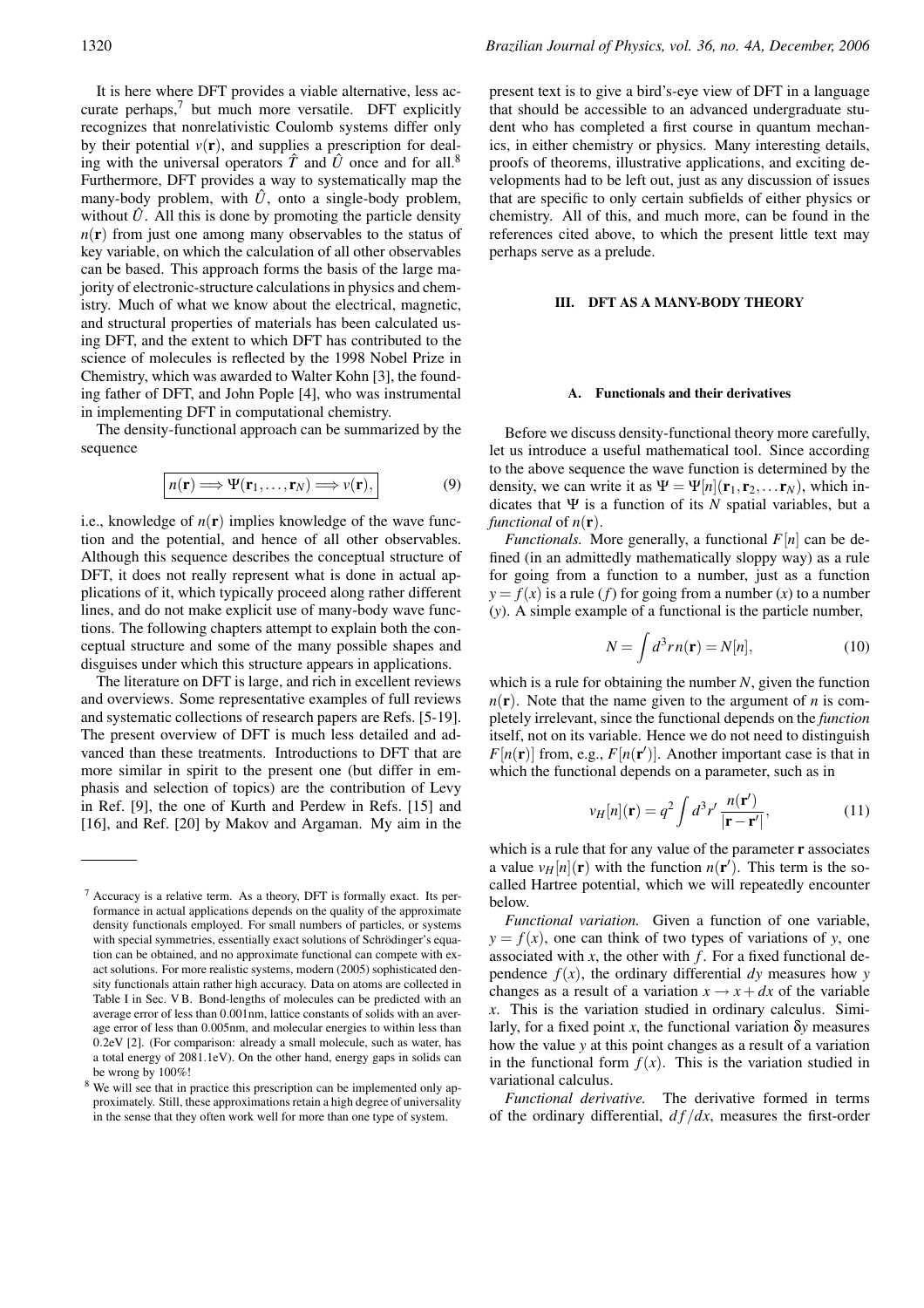It is here where DFT provides a viable alternative, less accurate perhaps,[7] but much more versatile. DFT explicitly recognizes that nonrelativistic Coulomb systems differ only by their potential $v(\mathbf{r})$, and supplies a prescription for dealing with the universal operators $\hat{T}$ and $\hat{U}$ once and for all.[8] Furthermore, DFT provides a way to systematically map the many-body problem, with $\hat{U}$, onto a single-body problem, without $\hat{U}$. All this is done by promoting the particle density $n(\mathbf{r})$ from just one among many observables to the status of key variable, on which the calculation of all other observables can be based. This approach forms the basis of the large majority of electronic-structure calculations in physics and chemistry. Much of what we know about the electrical, magnetic, and structural properties of materials has been calculated using DFT, and the extent to which DFT has contributed to the science of molecules is reflected by the 1998 Nobel Prize in Chemistry, which was awarded to Walter Kohn [3], the founding father of DFT, and John Pople [4], who was instrumental in implementing DFT in computational chemistry.

The density-functional approach can be summarized by the sequence

$$\boxed{n(\mathbf{r}) \Longrightarrow \Psi(\mathbf{r}_1,\ldots,\mathbf{r}_N) \Longrightarrow v(\mathbf{r}),} \tag{9}$$

i.e., knowledge of $n(\mathbf{r})$ implies knowledge of the wave function and the potential, and hence of all other observables. Although this sequence describes the conceptual structure of DFT, it does not really represent what is done in actual applications of it, which typically proceed along rather different lines, and do not make explicit use of many-body wave functions. The following chapters attempt to explain both the conceptual structure and some of the many possible shapes and disguises under which this structure appears in applications.

The literature on DFT is large, and rich in excellent reviews and overviews. Some representative examples of full reviews and systematic collections of research papers are Refs. [5-19]. The present overview of DFT is much less detailed and advanced than these treatments. Introductions to DFT that are more similar in spirit to the present one (but differ in emphasis and selection of topics) are the contribution of Levy in Ref. [9], the one of Kurth and Perdew in Refs. [15] and [16], and Ref. [20] by Makov and Argaman. My aim in the present text is to give a bird's-eye view of DFT in a language that should be accessible to an advanced undergraduate student who has completed a first course in quantum mechanics, in either chemistry or physics. Many interesting details, proofs of theorems, illustrative applications, and exciting developments had to be left out, just as any discussion of issues that are specific to only certain subfields of either physics or chemistry. All of this, and much more, can be found in the references cited above, to which the present little text may perhaps serve as a prelude.

## III. DFT AS A MANY-BODY THEORY

### A. Functionals and their derivatives

Before we discuss density-functional theory more carefully, let us introduce a useful mathematical tool. Since according to the above sequence the wave function is determined by the density, we can write it as $\Psi = \Psi[n](\mathbf{r}_1,\mathbf{r}_2,\ldots\mathbf{r}_N)$, which indicates that $\Psi$ is a function of its $N$ spatial variables, but a *functional* of $n(\mathbf{r})$.

*Functionals.* More generally, a functional $F[n]$ can be defined (in an admittedly mathematically sloppy way) as a rule for going from a function to a number, just as a function $y = f(x)$ is a rule ($f$) for going from a number ($x$) to a number ($y$). A simple example of a functional is the particle number,

$$N = \int d^3r\, n(\mathbf{r}) = N[n], \tag{10}$$

which is a rule for obtaining the number $N$, given the function $n(\mathbf{r})$. Note that the name given to the argument of $n$ is completely irrelevant, since the functional depends on the *function* itself, not on its variable. Hence we do not need to distinguish $F[n(\mathbf{r})]$ from, e.g., $F[n(\mathbf{r}')]$. Another important case is that in which the functional depends on a parameter, such as in

$$v_H[n](\mathbf{r}) = q^2 \int d^3r' \frac{n(\mathbf{r}')}{|\mathbf{r}-\mathbf{r}'|}, \tag{11}$$

which is a rule that for any value of the parameter $\mathbf{r}$ associates a value $v_H[n](\mathbf{r})$ with the function $n(\mathbf{r}')$. This term is the so-called Hartree potential, which we will repeatedly encounter below.

*Functional variation.* Given a function of one variable, $y = f(x)$, one can think of two types of variations of $y$, one associated with $x$, the other with $f$. For a fixed functional dependence $f(x)$, the ordinary differential $dy$ measures how $y$ changes as a result of a variation $x \to x + dx$ of the variable $x$. This is the variation studied in ordinary calculus. Similarly, for a fixed point $x$, the functional variation $\delta y$ measures how the value $y$ at this point changes as a result of a variation in the functional form $f(x)$. This is the variation studied in variational calculus.

*Functional derivative.* The derivative formed in terms of the ordinary differential, $df/dx$, measures the first-order

---

[7] Accuracy is a relative term. As a theory, DFT is formally exact. Its performance in actual applications depends on the quality of the approximate density functionals employed. For small numbers of particles, or systems with special symmetries, essentially exact solutions of Schrödinger's equation can be obtained, and no approximate functional can compete with exact solutions. For more realistic systems, modern (2005) sophisticated density functionals attain rather high accuracy. Data on atoms are collected in Table I in Sec. V B. Bond-lengths of molecules can be predicted with an average error of less than 0.001nm, lattice constants of solids with an average error of less than 0.005nm, and molecular energies to within less than 0.2eV [2]. (For comparison: already a small molecule, such as water, has a total energy of 2081.1eV). On the other hand, energy gaps in solids can be wrong by 100%!

[8] We will see that in practice this prescription can be implemented only approximately. Still, these approximations retain a high degree of universality in the sense that they often work well for more than one type of system.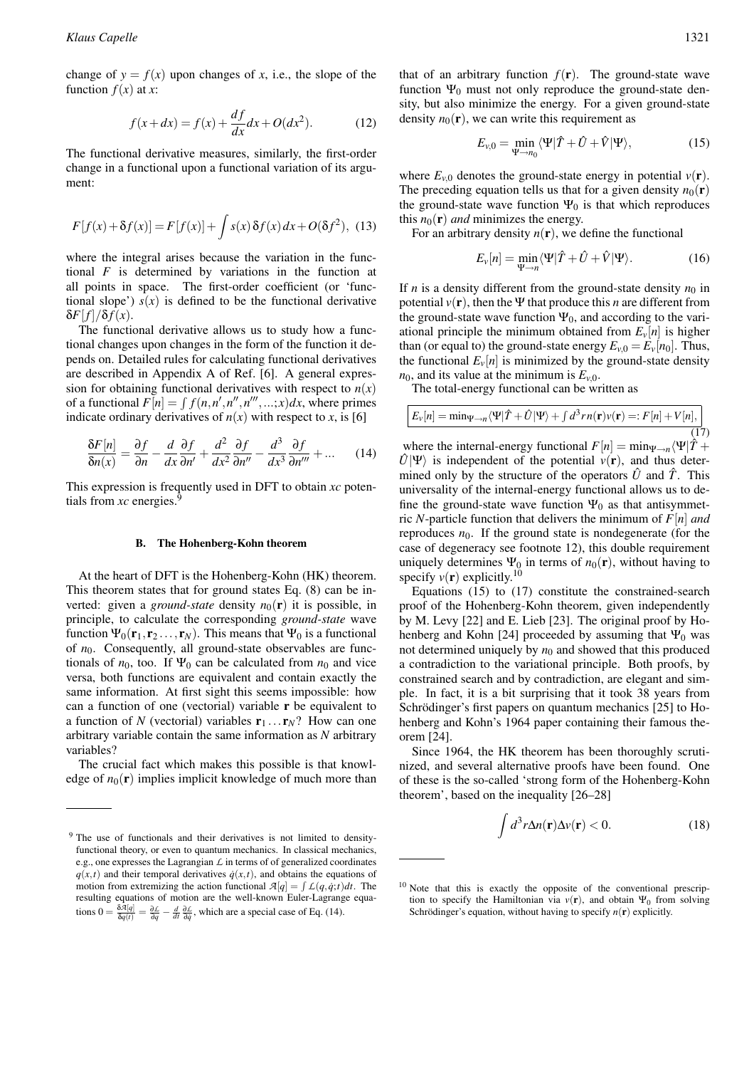change of $y = f(x)$ upon changes of $x$, i.e., the slope of the function $f(x)$ at $x$:

$$f(x+dx) = f(x) + \frac{df}{dx}dx + O(dx^2). \tag{12}$$

The functional derivative measures, similarly, the first-order change in a functional upon a functional variation of its argument:

$$F[f(x)+\delta f(x)] = F[f(x)] + \int s(x)\,\delta f(x)\,dx + O(\delta f^2), \tag{13}$$

where the integral arises because the variation in the functional $F$ is determined by variations in the function at all points in space. The first-order coefficient (or 'functional slope') $s(x)$ is defined to be the functional derivative $\delta F[f]/\delta f(x)$.

The functional derivative allows us to study how a functional changes upon changes in the form of the function it depends on. Detailed rules for calculating functional derivatives are described in Appendix A of Ref. [6]. A general expression for obtaining functional derivatives with respect to $n(x)$ of a functional $F[n] = \int f(n, n', n'', n''', ...; x)dx$, where primes indicate ordinary derivatives of $n(x)$ with respect to $x$, is [6]

$$\frac{\delta F[n]}{\delta n(x)} = \frac{\partial f}{\partial n} - \frac{d}{dx}\frac{\partial f}{\partial n'} + \frac{d^2}{dx^2}\frac{\partial f}{\partial n''} - \frac{d^3}{dx^3}\frac{\partial f}{\partial n'''} + ... \tag{14}$$

This expression is frequently used in DFT to obtain *xc* potentials from *xc* energies.[9]

### B. The Hohenberg-Kohn theorem

At the heart of DFT is the Hohenberg-Kohn (HK) theorem. This theorem states that for ground states Eq. (8) can be inverted: given a *ground-state* density $n_0(\mathbf{r})$ it is possible, in principle, to calculate the corresponding *ground-state* wave function $\Psi_0(\mathbf{r}_1, \mathbf{r}_2 \ldots, \mathbf{r}_N)$. This means that $\Psi_0$ is a functional of $n_0$. Consequently, all ground-state observables are functionals of $n_0$, too. If $\Psi_0$ can be calculated from $n_0$ and vice versa, both functions are equivalent and contain exactly the same information. At first sight this seems impossible: how can a function of one (vectorial) variable $\mathbf{r}$ be equivalent to a function of $N$ (vectorial) variables $\mathbf{r}_1 \ldots \mathbf{r}_N$? How can one arbitrary variable contain the same information as $N$ arbitrary variables?

The crucial fact which makes this possible is that knowledge of $n_0(\mathbf{r})$ implies implicit knowledge of much more than that of an arbitrary function $f(\mathbf{r})$. The ground-state wave function $\Psi_0$ must not only reproduce the ground-state density, but also minimize the energy. For a given ground-state density $n_0(\mathbf{r})$, we can write this requirement as

$$E_{v,0} = \min_{\Psi \to n_0} \langle \Psi | \hat{T} + \hat{U} + \hat{V} | \Psi \rangle, \tag{15}$$

where $E_{v,0}$ denotes the ground-state energy in potential $v(\mathbf{r})$. The preceding equation tells us that for a given density $n_0(\mathbf{r})$ the ground-state wave function $\Psi_0$ is that which reproduces this $n_0(\mathbf{r})$ *and* minimizes the energy.

For an arbitrary density $n(\mathbf{r})$, we define the functional

$$E_v[n] = \min_{\Psi \to n} \langle \Psi | \hat{T} + \hat{U} + \hat{V} | \Psi \rangle. \tag{16}$$

If $n$ is a density different from the ground-state density $n_0$ in potential $v(\mathbf{r})$, then the $\Psi$ that produce this $n$ are different from the ground-state wave function $\Psi_0$, and according to the variational principle the minimum obtained from $E_v[n]$ is higher than (or equal to) the ground-state energy $E_{v,0} = E_v[n_0]$. Thus, the functional $E_v[n]$ is minimized by the ground-state density $n_0$, and its value at the minimum is $E_{v,0}$.

The total-energy functional can be written as

$$E_v[n] = \min_{\Psi \to n} \langle \Psi | \hat{T} + \hat{U} | \Psi \rangle + \int d^3r\, n(\mathbf{r}) v(\mathbf{r}) =: F[n] + V[n], \tag{17}$$

where the internal-energy functional $F[n] = \min_{\Psi \to n} \langle \Psi | \hat{T} + \hat{U} | \Psi \rangle$ is independent of the potential $v(\mathbf{r})$, and thus determined only by the structure of the operators $\hat{U}$ and $\hat{T}$. This universality of the internal-energy functional allows us to define the ground-state wave function $\Psi_0$ as that antisymmetric $N$-particle function that delivers the minimum of $F[n]$ *and* reproduces $n_0$. If the ground state is nondegenerate (for the case of degeneracy see footnote 12), this double requirement uniquely determines $\Psi_0$ in terms of $n_0(\mathbf{r})$, without having to specify $v(\mathbf{r})$ explicitly.[10]

Equations (15) to (17) constitute the constrained-search proof of the Hohenberg-Kohn theorem, given independently by M. Levy [22] and E. Lieb [23]. The original proof by Hohenberg and Kohn [24] proceeded by assuming that $\Psi_0$ was not determined uniquely by $n_0$ and showed that this produced a contradiction to the variational principle. Both proofs, by constrained search and by contradiction, are elegant and simple. In fact, it is a bit surprising that it took 38 years from Schrödinger's first papers on quantum mechanics [25] to Hohenberg and Kohn's 1964 paper containing their famous theorem [24].

Since 1964, the HK theorem has been thoroughly scrutinized, and several alternative proofs have been found. One of these is the so-called 'strong form of the Hohenberg-Kohn theorem', based on the inequality [26–28]

$$\int d^3r \Delta n(\mathbf{r}) \Delta v(\mathbf{r}) < 0. \tag{18}$$

---

[9] The use of functionals and their derivatives is not limited to density-functional theory, or even to quantum mechanics. In classical mechanics, e.g., one expresses the Lagrangian $\mathcal{L}$ in terms of of generalized coordinates $q(x,t)$ and their temporal derivatives $\dot{q}(x,t)$, and obtains the equations of motion from extremizing the action functional $\mathcal{A}[q] = \int \mathcal{L}(q, \dot{q}; t)dt$. The resulting equations of motion are the well-known Euler-Lagrange equations $0 = \frac{\delta \mathcal{A}[q]}{\delta q(t)} = \frac{\partial \mathcal{L}}{\partial q} - \frac{d}{dt}\frac{\partial \mathcal{L}}{\partial \dot{q}}$, which are a special case of Eq. (14).

[10] Note that this is exactly the opposite of the conventional prescription to specify the Hamiltonian via $v(\mathbf{r})$, and obtain $\Psi_0$ from solving Schrödinger's equation, without having to specify $n(\mathbf{r})$ explicitly.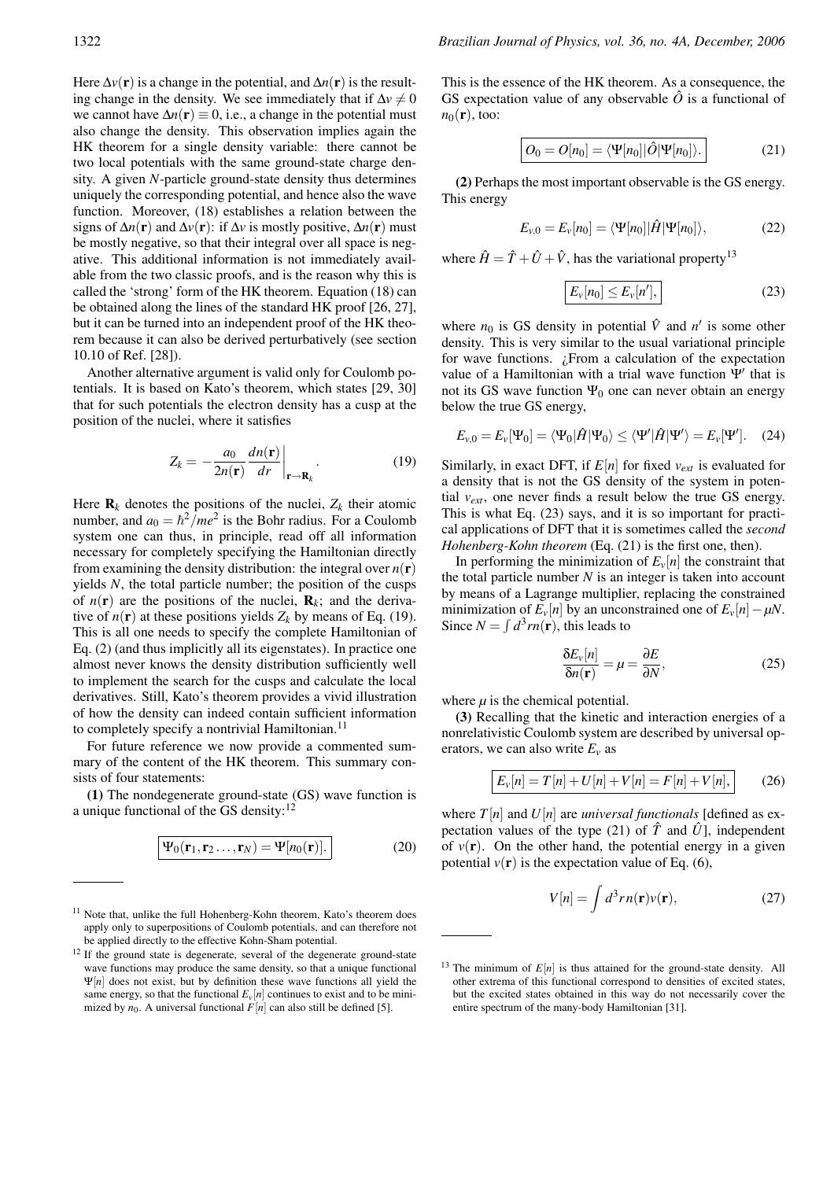Here $\Delta v(\mathbf{r})$ is a change in the potential, and $\Delta n(\mathbf{r})$ is the resulting change in the density. We see immediately that if $\Delta v \neq 0$ we cannot have $\Delta n(\mathbf{r}) \equiv 0$, i.e., a change in the potential must also change the density. This observation implies again the HK theorem for a single density variable: there cannot be two local potentials with the same ground-state charge density. A given $N$-particle ground-state density thus determines uniquely the corresponding potential, and hence also the wave function. Moreover, (18) establishes a relation between the signs of $\Delta n(\mathbf{r})$ and $\Delta v(\mathbf{r})$: if $\Delta v$ is mostly positive, $\Delta n(\mathbf{r})$ must be mostly negative, so that their integral over all space is negative. This additional information is not immediately available from the two classic proofs, and is the reason why this is called the 'strong' form of the HK theorem. Equation (18) can be obtained along the lines of the standard HK proof [26, 27], but it can be turned into an independent proof of the HK theorem because it can also be derived perturbatively (see section 10.10 of Ref. [28]).

Another alternative argument is valid only for Coulomb potentials. It is based on Kato's theorem, which states [29, 30] that for such potentials the electron density has a cusp at the position of the nuclei, where it satisfies

$$Z_k = -\frac{a_0}{2n(\mathbf{r})} \frac{dn(\mathbf{r})}{dr}\bigg|_{\mathbf{r}\to\mathbf{R}_k}. \tag{19}$$

Here $\mathbf{R}_k$ denotes the positions of the nuclei, $Z_k$ their atomic number, and $a_0 = \hbar^2/me^2$ is the Bohr radius. For a Coulomb system one can thus, in principle, read off all information necessary for completely specifying the Hamiltonian directly from examining the density distribution: the integral over $n(\mathbf{r})$ yields $N$, the total particle number; the position of the cusps of $n(\mathbf{r})$ are the positions of the nuclei, $\mathbf{R}_k$; and the derivative of $n(\mathbf{r})$ at these positions yields $Z_k$ by means of Eq. (19). This is all one needs to specify the complete Hamiltonian of Eq. (2) (and thus implicitly all its eigenstates). In practice one almost never knows the density distribution sufficiently well to implement the search for the cusps and calculate the local derivatives. Still, Kato's theorem provides a vivid illustration of how the density can indeed contain sufficient information to completely specify a nontrivial Hamiltonian.[11]

For future reference we now provide a commented summary of the content of the HK theorem. This summary consists of four statements:

**(1)** The nondegenerate ground-state (GS) wave function is a unique functional of the GS density:[12]

$$\boxed{\Psi_0(\mathbf{r}_1, \mathbf{r}_2 \ldots, \mathbf{r}_N) = \Psi[n_0(\mathbf{r})].} \tag{20}$$

This is the essence of the HK theorem. As a consequence, the GS expectation value of any observable $\hat{O}$ is a functional of $n_0(\mathbf{r})$, too:

$$\boxed{O_0 = O[n_0] = \langle\Psi[n_0]|\hat{O}|\Psi[n_0]\rangle.} \tag{21}$$

**(2)** Perhaps the most important observable is the GS energy. This energy

$$E_{v,0} = E_v[n_0] = \langle\Psi[n_0]|\hat{H}|\Psi[n_0]\rangle, \tag{22}$$

where $\hat{H} = \hat{T} + \hat{U} + \hat{V}$, has the variational property[13]

$$\boxed{E_v[n_0] \leq E_v[n'],} \tag{23}$$

where $n_0$ is GS density in potential $\hat{V}$ and $n'$ is some other density. This is very similar to the usual variational principle for wave functions. ¿From a calculation of the expectation value of a Hamiltonian with a trial wave function $\Psi'$ that is not its GS wave function $\Psi_0$ one can never obtain an energy below the true GS energy,

$$E_{v,0} = E_v[\Psi_0] = \langle\Psi_0|\hat{H}|\Psi_0\rangle \leq \langle\Psi'|\hat{H}|\Psi'\rangle = E_v[\Psi']. \tag{24}$$

Similarly, in exact DFT, if $E[n]$ for fixed $v_{ext}$ is evaluated for a density that is not the GS density of the system in potential $v_{ext}$, one never finds a result below the true GS energy. This is what Eq. (23) says, and it is so important for practical applications of DFT that it is sometimes called the *second Hohenberg-Kohn theorem* (Eq. (21) is the first one, then).

In performing the minimization of $E_v[n]$ the constraint that the total particle number $N$ is an integer is taken into account by means of a Lagrange multiplier, replacing the constrained minimization of $E_v[n]$ by an unconstrained one of $E_v[n] - \mu N$. Since $N = \int d^3r n(\mathbf{r})$, this leads to

$$\frac{\delta E_v[n]}{\delta n(\mathbf{r})} = \mu = \frac{\partial E}{\partial N}, \tag{25}$$

where $\mu$ is the chemical potential.

**(3)** Recalling that the kinetic and interaction energies of a nonrelativistic Coulomb system are described by universal operators, we can also write $E_v$ as

$$\boxed{E_v[n] = T[n] + U[n] + V[n] = F[n] + V[n],} \tag{26}$$

where $T[n]$ and $U[n]$ are *universal functionals* [defined as expectation values of the type (21) of $\hat{T}$ and $\hat{U}$], independent of $v(\mathbf{r})$. On the other hand, the potential energy in a given potential $v(\mathbf{r})$ is the expectation value of Eq. (6),

$$V[n] = \int d^3r n(\mathbf{r}) v(\mathbf{r}), \tag{27}$$

---

[11] Note that, unlike the full Hohenberg-Kohn theorem, Kato's theorem does apply only to superpositions of Coulomb potentials, and can therefore not be applied directly to the effective Kohn-Sham potential.

[12] If the ground state is degenerate, several of the degenerate ground-state wave functions may produce the same density, so that a unique functional $\Psi[n]$ does not exist, but by definition these wave functions all yield the same energy, so that the functional $E_v[n]$ continues to exist and to be minimized by $n_0$. A universal functional $F[n]$ can also still be defined [5].

[13] The minimum of $E[n]$ is thus attained for the ground-state density. All other extrema of this functional correspond to densities of excited states, but the excited states obtained in this way do not necessarily cover the entire spectrum of the many-body Hamiltonian [31].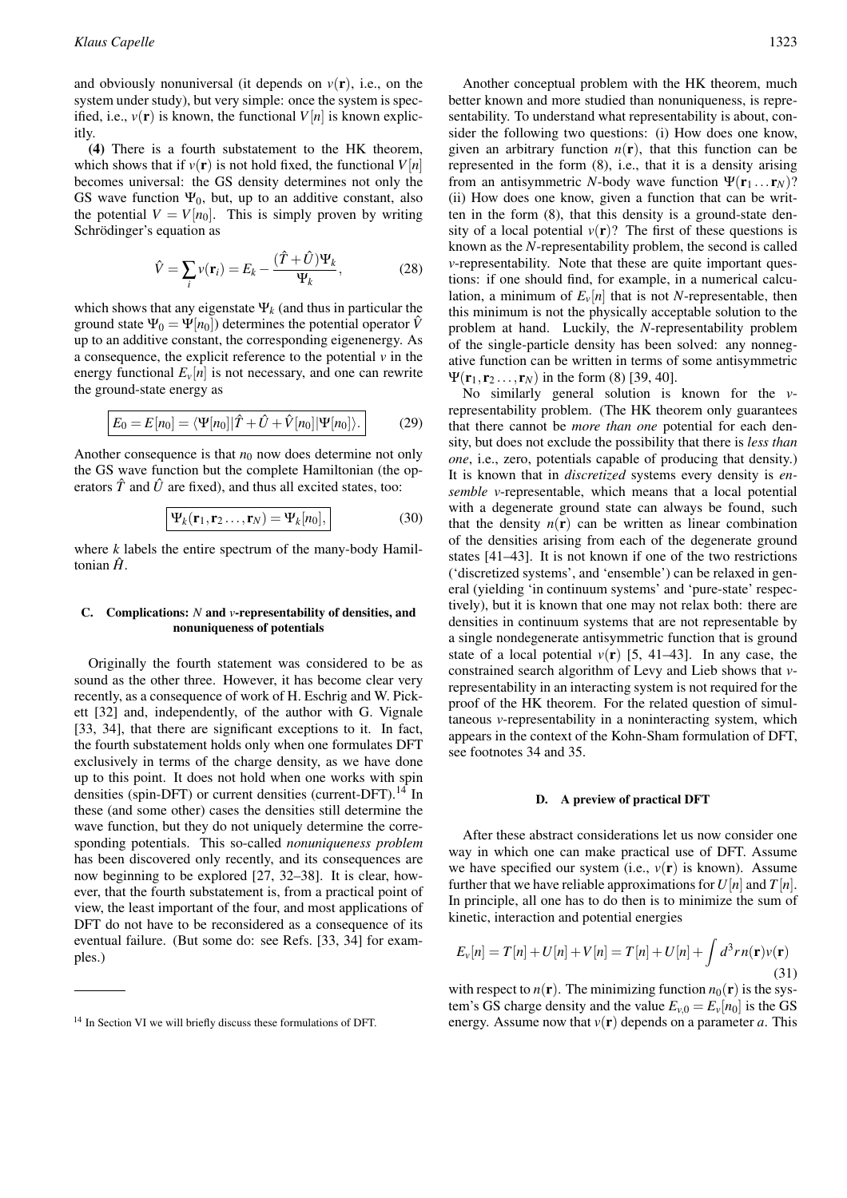and obviously nonuniversal (it depends on $v(\mathbf{r})$, i.e., on the system under study), but very simple: once the system is specified, i.e., $v(\mathbf{r})$ is known, the functional $V[n]$ is known explicitly.

**(4)** There is a fourth substatement to the HK theorem, which shows that if $v(\mathbf{r})$ is not hold fixed, the functional $V[n]$ becomes universal: the GS density determines not only the GS wave function $\Psi_0$, but, up to an additive constant, also the potential $V = V[n_0]$. This is simply proven by writing Schrödinger's equation as

$$\hat{V} = \sum_i v(\mathbf{r}_i) = E_k - \frac{(\hat{T}+\hat{U})\Psi_k}{\Psi_k}, \tag{28}$$

which shows that any eigenstate $\Psi_k$ (and thus in particular the ground state $\Psi_0 = \Psi[n_0]$) determines the potential operator $\hat{V}$ up to an additive constant, the corresponding eigenenergy. As a consequence, the explicit reference to the potential $v$ in the energy functional $E_v[n]$ is not necessary, and one can rewrite the ground-state energy as

$$\boxed{E_0 = E[n_0] = \langle \Psi[n_0] | \hat{T} + \hat{U} + \hat{V}[n_0] | \Psi[n_0] \rangle.} \tag{29}$$

Another consequence is that $n_0$ now does determine not only the GS wave function but the complete Hamiltonian (the operators $\hat{T}$ and $\hat{U}$ are fixed), and thus all excited states, too:

$$\boxed{\Psi_k(\mathbf{r}_1, \mathbf{r}_2 \ldots, \mathbf{r}_N) = \Psi_k[n_0],} \tag{30}$$

where $k$ labels the entire spectrum of the many-body Hamiltonian $\hat{H}$.

### C. Complications: $N$ and $v$-representability of densities, and nonuniqueness of potentials

Originally the fourth statement was considered to be as sound as the other three. However, it has become clear very recently, as a consequence of work of H. Eschrig and W. Pickett [32] and, independently, of the author with G. Vignale [33, 34], that there are significant exceptions to it. In fact, the fourth substatement holds only when one formulates DFT exclusively in terms of the charge density, as we have done up to this point. It does not hold when one works with spin densities (spin-DFT) or current densities (current-DFT).[14] In these (and some other) cases the densities still determine the wave function, but they do not uniquely determine the corresponding potentials. This so-called *nonuniqueness problem* has been discovered only recently, and its consequences are now beginning to be explored [27, 32–38]. It is clear, however, that the fourth substatement is, from a practical point of view, the least important of the four, and most applications of DFT do not have to be reconsidered as a consequence of its eventual failure. (But some do: see Refs. [33, 34] for examples.)

Another conceptual problem with the HK theorem, much better known and more studied than nonuniqueness, is representability. To understand what representability is about, consider the following two questions: (i) How does one know, given an arbitrary function $n(\mathbf{r})$, that this function can be represented in the form (8), i.e., that it is a density arising from an antisymmetric $N$-body wave function $\Psi(\mathbf{r}_1 \ldots \mathbf{r}_N)$? (ii) How does one know, given a function that can be written in the form (8), that this density is a ground-state density of a local potential $v(\mathbf{r})$? The first of these questions is known as the $N$-representability problem, the second is called $v$-representability. Note that these are quite important questions: if one should find, for example, in a numerical calculation, a minimum of $E_v[n]$ that is not $N$-representable, then this minimum is not the physically acceptable solution to the problem at hand. Luckily, the $N$-representability problem of the single-particle density has been solved: any nonnegative function can be written in terms of some antisymmetric $\Psi(\mathbf{r}_1, \mathbf{r}_2 \ldots, \mathbf{r}_N)$ in the form (8) [39, 40].

No similarly general solution is known for the $v$-representability problem. (The HK theorem only guarantees that there cannot be *more than one* potential for each density, but does not exclude the possibility that there is *less than one*, i.e., zero, potentials capable of producing that density.) It is known that in *discretized* systems every density is *ensemble* $v$-representable, which means that a local potential with a degenerate ground state can always be found, such that the density $n(\mathbf{r})$ can be written as linear combination of the densities arising from each of the degenerate ground states [41–43]. It is not known if one of the two restrictions ('discretized systems', and 'ensemble') can be relaxed in general (yielding 'in continuum systems' and 'pure-state' respectively), but it is known that one may not relax both: there are densities in continuum systems that are not representable by a single nondegenerate antisymmetric function that is ground state of a local potential $v(\mathbf{r})$ [5, 41–43]. In any case, the constrained search algorithm of Levy and Lieb shows that $v$-representability in an interacting system is not required for the proof of the HK theorem. For the related question of simultaneous $v$-representability in a noninteracting system, which appears in the context of the Kohn-Sham formulation of DFT, see footnotes 34 and 35.

### D. A preview of practical DFT

After these abstract considerations let us now consider one way in which one can make practical use of DFT. Assume we have specified our system (i.e., $v(\mathbf{r})$ is known). Assume further that we have reliable approximations for $U[n]$ and $T[n]$. In principle, all one has to do then is to minimize the sum of kinetic, interaction and potential energies

$$E_v[n] = T[n] + U[n] + V[n] = T[n] + U[n] + \int d^3r\, n(\mathbf{r}) v(\mathbf{r}) \tag{31}$$

with respect to $n(\mathbf{r})$. The minimizing function $n_0(\mathbf{r})$ is the system's GS charge density and the value $E_{v,0} = E_v[n_0]$ is the GS energy. Assume now that $v(\mathbf{r})$ depends on a parameter $a$. This

[14] In Section VI we will briefly discuss these formulations of DFT.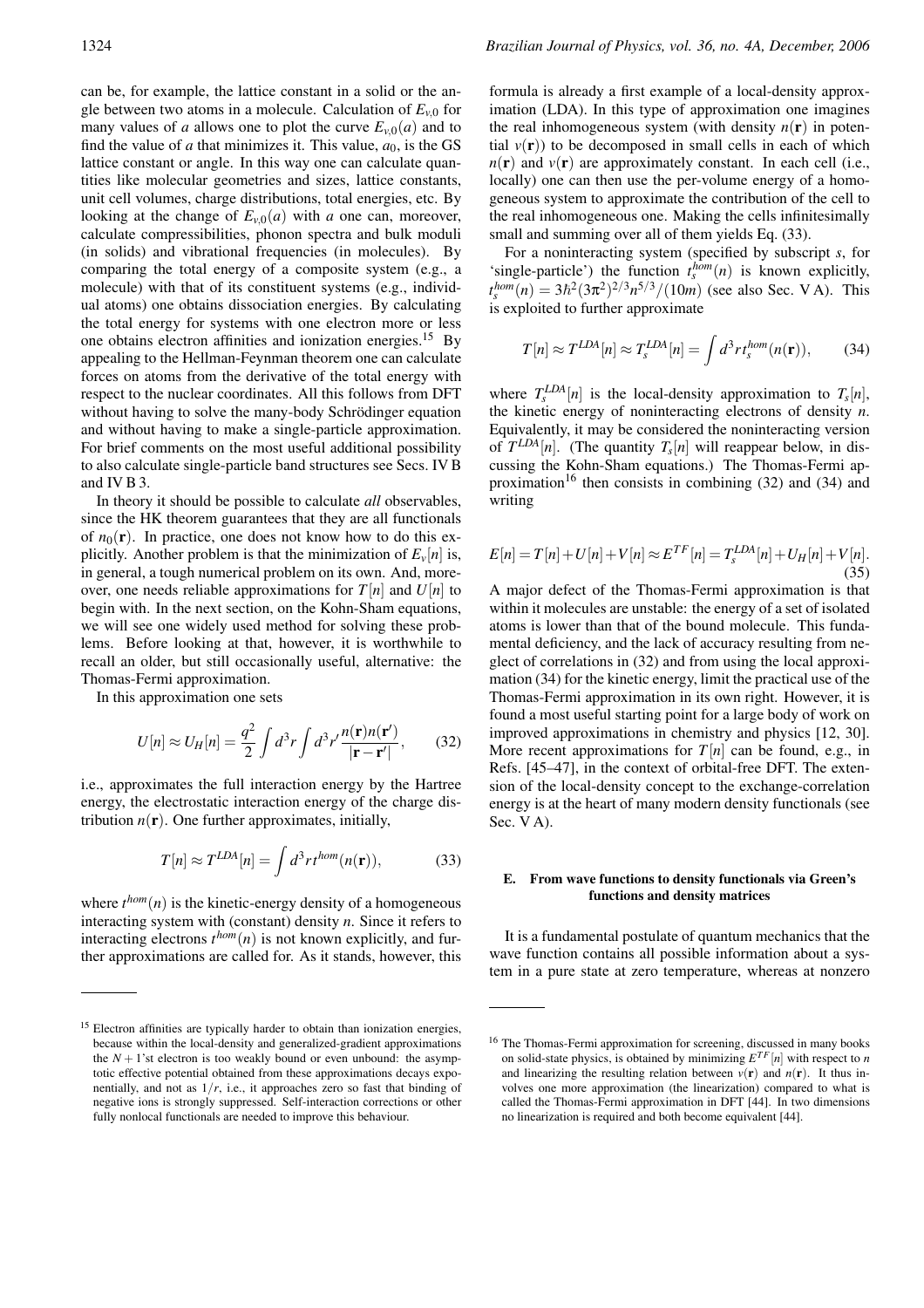can be, for example, the lattice constant in a solid or the angle between two atoms in a molecule. Calculation of $E_{v,0}$ for many values of $a$ allows one to plot the curve $E_{v,0}(a)$ and to find the value of $a$ that minimizes it. This value, $a_0$, is the GS lattice constant or angle. In this way one can calculate quantities like molecular geometries and sizes, lattice constants, unit cell volumes, charge distributions, total energies, etc. By looking at the change of $E_{v,0}(a)$ with $a$ one can, moreover, calculate compressibilities, phonon spectra and bulk moduli (in solids) and vibrational frequencies (in molecules). By comparing the total energy of a composite system (e.g., a molecule) with that of its constituent systems (e.g., individual atoms) one obtains dissociation energies. By calculating the total energy for systems with one electron more or less one obtains electron affinities and ionization energies.[15] By appealing to the Hellman-Feynman theorem one can calculate forces on atoms from the derivative of the total energy with respect to the nuclear coordinates. All this follows from DFT without having to solve the many-body Schrödinger equation and without having to make a single-particle approximation. For brief comments on the most useful additional possibility to also calculate single-particle band structures see Secs. IV B and IV B 3.

In theory it should be possible to calculate *all* observables, since the HK theorem guarantees that they are all functionals of $n_0(\mathbf{r})$. In practice, one does not know how to do this explicitly. Another problem is that the minimization of $E_v[n]$ is, in general, a tough numerical problem on its own. And, moreover, one needs reliable approximations for $T[n]$ and $U[n]$ to begin with. In the next section, on the Kohn-Sham equations, we will see one widely used method for solving these problems. Before looking at that, however, it is worthwhile to recall an older, but still occasionally useful, alternative: the Thomas-Fermi approximation.

In this approximation one sets

$$U[n] \approx U_H[n] = \frac{q^2}{2}\int d^3r \int d^3r' \frac{n(\mathbf{r})n(\mathbf{r}')}{|\mathbf{r}-\mathbf{r}'|}, \qquad (32)$$

i.e., approximates the full interaction energy by the Hartree energy, the electrostatic interaction energy of the charge distribution $n(\mathbf{r})$. One further approximates, initially,

$$T[n] \approx T^{LDA}[n] = \int d^3r\, t^{hom}(n(\mathbf{r})), \qquad (33)$$

where $t^{hom}(n)$ is the kinetic-energy density of a homogeneous interacting system with (constant) density $n$. Since it refers to interacting electrons $t^{hom}(n)$ is not known explicitly, and further approximations are called for. As it stands, however, this formula is already a first example of a local-density approximation (LDA). In this type of approximation one imagines the real inhomogeneous system (with density $n(\mathbf{r})$ in potential $v(\mathbf{r})$) to be decomposed in small cells in each of which $n(\mathbf{r})$ and $v(\mathbf{r})$ are approximately constant. In each cell (i.e., locally) one can then use the per-volume energy of a homogeneous system to approximate the contribution of the cell to the real inhomogeneous one. Making the cells infinitesimally small and summing over all of them yields Eq. (33).

For a noninteracting system (specified by subscript $s$, for 'single-particle') the function $t_s^{hom}(n)$ is known explicitly, $t_s^{hom}(n) = 3\hbar^2(3\pi^2)^{2/3}n^{5/3}/(10m)$ (see also Sec. V A). This is exploited to further approximate

$$T[n] \approx T^{LDA}[n] \approx T_s^{LDA}[n] = \int d^3r\, t_s^{hom}(n(\mathbf{r})), \qquad (34)$$

where $T_s^{LDA}[n]$ is the local-density approximation to $T_s[n]$, the kinetic energy of noninteracting electrons of density $n$. Equivalently, it may be considered the noninteracting version of $T^{LDA}[n]$. (The quantity $T_s[n]$ will reappear below, in discussing the Kohn-Sham equations.) The Thomas-Fermi approximation[16] then consists in combining (32) and (34) and writing

$$E[n] = T[n] + U[n] + V[n] \approx E^{TF}[n] = T_s^{LDA}[n] + U_H[n] + V[n]. \qquad (35)$$

A major defect of the Thomas-Fermi approximation is that within it molecules are unstable: the energy of a set of isolated atoms is lower than that of the bound molecule. This fundamental deficiency, and the lack of accuracy resulting from neglect of correlations in (32) and from using the local approximation (34) for the kinetic energy, limit the practical use of the Thomas-Fermi approximation in its own right. However, it is found a most useful starting point for a large body of work on improved approximations in chemistry and physics [12, 30]. More recent approximations for $T[n]$ can be found, e.g., in Refs. [45–47], in the context of orbital-free DFT. The extension of the local-density concept to the exchange-correlation energy is at the heart of many modern density functionals (see Sec. V A).

#### E. From wave functions to density functionals via Green's functions and density matrices

It is a fundamental postulate of quantum mechanics that the wave function contains all possible information about a system in a pure state at zero temperature, whereas at nonzero

---

[15] Electron affinities are typically harder to obtain than ionization energies, because within the local-density and generalized-gradient approximations the $N+1$'st electron is too weakly bound or even unbound: the asymptotic effective potential obtained from these approximations decays exponentially, and not as $1/r$, i.e., it approaches zero so fast that binding of negative ions is strongly suppressed. Self-interaction corrections or other fully nonlocal functionals are needed to improve this behaviour.

[16] The Thomas-Fermi approximation for screening, discussed in many books on solid-state physics, is obtained by minimizing $E^{TF}[n]$ with respect to $n$ and linearizing the resulting relation between $v(\mathbf{r})$ and $n(\mathbf{r})$. It thus involves one more approximation (the linearization) compared to what is called the Thomas-Fermi approximation in DFT [44]. In two dimensions no linearization is required and both become equivalent [44].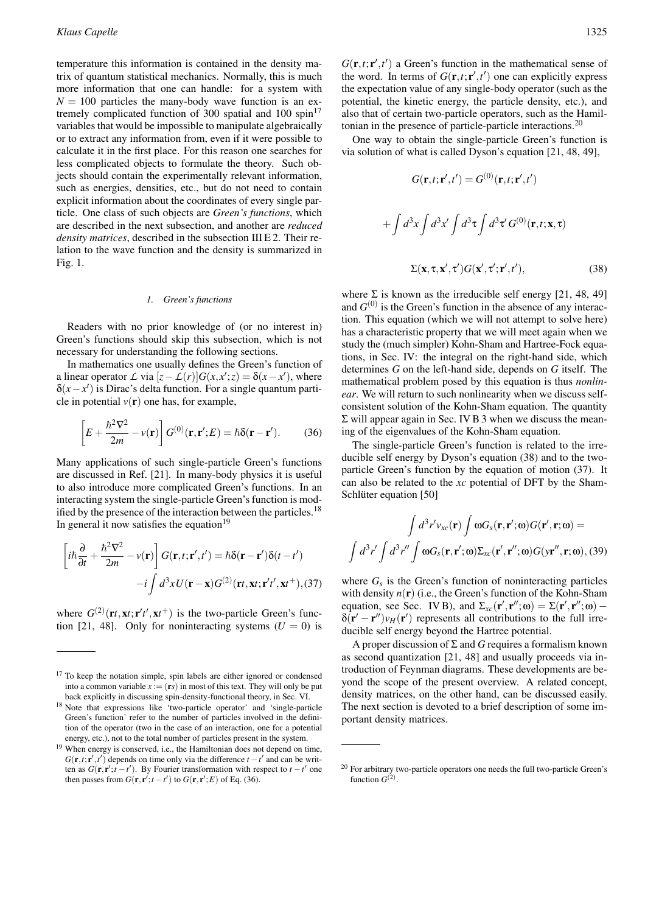temperature this information is contained in the density matrix of quantum statistical mechanics. Normally, this is much more information that one can handle: for a system with $N = 100$ particles the many-body wave function is an extremely complicated function of 300 spatial and 100 spin[17] variables that would be impossible to manipulate algebraically or to extract any information from, even if it were possible to calculate it in the first place. For this reason one searches for less complicated objects to formulate the theory. Such objects should contain the experimentally relevant information, such as energies, densities, etc., but do not need to contain explicit information about the coordinates of every single particle. One class of such objects are *Green's functions*, which are described in the next subsection, and another are *reduced density matrices*, described in the subsection III E 2. Their relation to the wave function and the density is summarized in Fig. 1.

#### 1. Green's functions

Readers with no prior knowledge of (or no interest in) Green's functions should skip this subsection, which is not necessary for understanding the following sections.

In mathematics one usually defines the Green's function of a linear operator $\mathcal{L}$ via $[z - \mathcal{L}(r)]G(x,x';z) = \delta(x-x')$, where $\delta(x-x')$ is Dirac's delta function. For a single quantum particle in potential $v(\mathbf{r})$ one has, for example,

$$\left[E + \frac{\hbar^2\nabla^2}{2m} - v(\mathbf{r})\right] G^{(0)}(\mathbf{r},\mathbf{r}';E) = \hbar\delta(\mathbf{r}-\mathbf{r}'). \qquad (36)$$

Many applications of such single-particle Green's functions are discussed in Ref. [21]. In many-body physics it is useful to also introduce more complicated Green's functions. In an interacting system the single-particle Green's function is modified by the presence of the interaction between the particles.[18] In general it now satisfies the equation[19]

$$\left[i\hbar\frac{\partial}{\partial t} + \frac{\hbar^2\nabla^2}{2m} - v(\mathbf{r})\right] G(\mathbf{r},t;\mathbf{r}',t') = \hbar\delta(\mathbf{r}-\mathbf{r}')\delta(t-t') - i\int d^3x\, U(\mathbf{r}-\mathbf{x})G^{(2)}(\mathbf{r}t,\mathbf{x}t;\mathbf{r}'t',\mathbf{x}t^+), \qquad (37)$$

where $G^{(2)}(\mathbf{r}t,\mathbf{x}t;\mathbf{r}'t',\mathbf{x}t^+)$ is the two-particle Green's function [21, 48]. Only for noninteracting systems ($U = 0$) is $G(\mathbf{r},t;\mathbf{r}',t')$ a Green's function in the mathematical sense of the word. In terms of $G(\mathbf{r},t;\mathbf{r}',t')$ one can explicitly express the expectation value of any single-body operator (such as the potential, the kinetic energy, the particle density, etc.), and also that of certain two-particle operators, such as the Hamiltonian in the presence of particle-particle interactions.[20]

One way to obtain the single-particle Green's function is via solution of what is called Dyson's equation [21, 48, 49],

$$G(\mathbf{r},t;\mathbf{r}',t') = G^{(0)}(\mathbf{r},t;\mathbf{r}',t') + \int d^3x \int d^3x' \int d^3\tau \int d^3\tau'\, G^{(0)}(\mathbf{r},t;\mathbf{x},\tau) \Sigma(\mathbf{x},\tau,\mathbf{x}',\tau')G(\mathbf{x}',\tau';\mathbf{r}',t'), \qquad (38)$$

where $\Sigma$ is known as the irreducible self energy [21, 48, 49] and $G^{(0)}$ is the Green's function in the absence of any interaction. This equation (which we will not attempt to solve here) has a characteristic property that we will meet again when we study the (much simpler) Kohn-Sham and Hartree-Fock equations, in Sec. IV: the integral on the right-hand side, which determines $G$ on the left-hand side, depends on $G$ itself. The mathematical problem posed by this equation is thus *nonlinear*. We will return to such nonlinearity when we discuss self-consistent solution of the Kohn-Sham equation. The quantity $\Sigma$ will appear again in Sec. IV B 3 when we discuss the meaning of the eigenvalues of the Kohn-Sham equation.

The single-particle Green's function is related to the irreducible self energy by Dyson's equation (38) and to the two-particle Green's function by the equation of motion (37). It can also be related to the *xc* potential of DFT by the Sham-Schlüter equation [50]

$$\int d^3r' v_{xc}(\mathbf{r}) \int \omega G_s(\mathbf{r},\mathbf{r}';\omega)G(\mathbf{r}',\mathbf{r};\omega) = \int d^3r' \int d^3r'' \int \omega G_s(\mathbf{r},\mathbf{r}';\omega)\Sigma_{xc}(\mathbf{r}',\mathbf{r}'';\omega)G(y\mathbf{r}'',\mathbf{r};\omega), \qquad (39)$$

where $G_s$ is the Green's function of noninteracting particles with density $n(\mathbf{r})$ (i.e., the Green's function of the Kohn-Sham equation, see Sec. IV B), and $\Sigma_{xc}(\mathbf{r}',\mathbf{r}'';\omega) = \Sigma(\mathbf{r}',\mathbf{r}'';\omega) - \delta(\mathbf{r}'-\mathbf{r}'')v_H(\mathbf{r}')$ represents all contributions to the full irreducible self energy beyond the Hartree potential.

A proper discussion of $\Sigma$ and $G$ requires a formalism known as second quantization [21, 48] and usually proceeds via introduction of Feynman diagrams. These developments are beyond the scope of the present overview. A related concept, density matrices, on the other hand, can be discussed easily. The next section is devoted to a brief description of some important density matrices.

---

[17] To keep the notation simple, spin labels are either ignored or condensed into a common variable $x := (\mathbf{r}s)$ in most of this text. They will only be put back explicitly in discussing spin-density-functional theory, in Sec. VI.

[18] Note that expressions like 'two-particle operator' and 'single-particle Green's function' refer to the number of particles involved in the definition of the operator (two in the case of an interaction, one for a potential energy, etc.), not to the total number of particles present in the system.

[19] When energy is conserved, i.e., the Hamiltonian does not depend on time, $G(\mathbf{r},t;\mathbf{r}',t')$ depends on time only via the difference $t-t'$ and can be written as $G(\mathbf{r},\mathbf{r}';t-t')$. By Fourier transformation with respect to $t-t'$ one then passes from $G(\mathbf{r},\mathbf{r}';t-t')$ to $G(\mathbf{r},\mathbf{r}';E)$ of Eq. (36).

[20] For arbitrary two-particle operators one needs the full two-particle Green's function $G^{(2)}$.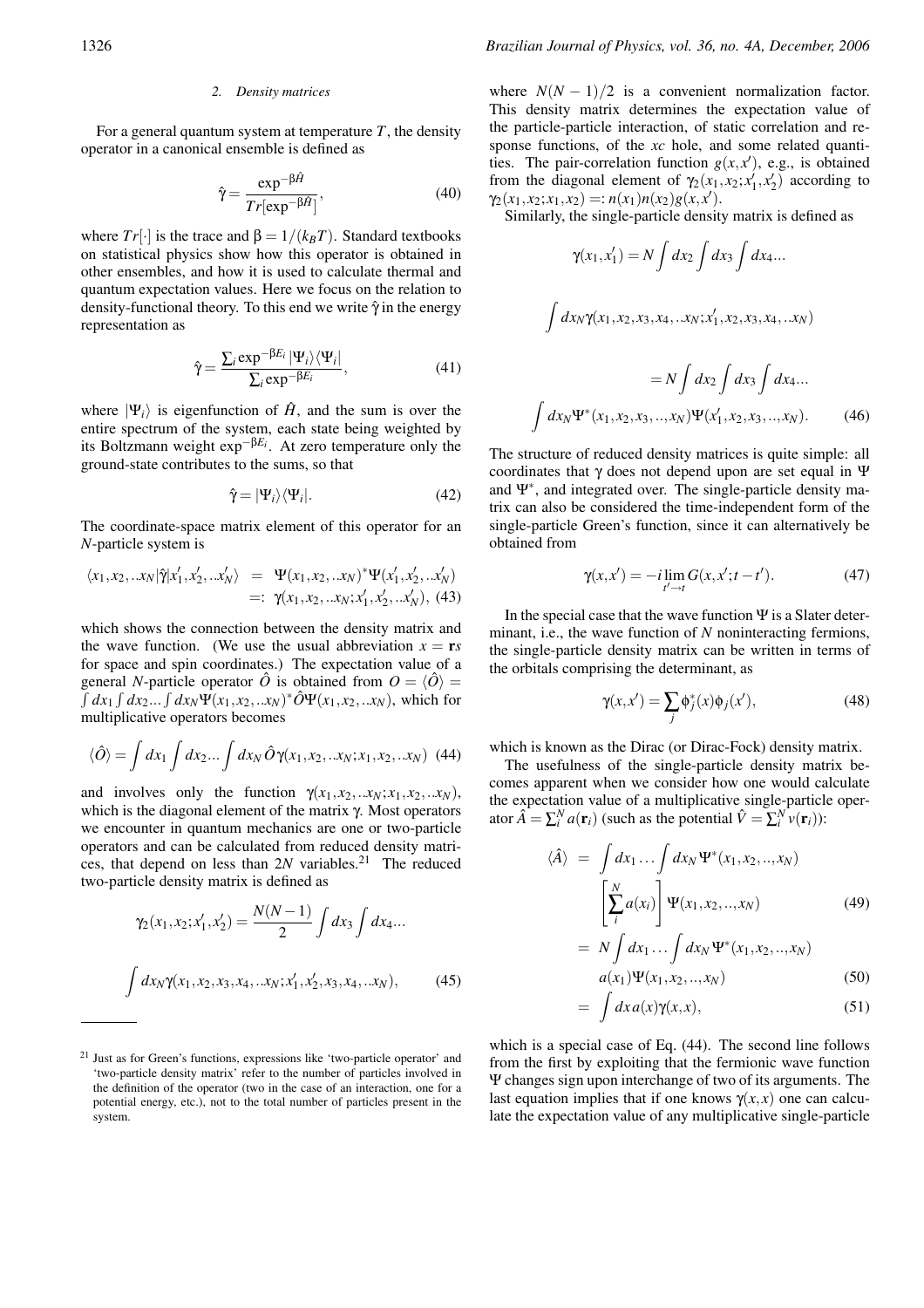### 2. Density matrices

For a general quantum system at temperature $T$, the density operator in a canonical ensemble is defined as

$$\hat{\gamma} = \frac{\exp^{-\beta \hat{H}}}{Tr[\exp^{-\beta \hat{H}}]}, \tag{40}$$

where $Tr[\cdot]$ is the trace and $\beta = 1/(k_B T)$. Standard textbooks on statistical physics show how this operator is obtained in other ensembles, and how it is used to calculate thermal and quantum expectation values. Here we focus on the relation to density-functional theory. To this end we write $\hat{\gamma}$ in the energy representation as

$$\hat{\gamma} = \frac{\sum_i \exp^{-\beta E_i} |\Psi_i\rangle\langle\Psi_i|}{\sum_i \exp^{-\beta E_i}}, \tag{41}$$

where $|\Psi_i\rangle$ is eigenfunction of $\hat{H}$, and the sum is over the entire spectrum of the system, each state being weighted by its Boltzmann weight $\exp^{-\beta E_i}$. At zero temperature only the ground-state contributes to the sums, so that

$$\hat{\gamma} = |\Psi_i\rangle\langle\Psi_i|. \tag{42}$$

The coordinate-space matrix element of this operator for an $N$-particle system is

$$\begin{aligned}\langle x_1, x_2, ..x_N|\hat{\gamma}|x_1', x_2', ..x_N'\rangle &= \Psi(x_1, x_2, ..x_N)^* \Psi(x_1', x_2', ..x_N') \\ &=: \gamma(x_1, x_2, ..x_N; x_1', x_2', ..x_N'), \end{aligned} \tag{43}$$

which shows the connection between the density matrix and the wave function. (We use the usual abbreviation $x = \mathbf{r}s$ for space and spin coordinates.) The expectation value of a general $N$-particle operator $\hat{O}$ is obtained from $O = \langle\hat{O}\rangle = \int dx_1 \int dx_2 ... \int dx_N \Psi(x_1, x_2, ..x_N)^* \hat{O} \Psi(x_1, x_2, ..x_N)$, which for multiplicative operators becomes

$$\langle\hat{O}\rangle = \int dx_1 \int dx_2 ... \int dx_N \, \hat{O} \gamma(x_1, x_2, ..x_N; x_1, x_2, ..x_N) \tag{44}$$

and involves only the function $\gamma(x_1, x_2, ..x_N; x_1, x_2, ..x_N)$, which is the diagonal element of the matrix $\gamma$. Most operators we encounter in quantum mechanics are one or two-particle operators and can be calculated from reduced density matrices, that depend on less than $2N$ variables.[21] The reduced two-particle density matrix is defined as

$$\gamma_2(x_1, x_2; x_1', x_2') = \frac{N(N-1)}{2} \int dx_3 \int dx_4 ... \int dx_N \gamma(x_1, x_2, x_3, x_4, ..x_N; x_1', x_2', x_3, x_4, ..x_N), \tag{45}$$

[21] Just as for Green's functions, expressions like 'two-particle operator' and 'two-particle density matrix' refer to the number of particles involved in the definition of the operator (two in the case of an interaction, one for a potential energy, etc.), not to the total number of particles present in the system.

where $N(N-1)/2$ is a convenient normalization factor. This density matrix determines the expectation value of the particle-particle interaction, of static correlation and response functions, of the *xc* hole, and some related quantities. The pair-correlation function $g(x, x')$, e.g., is obtained from the diagonal element of $\gamma_2(x_1, x_2; x_1', x_2')$ according to $\gamma_2(x_1, x_2; x_1, x_2) =: n(x_1) n(x_2) g(x, x')$.

Similarly, the single-particle density matrix is defined as

$$\begin{aligned}\gamma(x_1, x_1') &= N \int dx_2 \int dx_3 \int dx_4 ... \int dx_N \gamma(x_1, x_2, x_3, x_4, ..x_N; x_1', x_2, x_3, x_4, ..x_N) \\ &= N \int dx_2 \int dx_3 \int dx_4 ... \int dx_N \Psi^*(x_1, x_2, x_3, .., x_N) \Psi(x_1', x_2, x_3, .., x_N). \end{aligned} \tag{46}$$

The structure of reduced density matrices is quite simple: all coordinates that $\gamma$ does not depend upon are set equal in $\Psi$ and $\Psi^*$, and integrated over. The single-particle density matrix can also be considered the time-independent form of the single-particle Green's function, since it can alternatively be obtained from

$$\gamma(x, x') = -i \lim_{t' \to t} G(x, x'; t - t'). \tag{47}$$

In the special case that the wave function $\Psi$ is a Slater determinant, i.e., the wave function of $N$ noninteracting fermions, the single-particle density matrix can be written in terms of the orbitals comprising the determinant, as

$$\gamma(x, x') = \sum_j \phi_j^*(x) \phi_j(x'), \tag{48}$$

which is known as the Dirac (or Dirac-Fock) density matrix.

The usefulness of the single-particle density matrix becomes apparent when we consider how one would calculate the expectation value of a multiplicative single-particle operator $\hat{A} = \sum_i^N a(\mathbf{r}_i)$ (such as the potential $\hat{V} = \sum_i^N v(\mathbf{r}_i)$):

$$\begin{aligned}\langle\hat{A}\rangle &= \int dx_1 \ldots \int dx_N \Psi^*(x_1, x_2, .., x_N) \left[\sum_i^N a(x_i)\right] \Psi(x_1, x_2, .., x_N) &(49)\\ &= N \int dx_1 \ldots \int dx_N \Psi^*(x_1, x_2, .., x_N) a(x_1) \Psi(x_1, x_2, .., x_N) &(50)\\ &= \int dx \, a(x) \gamma(x, x), &(51)\end{aligned}$$

which is a special case of Eq. (44). The second line follows from the first by exploiting that the fermionic wave function $\Psi$ changes sign upon interchange of two of its arguments. The last equation implies that if one knows $\gamma(x, x)$ one can calculate the expectation value of any multiplicative single-particle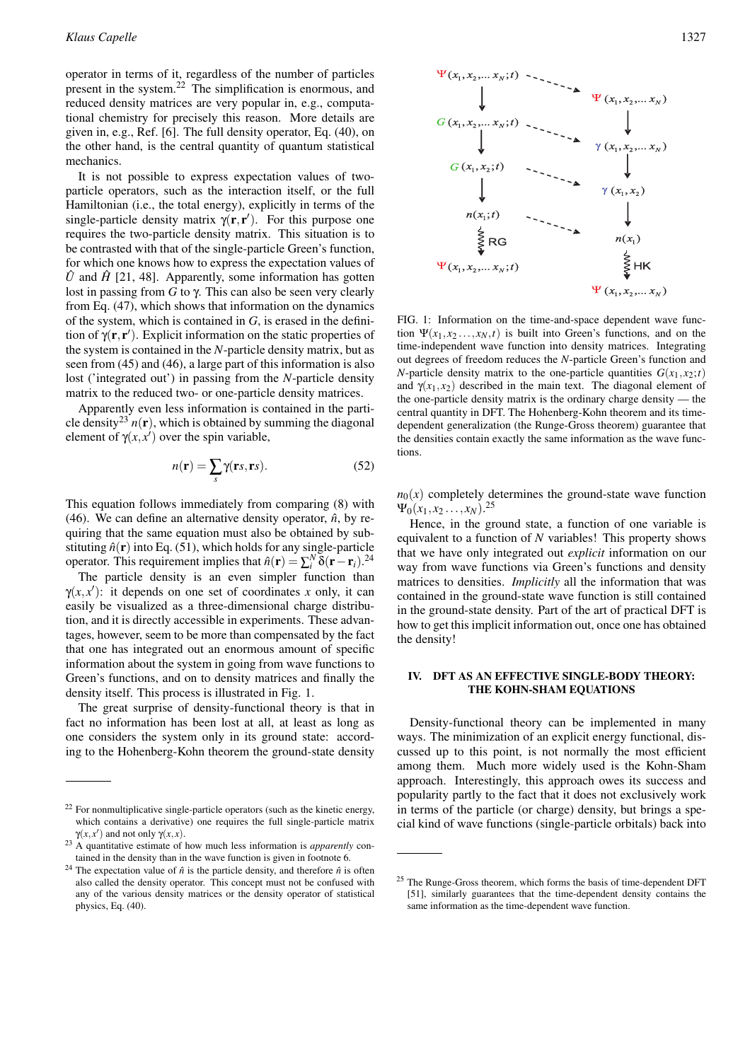operator in terms of it, regardless of the number of particles present in the system.[22] The simplification is enormous, and reduced density matrices are very popular in, e.g., computational chemistry for precisely this reason. More details are given in, e.g., Ref. [6]. The full density operator, Eq. (40), on the other hand, is the central quantity of quantum statistical mechanics.

It is not possible to express expectation values of two-particle operators, such as the interaction itself, or the full Hamiltonian (i.e., the total energy), explicitly in terms of the single-particle density matrix $\gamma(\mathbf{r},\mathbf{r}')$. For this purpose one requires the two-particle density matrix. This situation is to be contrasted with that of the single-particle Green's function, for which one knows how to express the expectation values of $\hat{U}$ and $\hat{H}$ [21, 48]. Apparently, some information has gotten lost in passing from $G$ to $\gamma$. This can also be seen very clearly from Eq. (47), which shows that information on the dynamics of the system, which is contained in $G$, is erased in the definition of $\gamma(\mathbf{r},\mathbf{r}')$. Explicit information on the static properties of the system is contained in the $N$-particle density matrix, but as seen from (45) and (46), a large part of this information is also lost ('integrated out') in passing from the $N$-particle density matrix to the reduced two- or one-particle density matrices.

Apparently even less information is contained in the particle density[23] $n(\mathbf{r})$, which is obtained by summing the diagonal element of $\gamma(x,x')$ over the spin variable,

$$n(\mathbf{r}) = \sum_s \gamma(\mathbf{r}s,\mathbf{r}s). \tag{52}$$

This equation follows immediately from comparing (8) with (46). We can define an alternative density operator, $\hat{n}$, by requiring that the same equation must also be obtained by substituting $\hat{n}(\mathbf{r})$ into Eq. (51), which holds for any single-particle operator. This requirement implies that $\hat{n}(\mathbf{r}) = \sum_i^N \delta(\mathbf{r}-\mathbf{r}_i)$.[24]

The particle density is an even simpler function than $\gamma(x,x')$: it depends on one set of coordinates $x$ only, it can easily be visualized as a three-dimensional charge distribution, and it is directly accessible in experiments. These advantages, however, seem to be more than compensated by the fact that one has integrated out an enormous amount of specific information about the system in going from wave functions to Green's functions, and on to density matrices and finally the density itself. This process is illustrated in Fig. 1.

The great surprise of density-functional theory is that in fact no information has been lost at all, at least as long as one considers the system only in its ground state: according to the Hohenberg-Kohn theorem the ground-state density $n_0(x)$ completely determines the ground-state wave function $\Psi_0(x_1,x_2\dots,x_N)$.[25]

Hence, in the ground state, a function of one variable is equivalent to a function of $N$ variables! This property shows that we have only integrated out *explicit* information on our way from wave functions via Green's functions and density matrices to densities. *Implicitly* all the information that was contained in the ground-state wave function is still contained in the ground-state density. Part of the art of practical DFT is how to get this implicit information out, once one has obtained the density!

FIG. 1: Information on the time-and-space dependent wave function $\Psi(x_1,x_2\dots,x_N,t)$ is built into Green's functions, and on the time-independent wave function into density matrices. Integrating out degrees of freedom reduces the $N$-particle Green's function and $N$-particle density matrix to the one-particle quantities $G(x_1,x_2;t)$ and $\gamma(x_1,x_2)$ described in the main text. The diagonal element of the one-particle density matrix is the ordinary charge density — the central quantity in DFT. The Hohenberg-Kohn theorem and its time-dependent generalization (the Runge-Gross theorem) guarantee that the densities contain exactly the same information as the wave functions.

## IV. DFT AS AN EFFECTIVE SINGLE-BODY THEORY: THE KOHN-SHAM EQUATIONS

Density-functional theory can be implemented in many ways. The minimization of an explicit energy functional, discussed up to this point, is not normally the most efficient among them. Much more widely used is the Kohn-Sham approach. Interestingly, this approach owes its success and popularity partly to the fact that it does not exclusively work in terms of the particle (or charge) density, but brings a special kind of wave functions (single-particle orbitals) back into

---

[22] For nonmultiplicative single-particle operators (such as the kinetic energy, which contains a derivative) one requires the full single-particle matrix $\gamma(x,x')$ and not only $\gamma(x,x)$.

[23] A quantitative estimate of how much less information is *apparently* contained in the density than in the wave function is given in footnote 6.

[24] The expectation value of $\hat{n}$ is the particle density, and therefore $\hat{n}$ is often also called the density operator. This concept must not be confused with any of the various density matrices or the density operator of statistical physics, Eq. (40).

[25] The Runge-Gross theorem, which forms the basis of time-dependent DFT [51], similarly guarantees that the time-dependent density contains the same information as the time-dependent wave function.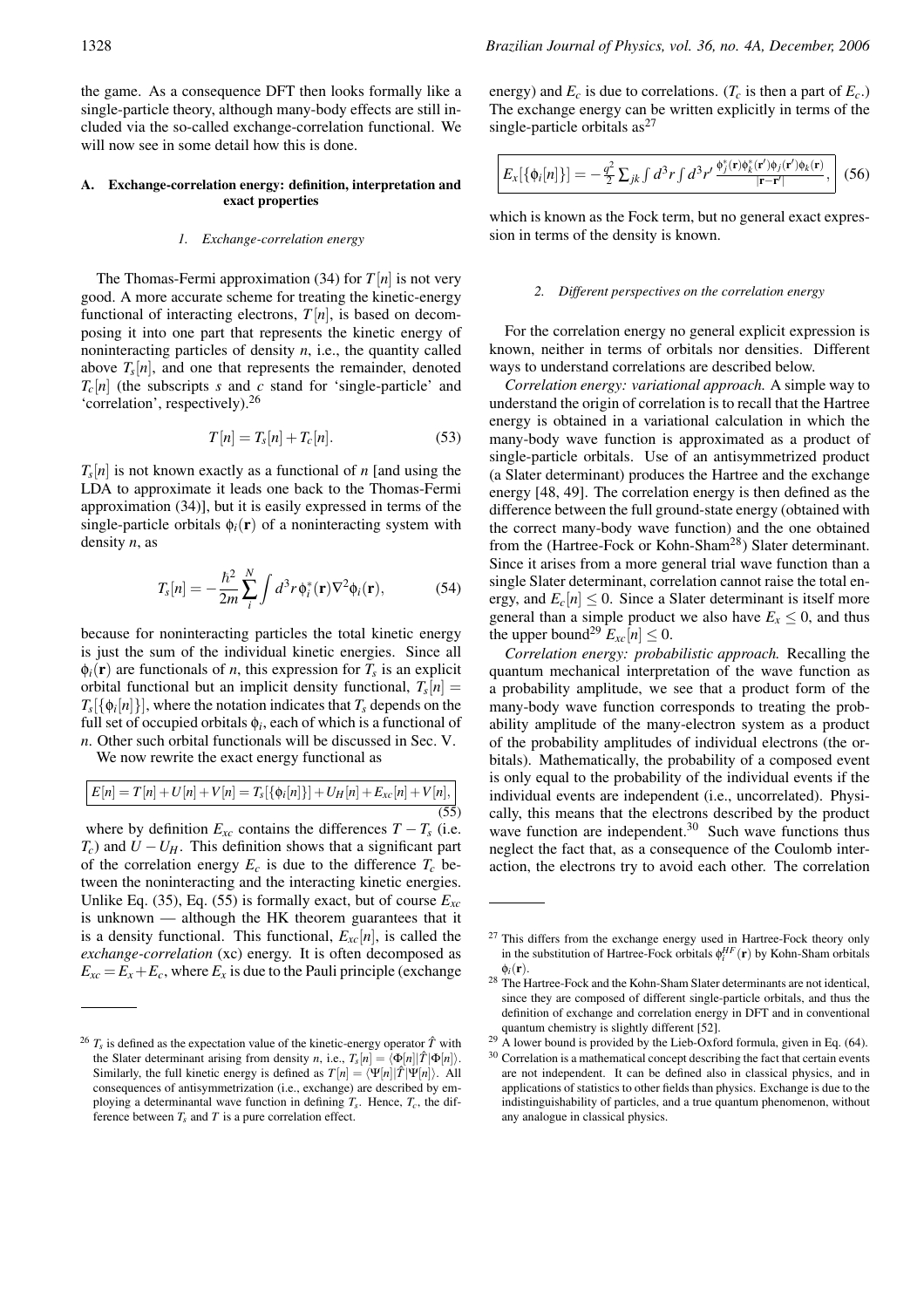the game. As a consequence DFT then looks formally like a single-particle theory, although many-body effects are still included via the so-called exchange-correlation functional. We will now see in some detail how this is done.

### A. Exchange-correlation energy: definition, interpretation and exact properties

#### *1. Exchange-correlation energy*

The Thomas-Fermi approximation (34) for $T[n]$ is not very good. A more accurate scheme for treating the kinetic-energy functional of interacting electrons, $T[n]$, is based on decomposing it into one part that represents the kinetic energy of noninteracting particles of density $n$, i.e., the quantity called above $T_s[n]$, and one that represents the remainder, denoted $T_c[n]$ (the subscripts $s$ and $c$ stand for 'single-particle' and 'correlation', respectively).[26]

$$T[n] = T_s[n] + T_c[n]. \tag{53}$$

$T_s[n]$ is not known exactly as a functional of $n$ [and using the LDA to approximate it leads one back to the Thomas-Fermi approximation (34)], but it is easily expressed in terms of the single-particle orbitals $\phi_i(\mathbf{r})$ of a noninteracting system with density $n$, as

$$T_s[n] = -\frac{\hbar^2}{2m}\sum_i^N \int d^3r\, \phi_i^*(\mathbf{r})\nabla^2\phi_i(\mathbf{r}), \tag{54}$$

because for noninteracting particles the total kinetic energy is just the sum of the individual kinetic energies. Since all $\phi_i(\mathbf{r})$ are functionals of $n$, this expression for $T_s$ is an explicit orbital functional but an implicit density functional, $T_s[n] = T_s[\{\phi_i[n]\}]$, where the notation indicates that $T_s$ depends on the full set of occupied orbitals $\phi_i$, each of which is a functional of $n$. Other such orbital functionals will be discussed in Sec. V.

We now rewrite the exact energy functional as

$$E[n] = T[n] + U[n] + V[n] = T_s[\{\phi_i[n]\}] + U_H[n] + E_{xc}[n] + V[n], \tag{55}$$

where by definition $E_{xc}$ contains the differences $T - T_s$ (i.e. $T_c$) and $U - U_H$. This definition shows that a significant part of the correlation energy $E_c$ is due to the difference $T_c$ between the noninteracting and the interacting kinetic energies. Unlike Eq. (35), Eq. (55) is formally exact, but of course $E_{xc}$ is unknown — although the HK theorem guarantees that it is a density functional. This functional, $E_{xc}[n]$, is called the *exchange-correlation* (xc) energy. It is often decomposed as $E_{xc} = E_x + E_c$, where $E_x$ is due to the Pauli principle (exchange energy) and $E_c$ is due to correlations. ($T_c$ is then a part of $E_c$.) The exchange energy can be written explicitly in terms of the single-particle orbitals as[27]

$$E_x[\{\phi_i[n]\}] = -\frac{q^2}{2}\sum_{jk}\int d^3r \int d^3r' \frac{\phi_j^*(\mathbf{r})\phi_k^*(\mathbf{r}')\phi_j(\mathbf{r}')\phi_k(\mathbf{r})}{|\mathbf{r}-\mathbf{r}'|}, \tag{56}$$

which is known as the Fock term, but no general exact expression in terms of the density is known.

#### *2. Different perspectives on the correlation energy*

For the correlation energy no general explicit expression is known, neither in terms of orbitals nor densities. Different ways to understand correlations are described below.

*Correlation energy: variational approach.* A simple way to understand the origin of correlation is to recall that the Hartree energy is obtained in a variational calculation in which the many-body wave function is approximated as a product of single-particle orbitals. Use of an antisymmetrized product (a Slater determinant) produces the Hartree and the exchange energy [48, 49]. The correlation energy is then defined as the difference between the full ground-state energy (obtained with the correct many-body wave function) and the one obtained from the (Hartree-Fock or Kohn-Sham[28]) Slater determinant. Since it arises from a more general trial wave function than a single Slater determinant, correlation cannot raise the total energy, and $E_c[n] \leq 0$. Since a Slater determinant is itself more general than a simple product we also have $E_x \leq 0$, and thus the upper bound[29] $E_{xc}[n] \leq 0$.

*Correlation energy: probabilistic approach.* Recalling the quantum mechanical interpretation of the wave function as a probability amplitude, we see that a product form of the many-body wave function corresponds to treating the probability amplitude of the many-electron system as a product of the probability amplitudes of individual electrons (the orbitals). Mathematically, the probability of a composed event is only equal to the probability of the individual events if the individual events are independent (i.e., uncorrelated). Physically, this means that the electrons described by the product wave function are independent.[30] Such wave functions thus neglect the fact that, as a consequence of the Coulomb interaction, the electrons try to avoid each other. The correlation

---

[26] $T_s$ is defined as the expectation value of the kinetic-energy operator $\hat{T}$ with the Slater determinant arising from density $n$, i.e., $T_s[n] = \langle\Phi[n]|\hat{T}|\Phi[n]\rangle$. Similarly, the full kinetic energy is defined as $T[n] = \langle\Psi[n]|\hat{T}|\Psi[n]\rangle$. All consequences of antisymmetrization (i.e., exchange) are described by employing a determinantal wave function in defining $T_s$. Hence, $T_c$, the difference between $T_s$ and $T$ is a pure correlation effect.

[27] This differs from the exchange energy used in Hartree-Fock theory only in the substitution of Hartree-Fock orbitals $\phi_i^{HF}(\mathbf{r})$ by Kohn-Sham orbitals $\phi_i(\mathbf{r})$.

[28] The Hartree-Fock and the Kohn-Sham Slater determinants are not identical, since they are composed of different single-particle orbitals, and thus the definition of exchange and correlation energy in DFT and in conventional quantum chemistry is slightly different [52].

[29] A lower bound is provided by the Lieb-Oxford formula, given in Eq. (64).

[30] Correlation is a mathematical concept describing the fact that certain events are not independent. It can be defined also in classical physics, and in applications of statistics to other fields than physics. Exchange is due to the indistinguishability of particles, and a true quantum phenomenon, without any analogue in classical physics.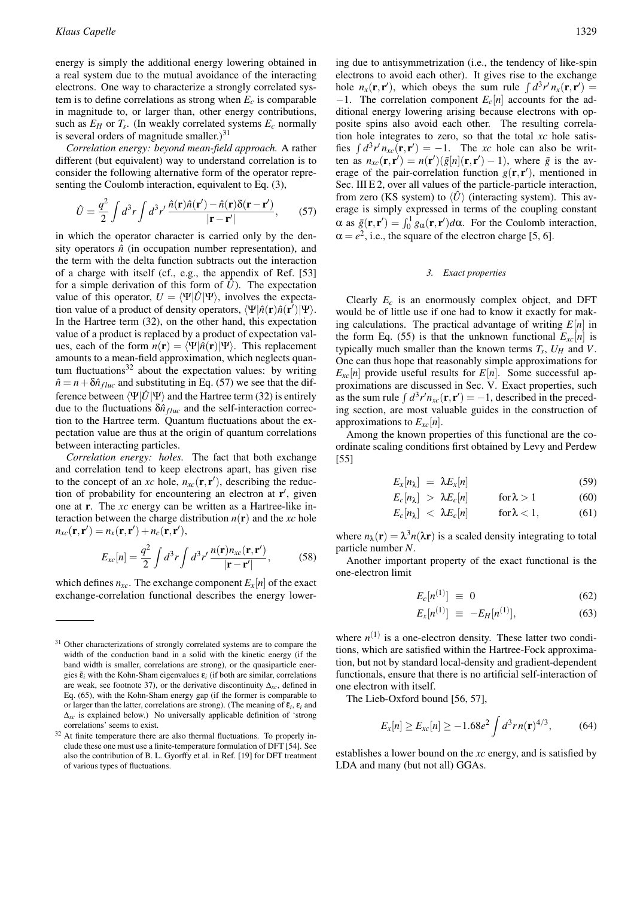energy is simply the additional energy lowering obtained in a real system due to the mutual avoidance of the interacting electrons. One way to characterize a strongly correlated system is to define correlations as strong when $E_c$ is comparable in magnitude to, or larger than, other energy contributions, such as $E_H$ or $T_s$. (In weakly correlated systems $E_c$ normally is several orders of magnitude smaller.)[31]

*Correlation energy: beyond mean-field approach.* A rather different (but equivalent) way to understand correlation is to consider the following alternative form of the operator representing the Coulomb interaction, equivalent to Eq. (3),

$$\hat{U} = \frac{q^2}{2}\int d^3r \int d^3r' \, \frac{\hat{n}(\mathbf{r})\hat{n}(\mathbf{r}') - \hat{n}(\mathbf{r})\delta(\mathbf{r}-\mathbf{r}')}{|\mathbf{r}-\mathbf{r}'|}, \tag{57}$$

in which the operator character is carried only by the density operators $\hat{n}$ (in occupation number representation), and the term with the delta function subtracts out the interaction of a charge with itself (cf., e.g., the appendix of Ref. [53] for a simple derivation of this form of $\hat{U}$). The expectation value of this operator, $U = \langle\Psi|\hat{U}|\Psi\rangle$, involves the expectation value of a product of density operators, $\langle\Psi|\hat{n}(\mathbf{r})\hat{n}(\mathbf{r}')|\Psi\rangle$. In the Hartree term (32), on the other hand, this expectation value of a product is replaced by a product of expectation values, each of the form $n(\mathbf{r}) = \langle\Psi|\hat{n}(\mathbf{r})|\Psi\rangle$. This replacement amounts to a mean-field approximation, which neglects quantum fluctuations[32] about the expectation values: by writing $\hat{n} = n + \delta\hat{n}_{fluc}$ and substituting in Eq. (57) we see that the difference between $\langle\Psi|\hat{U}|\Psi\rangle$ and the Hartree term (32) is entirely due to the fluctuations $\delta\hat{n}_{fluc}$ and the self-interaction correction to the Hartree term. Quantum fluctuations about the expectation value are thus at the origin of quantum correlations between interacting particles.

*Correlation energy: holes.* The fact that both exchange and correlation tend to keep electrons apart, has given rise to the concept of an *xc* hole, $n_{xc}(\mathbf{r},\mathbf{r}')$, describing the reduction of probability for encountering an electron at $\mathbf{r}'$, given one at $\mathbf{r}$. The *xc* energy can be written as a Hartree-like interaction between the charge distribution $n(\mathbf{r})$ and the *xc* hole $n_{xc}(\mathbf{r},\mathbf{r}') = n_x(\mathbf{r},\mathbf{r}') + n_c(\mathbf{r},\mathbf{r}')$,

$$E_{xc}[n] = \frac{q^2}{2}\int d^3r \int d^3r' \, \frac{n(\mathbf{r})n_{xc}(\mathbf{r},\mathbf{r}')}{|\mathbf{r}-\mathbf{r}'|}, \tag{58}$$

which defines $n_{xc}$. The exchange component $E_x[n]$ of the exact exchange-correlation functional describes the energy lowering due to antisymmetrization (i.e., the tendency of like-spin electrons to avoid each other). It gives rise to the exchange hole $n_x(\mathbf{r},\mathbf{r}')$, which obeys the sum rule $\int d^3r' \, n_x(\mathbf{r},\mathbf{r}') = -1$. The correlation component $E_c[n]$ accounts for the additional energy lowering arising because electrons with opposite spins also avoid each other. The resulting correlation hole integrates to zero, so that the total *xc* hole satisfies $\int d^3r' \, n_{xc}(\mathbf{r},\mathbf{r}') = -1$. The *xc* hole can also be written as $n_{xc}(\mathbf{r},\mathbf{r}') = n(\mathbf{r}')(\bar{g}[n](\mathbf{r},\mathbf{r}') - 1)$, where $\bar{g}$ is the average of the pair-correlation function $g(\mathbf{r},\mathbf{r}')$, mentioned in Sec. III E 2, over all values of the particle-particle interaction, from zero (KS system) to $\langle\hat{U}\rangle$ (interacting system). This average is simply expressed in terms of the coupling constant $\alpha$ as $\bar{g}(\mathbf{r},\mathbf{r}') = \int_0^1 g_\alpha(\mathbf{r},\mathbf{r}')d\alpha$. For the Coulomb interaction, $\alpha = e^2$, i.e., the square of the electron charge [5, 6].

### 3. Exact properties

Clearly $E_c$ is an enormously complex object, and DFT would be of little use if one had to know it exactly for making calculations. The practical advantage of writing $E[n]$ in the form Eq. (55) is that the unknown functional $E_{xc}[n]$ is typically much smaller than the known terms $T_s$, $U_H$ and $V$. One can thus hope that reasonably simple approximations for $E_{xc}[n]$ provide useful results for $E[n]$. Some successful approximations are discussed in Sec. V. Exact properties, such as the sum rule $\int d^3r' n_{xc}(\mathbf{r},\mathbf{r}') = -1$, described in the preceding section, are most valuable guides in the construction of approximations to $E_{xc}[n]$.

Among the known properties of this functional are the coordinate scaling conditions first obtained by Levy and Perdew [55]

$$E_x[n_\lambda] = \lambda E_x[n] \tag{59}$$

$$E_c[n_\lambda] > \lambda E_c[n] \qquad \text{for } \lambda > 1 \tag{60}$$

$$E_c[n_\lambda] < \lambda E_c[n] \qquad \text{for } \lambda < 1, \tag{61}$$

where $n_\lambda(\mathbf{r}) = \lambda^3 n(\lambda\mathbf{r})$ is a scaled density integrating to total particle number $N$.

Another important property of the exact functional is the one-electron limit

$$E_c[n^{(1)}] \equiv 0 \tag{62}$$

$$E_x[n^{(1)}] \equiv -E_H[n^{(1)}], \tag{63}$$

where $n^{(1)}$ is a one-electron density. These latter two conditions, which are satisfied within the Hartree-Fock approximation, but not by standard local-density and gradient-dependent functionals, ensure that there is no artificial self-interaction of one electron with itself.

The Lieb-Oxford bound [56, 57],

$$E_x[n] \geq E_{xc}[n] \geq -1.68e^2 \int d^3r \, n(\mathbf{r})^{4/3}, \tag{64}$$

establishes a lower bound on the *xc* energy, and is satisfied by LDA and many (but not all) GGAs.

---

[31] Other characterizations of strongly correlated systems are to compare the width of the conduction band in a solid with the kinetic energy (if the band width is smaller, correlations are strong), or the quasiparticle energies $\tilde{\varepsilon}_i$ with the Kohn-Sham eigenvalues $\varepsilon_i$ (if both are similar, correlations are weak, see footnote 37), or the derivative discontinuity $\Delta_{xc}$, defined in Eq. (65), with the Kohn-Sham energy gap (if the former is comparable to or larger than the latter, correlations are strong). (The meaning of $\tilde{\varepsilon}_i$, $\varepsilon_i$ and $\Delta_{xc}$ is explained below.) No universally applicable definition of 'strong correlations' seems to exist.

[32] At finite temperature there are also thermal fluctuations. To properly include these one must use a finite-temperature formulation of DFT [54]. See also the contribution of B. L. Gyorffy et al. in Ref. [19] for DFT treatment of various types of fluctuations.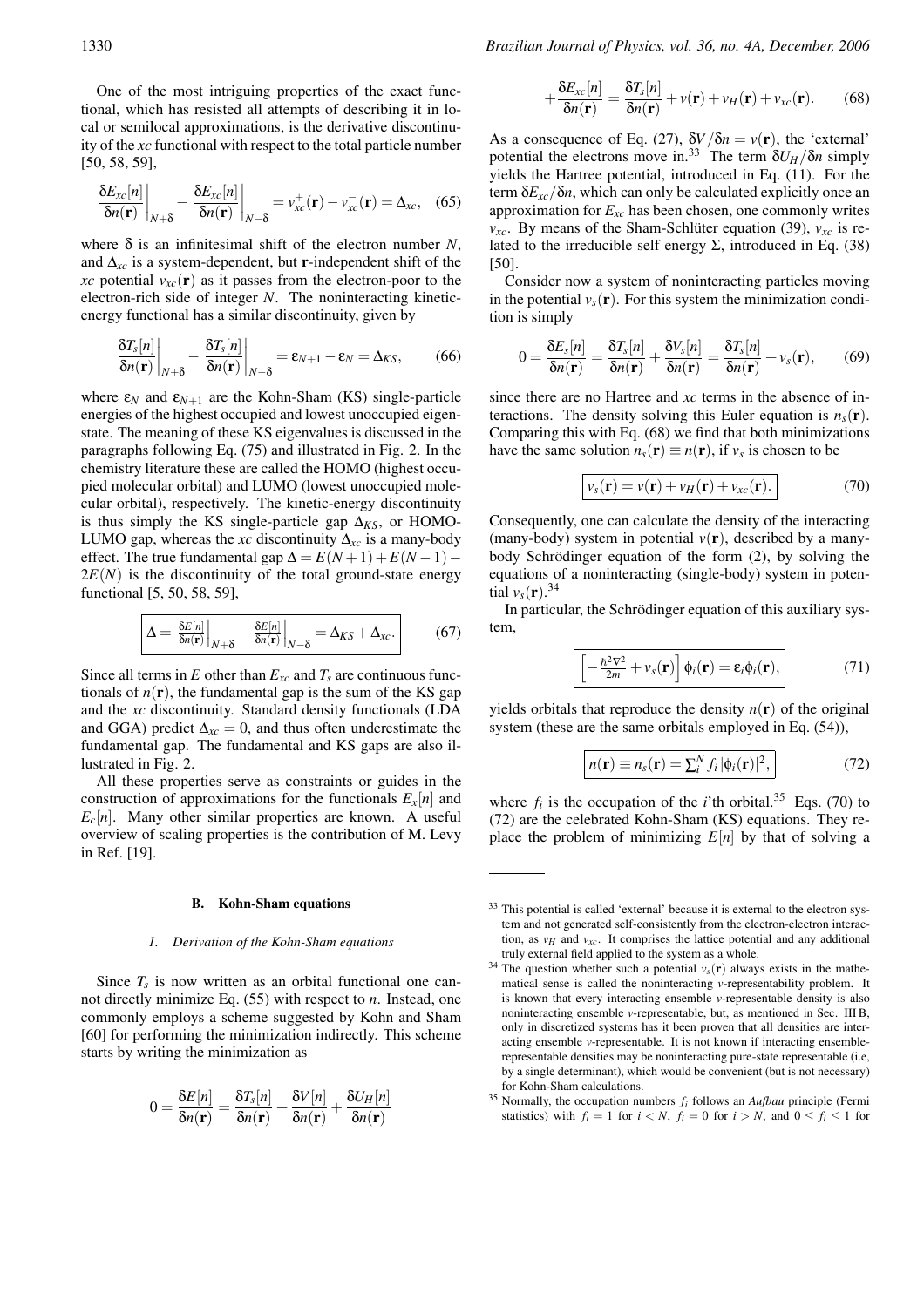One of the most intriguing properties of the exact functional, which has resisted all attempts of describing it in local or semilocal approximations, is the derivative discontinuity of the *xc* functional with respect to the total particle number [50, 58, 59],

$$\left.\frac{\delta E_{xc}[n]}{\delta n(\mathbf{r})}\right|_{N+\delta} - \left.\frac{\delta E_{xc}[n]}{\delta n(\mathbf{r})}\right|_{N-\delta} = v_{xc}^{+}(\mathbf{r}) - v_{xc}^{-}(\mathbf{r}) = \Delta_{xc}, \quad (65)$$

where $\delta$ is an infinitesimal shift of the electron number $N$, and $\Delta_{xc}$ is a system-dependent, but $\mathbf{r}$-independent shift of the *xc* potential $v_{xc}(\mathbf{r})$ as it passes from the electron-poor to the electron-rich side of integer $N$. The noninteracting kinetic-energy functional has a similar discontinuity, given by

$$\left.\frac{\delta T_s[n]}{\delta n(\mathbf{r})}\right|_{N+\delta} - \left.\frac{\delta T_s[n]}{\delta n(\mathbf{r})}\right|_{N-\delta} = \varepsilon_{N+1} - \varepsilon_N = \Delta_{KS}, \quad (66)$$

where $\varepsilon_N$ and $\varepsilon_{N+1}$ are the Kohn-Sham (KS) single-particle energies of the highest occupied and lowest unoccupied eigenstate. The meaning of these KS eigenvalues is discussed in the paragraphs following Eq. (75) and illustrated in Fig. 2. In the chemistry literature these are called the HOMO (highest occupied molecular orbital) and LUMO (lowest unoccupied molecular orbital), respectively. The kinetic-energy discontinuity is thus simply the KS single-particle gap $\Delta_{KS}$, or HOMO-LUMO gap, whereas the *xc* discontinuity $\Delta_{xc}$ is a many-body effect. The true fundamental gap $\Delta = E(N+1) + E(N-1) - 2E(N)$ is the discontinuity of the total ground-state energy functional [5, 50, 58, 59],

$$\boxed{\Delta = \left.\frac{\delta E[n]}{\delta n(\mathbf{r})}\right|_{N+\delta} - \left.\frac{\delta E[n]}{\delta n(\mathbf{r})}\right|_{N-\delta} = \Delta_{KS} + \Delta_{xc}.} \quad (67)$$

Since all terms in $E$ other than $E_{xc}$ and $T_s$ are continuous functionals of $n(\mathbf{r})$, the fundamental gap is the sum of the KS gap and the *xc* discontinuity. Standard density functionals (LDA and GGA) predict $\Delta_{xc} = 0$, and thus often underestimate the fundamental gap. The fundamental and KS gaps are also illustrated in Fig. 2.

All these properties serve as constraints or guides in the construction of approximations for the functionals $E_x[n]$ and $E_c[n]$. Many other similar properties are known. A useful overview of scaling properties is the contribution of M. Levy in Ref. [19].

### B. Kohn-Sham equations

#### *1. Derivation of the Kohn-Sham equations*

Since $T_s$ is now written as an orbital functional one cannot directly minimize Eq. (55) with respect to $n$. Instead, one commonly employs a scheme suggested by Kohn and Sham [60] for performing the minimization indirectly. This scheme starts by writing the minimization as

$$0 = \frac{\delta E[n]}{\delta n(\mathbf{r})} = \frac{\delta T_s[n]}{\delta n(\mathbf{r})} + \frac{\delta V[n]}{\delta n(\mathbf{r})} + \frac{\delta U_H[n]}{\delta n(\mathbf{r})}$$

$$+ \frac{\delta E_{xc}[n]}{\delta n(\mathbf{r})} = \frac{\delta T_s[n]}{\delta n(\mathbf{r})} + v(\mathbf{r}) + v_H(\mathbf{r}) + v_{xc}(\mathbf{r}). \quad (68)$$

As a consequence of Eq. (27), $\delta V/\delta n = v(\mathbf{r})$, the 'external' potential the electrons move in.[33] The term $\delta U_H/\delta n$ simply yields the Hartree potential, introduced in Eq. (11). For the term $\delta E_{xc}/\delta n$, which can only be calculated explicitly once an approximation for $E_{xc}$ has been chosen, one commonly writes $v_{xc}$. By means of the Sham-Schlüter equation (39), $v_{xc}$ is related to the irreducible self energy $\Sigma$, introduced in Eq. (38) [50].

Consider now a system of noninteracting particles moving in the potential $v_s(\mathbf{r})$. For this system the minimization condition is simply

$$0 = \frac{\delta E_s[n]}{\delta n(\mathbf{r})} = \frac{\delta T_s[n]}{\delta n(\mathbf{r})} + \frac{\delta V_s[n]}{\delta n(\mathbf{r})} = \frac{\delta T_s[n]}{\delta n(\mathbf{r})} + v_s(\mathbf{r}), \quad (69)$$

since there are no Hartree and *xc* terms in the absence of interactions. The density solving this Euler equation is $n_s(\mathbf{r})$. Comparing this with Eq. (68) we find that both minimizations have the same solution $n_s(\mathbf{r}) \equiv n(\mathbf{r})$, if $v_s$ is chosen to be

$$\boxed{v_s(\mathbf{r}) = v(\mathbf{r}) + v_H(\mathbf{r}) + v_{xc}(\mathbf{r}).} \quad (70)$$

Consequently, one can calculate the density of the interacting (many-body) system in potential $v(\mathbf{r})$, described by a many-body Schrödinger equation of the form (2), by solving the equations of a noninteracting (single-body) system in potential $v_s(\mathbf{r})$.[34]

In particular, the Schrödinger equation of this auxiliary system,

$$\boxed{\left[-\frac{\hbar^2\nabla^2}{2m} + v_s(\mathbf{r})\right]\phi_i(\mathbf{r}) = \varepsilon_i\phi_i(\mathbf{r}),} \quad (71)$$

yields orbitals that reproduce the density $n(\mathbf{r})$ of the original system (these are the same orbitals employed in Eq. (54)),

$$\boxed{n(\mathbf{r}) \equiv n_s(\mathbf{r}) = \sum_i^N f_i\,|\phi_i(\mathbf{r})|^2,} \quad (72)$$

where $f_i$ is the occupation of the $i$'th orbital.[35] Eqs. (70) to (72) are the celebrated Kohn-Sham (KS) equations. They replace the problem of minimizing $E[n]$ by that of solving a

---

[33] This potential is called 'external' because it is external to the electron system and not generated self-consistently from the electron-electron interaction, as $v_H$ and $v_{xc}$. It comprises the lattice potential and any additional truly external field applied to the system as a whole.

[34] The question whether such a potential $v_s(\mathbf{r})$ always exists in the mathematical sense is called the noninteracting $v$-representability problem. It is known that every interacting ensemble $v$-representable density is also noninteracting ensemble $v$-representable, but, as mentioned in Sec. III B, only in discretized systems has it been proven that all densities are interacting ensemble $v$-representable. It is not known if interacting ensemble-representable densities may be noninteracting pure-state representable (i.e, by a single determinant), which would be convenient (but is not necessary) for Kohn-Sham calculations.

[35] Normally, the occupation numbers $f_i$ follows an *Aufbau* principle (Fermi statistics) with $f_i = 1$ for $i < N$, $f_i = 0$ for $i > N$, and $0 \le f_i \le 1$ for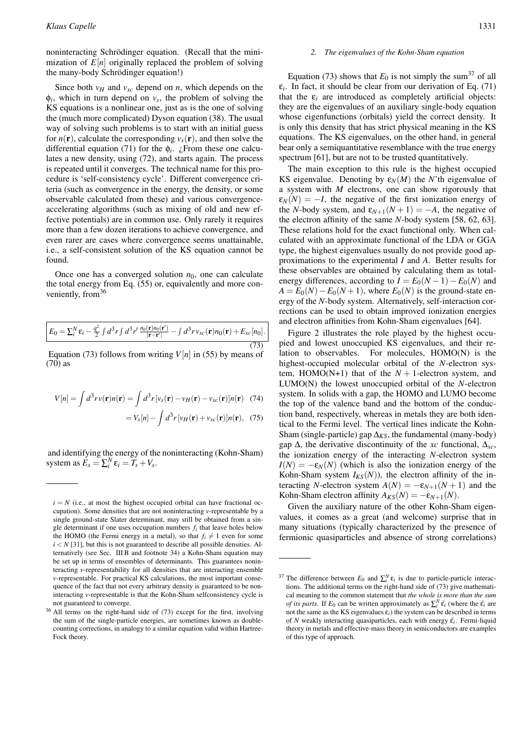noninteracting Schrödinger equation. (Recall that the minimization of $E[n]$ originally replaced the problem of solving the many-body Schrödinger equation!)

Since both $v_H$ and $v_{xc}$ depend on $n$, which depends on the $\phi_i$, which in turn depend on $v_s$, the problem of solving the KS equations is a nonlinear one, just as is the one of solving the (much more complicated) Dyson equation (38). The usual way of solving such problems is to start with an initial guess for $n(\mathbf{r})$, calculate the corresponding $v_s(\mathbf{r})$, and then solve the differential equation (71) for the $\phi_i$. ¿From these one calculates a new density, using (72), and starts again. The process is repeated until it converges. The technical name for this procedure is 'self-consistency cycle'. Different convergence criteria (such as convergence in the energy, the density, or some observable calculated from these) and various convergence-accelerating algorithms (such as mixing of old and new effective potentials) are in common use. Only rarely it requires more than a few dozen iterations to achieve convergence, and even rarer are cases where convergence seems unattainable, i.e., a self-consistent solution of the KS equation cannot be found.

Once one has a converged solution $n_0$, one can calculate the total energy from Eq. (55) or, equivalently and more conveniently, from[36]

$$E_0 = \sum_i^N \epsilon_i - \frac{q^2}{2}\int d^3r \int d^3r' \frac{n_0(\mathbf{r})n_0(\mathbf{r}')}{|\mathbf{r}-\mathbf{r}'|} - \int d^3r\, v_{xc}(\mathbf{r})n_0(\mathbf{r}) + E_{xc}[n_0]. \quad (73)$$

Equation (73) follows from writing $V[n]$ in (55) by means of (70) as

$$V[n] = \int d^3r\, v(\mathbf{r})n(\mathbf{r}) = \int d^3r\, [v_s(\mathbf{r}) - v_H(\mathbf{r}) - v_{xc}(\mathbf{r})]n(\mathbf{r}) \quad (74)$$

$$= V_s[n] - \int d^3r\, [v_H(\mathbf{r}) + v_{xc}(\mathbf{r})]n(\mathbf{r}), \quad (75)$$

and identifying the energy of the noninteracting (Kohn-Sham) system as $E_s = \sum_i^N \epsilon_i = T_s + V_s$.

$i = N$ (i.e., at most the highest occupied orbital can have fractional occupation). Some densities that are not noninteracting $v$-representable by a single ground-state Slater determinant, may still be obtained from a single determinant if one uses occupation numbers $f_i$ that leave holes below the HOMO (the Fermi energy in a metal), so that $f_i \neq 1$ even for some $i < N$ [31], but this is not guaranteed to describe all possible densities. Alternatively (see Sec. III B and footnote 34) a Kohn-Sham equation may be set up in terms of ensembles of determinants. This guarantees noninteracting $v$-representability for all densities that are interacting ensemble $v$-representable. For practical KS calculations, the most important consequence of the fact that not every arbitrary density is guaranteed to be noninteracting $v$-representable is that the Kohn-Sham selfconsistency cycle is not guaranteed to converge.

[36] All terms on the right-hand side of (73) except for the first, involving the sum of the single-particle energies, are sometimes known as double-counting corrections, in analogy to a similar equation valid within Hartree-Fock theory.

### 2. The eigenvalues of the Kohn-Sham equation

Equation (73) shows that $E_0$ is not simply the sum[37] of all $\epsilon_i$. In fact, it should be clear from our derivation of Eq. (71) that the $\epsilon_i$ are introduced as completely artificial objects: they are the eigenvalues of an auxiliary single-body equation whose eigenfunctions (orbitals) yield the correct density. It is only this density that has strict physical meaning in the KS equations. The KS eigenvalues, on the other hand, in general bear only a semiquantitative resemblance with the true energy spectrum [61], but are not to be trusted quantitatively.

The main exception to this rule is the highest occupied KS eigenvalue. Denoting by $\epsilon_N(M)$ the $N$'th eigenvalue of a system with $M$ electrons, one can show rigorously that $\epsilon_N(N) = -I$, the negative of the first ionization energy of the $N$-body system, and $\epsilon_{N+1}(N+1) = -A$, the negative of the electron affinity of the same $N$-body system [58, 62, 63]. These relations hold for the exact functional only. When calculated with an approximate functional of the LDA or GGA type, the highest eigenvalues usually do not provide good approximations to the experimental $I$ and $A$. Better results for these observables are obtained by calculating them as total-energy differences, according to $I = E_0(N-1) - E_0(N)$ and $A = E_0(N) - E_0(N+1)$, where $E_0(N)$ is the ground-state energy of the $N$-body system. Alternatively, self-interaction corrections can be used to obtain improved ionization energies and electron affinities from Kohn-Sham eigenvalues [64].

Figure 2 illustrates the role played by the highest occupied and lowest unoccupied KS eigenvalues, and their relation to observables. For molecules, HOMO(N) is the highest-occupied molecular orbital of the $N$-electron system, HOMO(N+1) that of the $N+1$-electron system, and LUMO(N) the lowest unoccupied orbital of the $N$-electron system. In solids with a gap, the HOMO and LUMO become the top of the valence band and the bottom of the conduction band, respectively, whereas in metals they are both identical to the Fermi level. The vertical lines indicate the Kohn-Sham (single-particle) gap $\Delta_{KS}$, the fundamental (many-body) gap $\Delta$, the derivative discontinuity of the $xc$ functional, $\Delta_{xc}$, the ionization energy of the interacting $N$-electron system $I(N) = -\epsilon_N(N)$ (which is also the ionization energy of the Kohn-Sham system $I_{KS}(N)$), the electron affinity of the interacting $N$-electron system $A(N) = -\epsilon_{N+1}(N+1)$ and the Kohn-Sham electron affinity $A_{KS}(N) = -\epsilon_{N+1}(N)$.

Given the auxiliary nature of the other Kohn-Sham eigenvalues, it comes as a great (and welcome) surprise that in many situations (typically characterized by the presence of fermionic quasiparticles and absence of strong correlations)

[37] The difference between $E_0$ and $\sum_i^N \epsilon_i$ is due to particle-particle interactions. The additional terms on the right-hand side of (73) give mathematical meaning to the common statement that *the whole is more than the sum of its parts*. If $E_0$ can be written approximately as $\sum_i^N \tilde{\epsilon}_i$ (where the $\tilde{\epsilon}_i$ are not the same as the KS eigenvalues $\epsilon_i$) the system can be described in terms of $N$ weakly interacting quasiparticles, each with energy $\tilde{\epsilon}_i$. Fermi-liquid theory in metals and effective-mass theory in semiconductors are examples of this type of approach.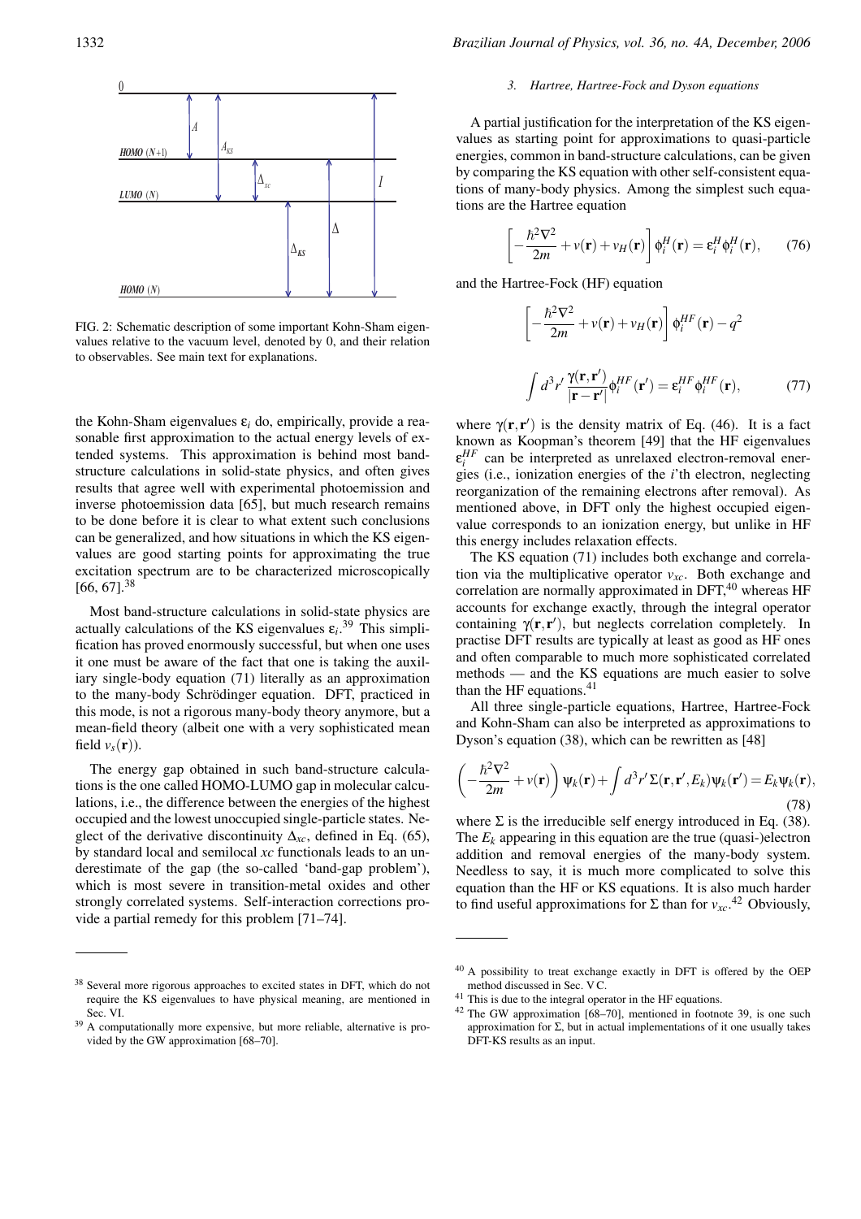FIG. 2: Schematic description of some important Kohn-Sham eigenvalues relative to the vacuum level, denoted by 0, and their relation to observables. See main text for explanations.

the Kohn-Sham eigenvalues $\epsilon_i$ do, empirically, provide a reasonable first approximation to the actual energy levels of extended systems. This approximation is behind most band-structure calculations in solid-state physics, and often gives results that agree well with experimental photoemission and inverse photoemission data [65], but much research remains to be done before it is clear to what extent such conclusions can be generalized, and how situations in which the KS eigenvalues are good starting points for approximating the true excitation spectrum are to be characterized microscopically [66, 67].[38]

Most band-structure calculations in solid-state physics are actually calculations of the KS eigenvalues $\epsilon_i$.[39] This simplification has proved enormously successful, but when one uses it one must be aware of the fact that one is taking the auxiliary single-body equation (71) literally as an approximation to the many-body Schrödinger equation. DFT, practiced in this mode, is not a rigorous many-body theory anymore, but a mean-field theory (albeit one with a very sophisticated mean field $v_s(\mathbf{r})$).

The energy gap obtained in such band-structure calculations is the one called HOMO-LUMO gap in molecular calculations, i.e., the difference between the energies of the highest occupied and the lowest unoccupied single-particle states. Neglect of the derivative discontinuity $\Delta_{xc}$, defined in Eq. (65), by standard local and semilocal *xc* functionals leads to an underestimate of the gap (the so-called 'band-gap problem'), which is most severe in transition-metal oxides and other strongly correlated systems. Self-interaction corrections provide a partial remedy for this problem [71–74].

### 3. Hartree, Hartree-Fock and Dyson equations

A partial justification for the interpretation of the KS eigenvalues as starting point for approximations to quasi-particle energies, common in band-structure calculations, can be given by comparing the KS equation with other self-consistent equations of many-body physics. Among the simplest such equations are the Hartree equation

$$\left[-\frac{\hbar^2\nabla^2}{2m} + v(\mathbf{r}) + v_H(\mathbf{r})\right]\phi_i^H(\mathbf{r}) = \epsilon_i^H \phi_i^H(\mathbf{r}), \qquad (76)$$

and the Hartree-Fock (HF) equation

$$\left[-\frac{\hbar^2\nabla^2}{2m} + v(\mathbf{r}) + v_H(\mathbf{r})\right]\phi_i^{HF}(\mathbf{r}) - q^2$$

$$\int d^3r' \frac{\gamma(\mathbf{r},\mathbf{r}')}{|\mathbf{r}-\mathbf{r}'|}\phi_i^{HF}(\mathbf{r}') = \epsilon_i^{HF}\phi_i^{HF}(\mathbf{r}), \qquad (77)$$

where $\gamma(\mathbf{r},\mathbf{r}')$ is the density matrix of Eq. (46). It is a fact known as Koopman's theorem [49] that the HF eigenvalues $\epsilon_i^{HF}$ can be interpreted as unrelaxed electron-removal energies (i.e., ionization energies of the $i$'th electron, neglecting reorganization of the remaining electrons after removal). As mentioned above, in DFT only the highest occupied eigenvalue corresponds to an ionization energy, but unlike in HF this energy includes relaxation effects.

The KS equation (71) includes both exchange and correlation via the multiplicative operator $v_{xc}$. Both exchange and correlation are normally approximated in DFT,[40] whereas HF accounts for exchange exactly, through the integral operator containing $\gamma(\mathbf{r},\mathbf{r}')$, but neglects correlation completely. In practise DFT results are typically at least as good as HF ones and often comparable to much more sophisticated correlated methods — and the KS equations are much easier to solve than the HF equations.[41]

All three single-particle equations, Hartree, Hartree-Fock and Kohn-Sham can also be interpreted as approximations to Dyson's equation (38), which can be rewritten as [48]

$$\left(-\frac{\hbar^2\nabla^2}{2m} + v(\mathbf{r})\right)\psi_k(\mathbf{r}) + \int d^3r'\,\Sigma(\mathbf{r},\mathbf{r}',E_k)\psi_k(\mathbf{r}') = E_k\psi_k(\mathbf{r}), \qquad (78)$$

where $\Sigma$ is the irreducible self energy introduced in Eq. (38). The $E_k$ appearing in this equation are the true (quasi-)electron addition and removal energies of the many-body system. Needless to say, it is much more complicated to solve this equation than the HF or KS equations. It is also much harder to find useful approximations for $\Sigma$ than for $v_{xc}$.[42] Obviously,

---

[38] Several more rigorous approaches to excited states in DFT, which do not require the KS eigenvalues to have physical meaning, are mentioned in Sec. VI.

[39] A computationally more expensive, but more reliable, alternative is provided by the GW approximation [68–70].

[40] A possibility to treat exchange exactly in DFT is offered by the OEP method discussed in Sec. V C.

[41] This is due to the integral operator in the HF equations.

[42] The GW approximation [68–70], mentioned in footnote 39, is one such approximation for $\Sigma$, but in actual implementations of it one usually takes DFT-KS results as an input.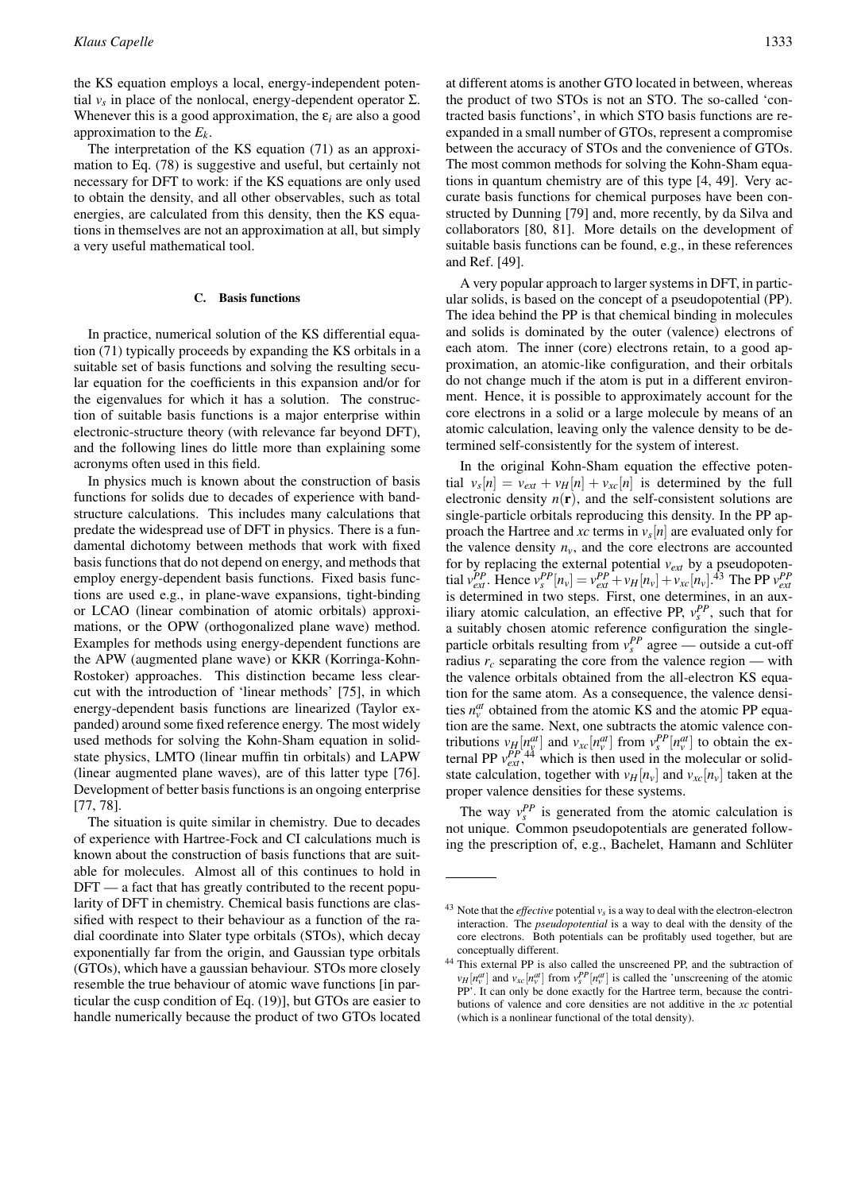the KS equation employs a local, energy-independent potential $v_s$ in place of the nonlocal, energy-dependent operator $\Sigma$. Whenever this is a good approximation, the $\epsilon_i$ are also a good approximation to the $E_k$.

The interpretation of the KS equation (71) as an approximation to Eq. (78) is suggestive and useful, but certainly not necessary for DFT to work: if the KS equations are only used to obtain the density, and all other observables, such as total energies, are calculated from this density, then the KS equations in themselves are not an approximation at all, but simply a very useful mathematical tool.

### C. Basis functions

In practice, numerical solution of the KS differential equation (71) typically proceeds by expanding the KS orbitals in a suitable set of basis functions and solving the resulting secular equation for the coefficients in this expansion and/or for the eigenvalues for which it has a solution. The construction of suitable basis functions is a major enterprise within electronic-structure theory (with relevance far beyond DFT), and the following lines do little more than explaining some acronyms often used in this field.

In physics much is known about the construction of basis functions for solids due to decades of experience with band-structure calculations. This includes many calculations that predate the widespread use of DFT in physics. There is a fundamental dichotomy between methods that work with fixed basis functions that do not depend on energy, and methods that employ energy-dependent basis functions. Fixed basis functions are used e.g., in plane-wave expansions, tight-binding or LCAO (linear combination of atomic orbitals) approximations, or the OPW (orthogonalized plane wave) method. Examples for methods using energy-dependent functions are the APW (augmented plane wave) or KKR (Korringa-Kohn-Rostoker) approaches. This distinction became less clear-cut with the introduction of 'linear methods' [75], in which energy-dependent basis functions are linearized (Taylor expanded) around some fixed reference energy. The most widely used methods for solving the Kohn-Sham equation in solid-state physics, LMTO (linear muffin tin orbitals) and LAPW (linear augmented plane waves), are of this latter type [76]. Development of better basis functions is an ongoing enterprise [77, 78].

The situation is quite similar in chemistry. Due to decades of experience with Hartree-Fock and CI calculations much is known about the construction of basis functions that are suitable for molecules. Almost all of this continues to hold in DFT — a fact that has greatly contributed to the recent popularity of DFT in chemistry. Chemical basis functions are classified with respect to their behaviour as a function of the radial coordinate into Slater type orbitals (STOs), which decay exponentially far from the origin, and Gaussian type orbitals (GTOs), which have a gaussian behaviour. STOs more closely resemble the true behaviour of atomic wave functions [in particular the cusp condition of Eq. (19)], but GTOs are easier to handle numerically because the product of two GTOs located at different atoms is another GTO located in between, whereas the product of two STOs is not an STO. The so-called 'contracted basis functions', in which STO basis functions are re-expanded in a small number of GTOs, represent a compromise between the accuracy of STOs and the convenience of GTOs. The most common methods for solving the Kohn-Sham equations in quantum chemistry are of this type [4, 49]. Very accurate basis functions for chemical purposes have been constructed by Dunning [79] and, more recently, by da Silva and collaborators [80, 81]. More details on the development of suitable basis functions can be found, e.g., in these references and Ref. [49].

A very popular approach to larger systems in DFT, in particular solids, is based on the concept of a pseudopotential (PP). The idea behind the PP is that chemical binding in molecules and solids is dominated by the outer (valence) electrons of each atom. The inner (core) electrons retain, to a good approximation, an atomic-like configuration, and their orbitals do not change much if the atom is put in a different environment. Hence, it is possible to approximately account for the core electrons in a solid or a large molecule by means of an atomic calculation, leaving only the valence density to be determined self-consistently for the system of interest.

In the original Kohn-Sham equation the effective potential $v_s[n] = v_{ext} + v_H[n] + v_{xc}[n]$ is determined by the full electronic density $n(\mathbf{r})$, and the self-consistent solutions are single-particle orbitals reproducing this density. In the PP approach the Hartree and *xc* terms in $v_s[n]$ are evaluated only for the valence density $n_v$, and the core electrons are accounted for by replacing the external potential $v_{ext}$ by a pseudopotential $v_{ext}^{PP}$. Hence $v_s^{PP}[n_v] = v_{ext}^{PP} + v_H[n_v] + v_{xc}[n_v]$.[43] The PP $v_{ext}^{PP}$ is determined in two steps. First, one determines, in an auxiliary atomic calculation, an effective PP, $v_s^{PP}$, such that for a suitably chosen atomic reference configuration the single-particle orbitals resulting from $v_s^{PP}$ agree — outside a cut-off radius $r_c$ separating the core from the valence region — with the valence orbitals obtained from the all-electron KS equation for the same atom. As a consequence, the valence densities $n_v^{at}$ obtained from the atomic KS and the atomic PP equation are the same. Next, one subtracts the atomic valence contributions $v_H[n_v^{at}]$ and $v_{xc}[n_v^{at}]$ from $v_s^{PP}[n_v^{at}]$ to obtain the external PP $v_{ext}^{PP}$,[44] which is then used in the molecular or solid-state calculation, together with $v_H[n_v]$ and $v_{xc}[n_v]$ taken at the proper valence densities for these systems.

The way $v_s^{PP}$ is generated from the atomic calculation is not unique. Common pseudopotentials are generated following the prescription of, e.g., Bachelet, Hamann and Schlüter

---

[43] Note that the *effective* potential $v_s$ is a way to deal with the electron-electron interaction. The *pseudopotential* is a way to deal with the density of the core electrons. Both potentials can be profitably used together, but are conceptually different.

[44] This external PP is also called the unscreened PP, and the subtraction of $v_H[n_v^{at}]$ and $v_{xc}[n_v^{at}]$ from $v_s^{PP}[n_v^{at}]$ is called the 'unscreening of the atomic PP'. It can only be done exactly for the Hartree term, because the contributions of valence and core densities are not additive in the *xc* potential (which is a nonlinear functional of the total density).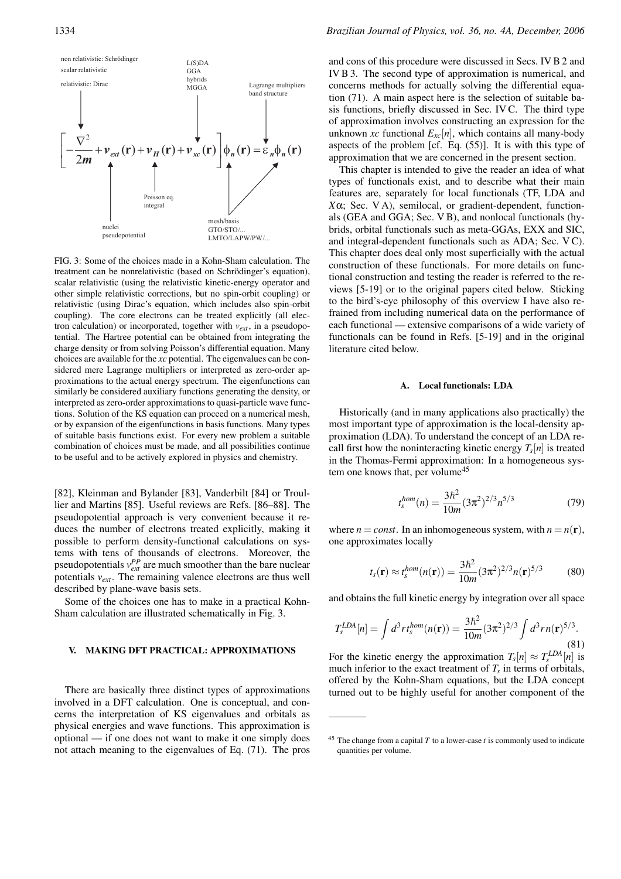$$\left[-\frac{\nabla^2}{2m} + v_{ext}(\mathbf{r}) + v_H(\mathbf{r}) + v_{xc}(\mathbf{r})\right]\phi_n(\mathbf{r}) = \varepsilon_n \phi_n(\mathbf{r})$$

non relativistic: Schrödinger; scalar relativistic; relativistic: Dirac — L(S)DA, GGA, hybrids, MGGA — Lagrange multipliers, band structure — nuclei, pseudopotential — Poisson eq., integral — mesh/basis, GTO/STO/..., LMTO/LAPW/PW/...

FIG. 3: Some of the choices made in a Kohn-Sham calculation. The treatment can be nonrelativistic (based on Schrödinger's equation), scalar relativistic (using the relativistic kinetic-energy operator and other simple relativistic corrections, but no spin-orbit coupling) or relativistic (using Dirac's equation, which includes also spin-orbit coupling). The core electrons can be treated explicitly (all electron calculation) or incorporated, together with $v_{ext}$, in a pseudopotential. The Hartree potential can be obtained from integrating the charge density or from solving Poisson's differential equation. Many choices are available for the *xc* potential. The eigenvalues can be considered mere Lagrange multipliers or interpreted as zero-order approximations to the actual energy spectrum. The eigenfunctions can similarly be considered auxiliary functions generating the density, or interpreted as zero-order approximations to quasi-particle wave functions. Solution of the KS equation can proceed on a numerical mesh, or by expansion of the eigenfunctions in basis functions. Many types of suitable basis functions exist. For every new problem a suitable combination of choices must be made, and all possibilities continue to be useful and to be actively explored in physics and chemistry.

[82], Kleinman and Bylander [83], Vanderbilt [84] or Troullier and Martins [85]. Useful reviews are Refs. [86–88]. The pseudopotential approach is very convenient because it reduces the number of electrons treated explicitly, making it possible to perform density-functional calculations on systems with tens of thousands of electrons. Moreover, the pseudopotentials $v_{ext}^{PP}$ are much smoother than the bare nuclear potentials $v_{ext}$. The remaining valence electrons are thus well described by plane-wave basis sets.

Some of the choices one has to make in a practical Kohn-Sham calculation are illustrated schematically in Fig. 3.

## V. MAKING DFT PRACTICAL: APPROXIMATIONS

There are basically three distinct types of approximations involved in a DFT calculation. One is conceptual, and concerns the interpretation of KS eigenvalues and orbitals as physical energies and wave functions. This approximation is optional — if one does not want to make it one simply does not attach meaning to the eigenvalues of Eq. (71). The pros and cons of this procedure were discussed in Secs. IV B 2 and IV B 3. The second type of approximation is numerical, and concerns methods for actually solving the differential equation (71). A main aspect here is the selection of suitable basis functions, briefly discussed in Sec. IV C. The third type of approximation involves constructing an expression for the unknown *xc* functional $E_{xc}[n]$, which contains all many-body aspects of the problem [cf. Eq. (55)]. It is with this type of approximation that we are concerned in the present section.

This chapter is intended to give the reader an idea of what types of functionals exist, and to describe what their main features are, separately for local functionals (TF, LDA and $X\alpha$; Sec. V A), semilocal, or gradient-dependent, functionals (GEA and GGA; Sec. V B), and nonlocal functionals (hybrids, orbital functionals such as meta-GGAs, EXX and SIC, and integral-dependent functionals such as ADA; Sec. V C). This chapter does deal only most superficially with the actual construction of these functionals. For more details on functional construction and testing the reader is referred to the reviews [5-19] or to the original papers cited below. Sticking to the bird's-eye philosophy of this overview I have also refrained from including numerical data on the performance of each functional — extensive comparisons of a wide variety of functionals can be found in Refs. [5-19] and in the original literature cited below.

### A. Local functionals: LDA

Historically (and in many applications also practically) the most important type of approximation is the local-density approximation (LDA). To understand the concept of an LDA recall first how the noninteracting kinetic energy $T_s[n]$ is treated in the Thomas-Fermi approximation: In a homogeneous system one knows that, per volume[45]

$$t_s^{hom}(n) = \frac{3\hbar^2}{10m}(3\pi^2)^{2/3} n^{5/3} \tag{79}$$

where $n = const$. In an inhomogeneous system, with $n = n(\mathbf{r})$, one approximates locally

$$t_s(\mathbf{r}) \approx t_s^{hom}(n(\mathbf{r})) = \frac{3\hbar^2}{10m}(3\pi^2)^{2/3} n(\mathbf{r})^{5/3} \tag{80}$$

and obtains the full kinetic energy by integration over all space

$$T_s^{LDA}[n] = \int d^3r\, t_s^{hom}(n(\mathbf{r})) = \frac{3\hbar^2}{10m}(3\pi^2)^{2/3} \int d^3r\, n(\mathbf{r})^{5/3}. \tag{81}$$

For the kinetic energy the approximation $T_s[n] \approx T_s^{LDA}[n]$ is much inferior to the exact treatment of $T_s$ in terms of orbitals, offered by the Kohn-Sham equations, but the LDA concept turned out to be highly useful for another component of the

[45] The change from a capital $T$ to a lower-case $t$ is commonly used to indicate quantities per volume.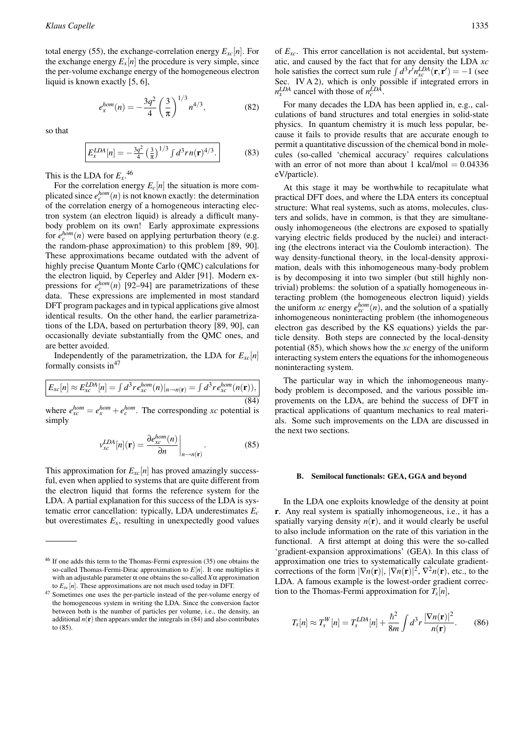total energy (55), the exchange-correlation energy $E_{xc}[n]$. For the exchange energy $E_x[n]$ the procedure is very simple, since the per-volume exchange energy of the homogeneous electron liquid is known exactly [5, 6],

$$e_x^{hom}(n) = -\frac{3q^2}{4}\left(\frac{3}{\pi}\right)^{1/3} n^{4/3}, \tag{82}$$

so that

$$\boxed{E_x^{LDA}[n] = -\frac{3q^2}{4}\left(\frac{3}{\pi}\right)^{1/3}\int d^3r\, n(\mathbf{r})^{4/3}.} \tag{83}$$

This is the LDA for $E_x$.[46]

For the correlation energy $E_c[n]$ the situation is more complicated since $e_c^{hom}(n)$ is not known exactly: the determination of the correlation energy of a homogeneous interacting electron system (an electron liquid) is already a difficult many-body problem on its own! Early approximate expressions for $e_c^{hom}(n)$ were based on applying perturbation theory (e.g. the random-phase approximation) to this problem [89, 90]. These approximations became outdated with the advent of highly precise Quantum Monte Carlo (QMC) calculations for the electron liquid, by Ceperley and Alder [91]. Modern expressions for $e_c^{hom}(n)$ [92–94] are parametrizations of these data. These expressions are implemented in most standard DFT program packages and in typical applications give almost identical results. On the other hand, the earlier parametrizations of the LDA, based on perturbation theory [89, 90], can occasionally deviate substantially from the QMC ones, and are better avoided.

Independently of the parametrization, the LDA for $E_{xc}[n]$ formally consists in[47]

$$\boxed{E_{xc}[n] \approx E_{xc}^{LDA}[n] = \int d^3r\, e_{xc}^{hom}(n)|_{n\to n(\mathbf{r})} = \int d^3r\, e_{xc}^{hom}(n(\mathbf{r})),} \tag{84}$$

where $e_{xc}^{hom} = e_x^{hom} + e_c^{hom}$. The corresponding *xc* potential is simply

$$v_{xc}^{LDA}[n](\mathbf{r}) = \left.\frac{\partial e_{xc}^{hom}(n)}{\partial n}\right|_{n\to n(\mathbf{r})}. \tag{85}$$

This approximation for $E_{xc}[n]$ has proved amazingly successful, even when applied to systems that are quite different from the electron liquid that forms the reference system for the LDA. A partial explanation for this success of the LDA is systematic error cancellation: typically, LDA underestimates $E_c$ but overestimates $E_x$, resulting in unexpectedly good values of $E_{xc}$. This error cancellation is not accidental, but systematic, and caused by the fact that for any density the LDA *xc* hole satisfies the correct sum rule $\int d^3r' n_{xc}^{LDA}(\mathbf{r},\mathbf{r}') = -1$ (see Sec. IV A 2), which is only possible if integrated errors in $n_x^{LDA}$ cancel with those of $n_c^{LDA}$.

For many decades the LDA has been applied in, e.g., calculations of band structures and total energies in solid-state physics. In quantum chemistry it is much less popular, because it fails to provide results that are accurate enough to permit a quantitative discussion of the chemical bond in molecules (so-called 'chemical accuracy' requires calculations with an error of not more than about 1 kcal/mol $= 0.04336$ eV/particle).

At this stage it may be worthwhile to recapitulate what practical DFT does, and where the LDA enters its conceptual structure: What real systems, such as atoms, molecules, clusters and solids, have in common, is that they are simultaneously inhomogeneous (the electrons are exposed to spatially varying electric fields produced by the nuclei) and interacting (the electrons interact via the Coulomb interaction). The way density-functional theory, in the local-density approximation, deals with this inhomogeneous many-body problem is by decomposing it into two simpler (but still highly nontrivial) problems: the solution of a spatially homogeneous interacting problem (the homogeneous electron liquid) yields the uniform *xc* energy $e_{xc}^{hom}(n)$, and the solution of a spatially inhomogeneous noninteracting problem (the inhomogeneous electron gas described by the KS equations) yields the particle density. Both steps are connected by the local-density potential (85), which shows how the *xc* energy of the uniform interacting system enters the equations for the inhomogeneous noninteracting system.

The particular way in which the inhomogeneous many-body problem is decomposed, and the various possible improvements on the LDA, are behind the success of DFT in practical applications of quantum mechanics to real materials. Some such improvements on the LDA are discussed in the next two sections.

### B. Semilocal functionals: GEA, GGA and beyond

In the LDA one exploits knowledge of the density at point $\mathbf{r}$. Any real system is spatially inhomogeneous, i.e., it has a spatially varying density $n(\mathbf{r})$, and it would clearly be useful to also include information on the rate of this variation in the functional. A first attempt at doing this were the so-called 'gradient-expansion approximations' (GEA). In this class of approximation one tries to systematically calculate gradient-corrections of the form $|\nabla n(\mathbf{r})|$, $|\nabla n(\mathbf{r})|^2$, $\nabla^2 n(\mathbf{r})$, etc., to the LDA. A famous example is the lowest-order gradient correction to the Thomas-Fermi approximation for $T_s[n]$,

$$T_s[n] \approx T_s^W[n] = T_s^{LDA}[n] + \frac{\hbar^2}{8m}\int d^3r \frac{|\nabla n(\mathbf{r})|^2}{n(\mathbf{r})}. \tag{86}$$

---

[46] If one adds this term to the Thomas-Fermi expression (35) one obtains the so-called Thomas-Fermi-Dirac approximation to $E[n]$. It one multiplies it with an adjustable parameter $\alpha$ one obtains the so-called $X\alpha$ approximation to $E_{xc}[n]$. These approximations are not much used today in DFT.

[47] Sometimes one uses the per-particle instead of the per-volume energy of the homogeneous system in writing the LDA. Since the conversion factor between both is the number of particles per volume, i.e., the density, an additional $n(\mathbf{r})$ then appears under the integrals in (84) and also contributes to (85).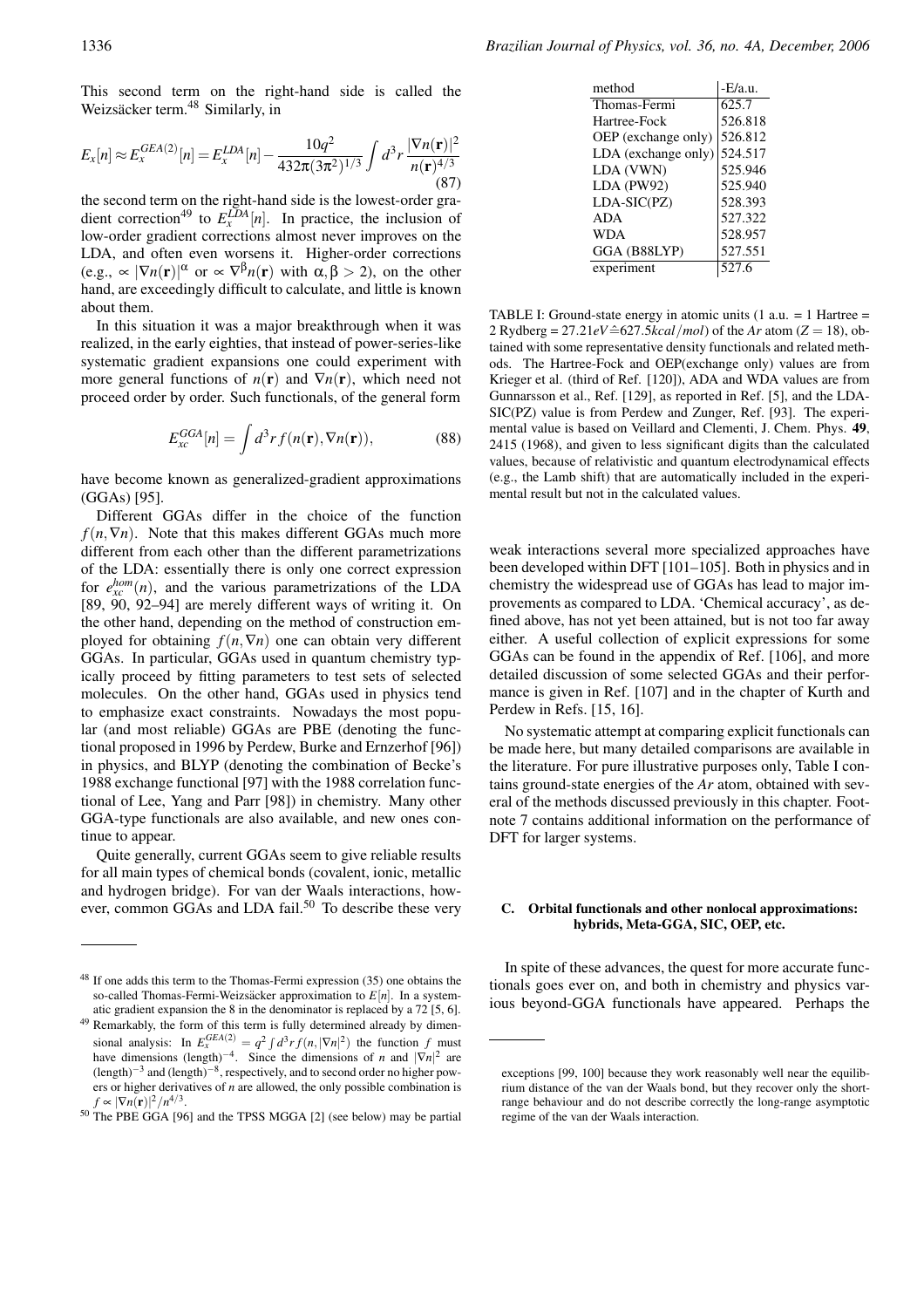This second term on the right-hand side is called the Weizsäcker term.[48] Similarly, in

$$E_x[n] \approx E_x^{GEA(2)}[n] = E_x^{LDA}[n] - \frac{10q^2}{432\pi(3\pi^2)^{1/3}} \int d^3r \frac{|\nabla n(\mathbf{r})|^2}{n(\mathbf{r})^{4/3}} \tag{87}$$

the second term on the right-hand side is the lowest-order gradient correction[49] to $E_x^{LDA}[n]$. In practice, the inclusion of low-order gradient corrections almost never improves on the LDA, and often even worsens it. Higher-order corrections (e.g., $\propto |\nabla n(\mathbf{r})|^\alpha$ or $\propto \nabla^\beta n(\mathbf{r})$ with $\alpha, \beta > 2$), on the other hand, are exceedingly difficult to calculate, and little is known about them.

In this situation it was a major breakthrough when it was realized, in the early eighties, that instead of power-series-like systematic gradient expansions one could experiment with more general functions of $n(\mathbf{r})$ and $\nabla n(\mathbf{r})$, which need not proceed order by order. Such functionals, of the general form

$$E_{xc}^{GGA}[n] = \int d^3r\, f(n(\mathbf{r}), \nabla n(\mathbf{r})), \tag{88}$$

have become known as generalized-gradient approximations (GGAs) [95].

Different GGAs differ in the choice of the function $f(n, \nabla n)$. Note that this makes different GGAs much more different from each other than the different parametrizations of the LDA: essentially there is only one correct expression for $e_{xc}^{hom}(n)$, and the various parametrizations of the LDA [89, 90, 92–94] are merely different ways of writing it. On the other hand, depending on the method of construction employed for obtaining $f(n, \nabla n)$ one can obtain very different GGAs. In particular, GGAs used in quantum chemistry typically proceed by fitting parameters to test sets of selected molecules. On the other hand, GGAs used in physics tend to emphasize exact constraints. Nowadays the most popular (and most reliable) GGAs are PBE (denoting the functional proposed in 1996 by Perdew, Burke and Ernzerhof [96]) in physics, and BLYP (denoting the combination of Becke's 1988 exchange functional [97] with the 1988 correlation functional of Lee, Yang and Parr [98]) in chemistry. Many other GGA-type functionals are also available, and new ones continue to appear.

Quite generally, current GGAs seem to give reliable results for all main types of chemical bonds (covalent, ionic, metallic and hydrogen bridge). For van der Waals interactions, however, common GGAs and LDA fail.[50] To describe these very weak interactions several more specialized approaches have been developed within DFT [101–105]. Both in physics and in chemistry the widespread use of GGAs has lead to major improvements as compared to LDA. 'Chemical accuracy', as defined above, has not yet been attained, but is not too far away either. A useful collection of explicit expressions for some GGAs can be found in the appendix of Ref. [106], and more detailed discussion of some selected GGAs and their performance is given in Ref. [107] and in the chapter of Kurth and Perdew in Refs. [15, 16].

| method | -E/a.u. |
|---|---|
| Thomas-Fermi | 625.7 |
| Hartree-Fock | 526.818 |
| OEP (exchange only) | 526.812 |
| LDA (exchange only) | 524.517 |
| LDA (VWN) | 525.946 |
| LDA (PW92) | 525.940 |
| LDA-SIC(PZ) | 528.393 |
| ADA | 527.322 |
| WDA | 528.957 |
| GGA (B88LYP) | 527.551 |
| experiment | 527.6 |

TABLE I: Ground-state energy in atomic units (1 a.u. = 1 Hartree = 2 Rydberg = $27.21 eV \hat{=} 627.5 kcal/mol$) of the $Ar$ atom ($Z = 18$), obtained with some representative density functionals and related methods. The Hartree-Fock and OEP(exchange only) values are from Krieger et al. (third of Ref. [120]), ADA and WDA values are from Gunnarsson et al., Ref. [129], as reported in Ref. [5], and the LDA-SIC(PZ) value is from Perdew and Zunger, Ref. [93]. The experimental value is based on Veillard and Clementi, J. Chem. Phys. **49**, 2415 (1968), and given to less significant digits than the calculated values, because of relativistic and quantum electrodynamical effects (e.g., the Lamb shift) that are automatically included in the experimental result but not in the calculated values.

No systematic attempt at comparing explicit functionals can be made here, but many detailed comparisons are available in the literature. For pure illustrative purposes only, Table I contains ground-state energies of the $Ar$ atom, obtained with several of the methods discussed previously in this chapter. Footnote 7 contains additional information on the performance of DFT for larger systems.

### C. Orbital functionals and other nonlocal approximations: hybrids, Meta-GGA, SIC, OEP, etc.

In spite of these advances, the quest for more accurate functionals goes ever on, and both in chemistry and physics various beyond-GGA functionals have appeared. Perhaps the

---

[48] If one adds this term to the Thomas-Fermi expression (35) one obtains the so-called Thomas-Fermi-Weizsäcker approximation to $E[n]$. In a systematic gradient expansion the 8 in the denominator is replaced by a 72 [5, 6].

[49] Remarkably, the form of this term is fully determined already by dimensional analysis: In $E_x^{GEA(2)} = q^2 \int d^3r\, f(n, |\nabla n|^2)$ the function $f$ must have dimensions $(\text{length})^{-4}$. Since the dimensions of $n$ and $|\nabla n|^2$ are $(\text{length})^{-3}$ and $(\text{length})^{-8}$, respectively, and to second order no higher powers or higher derivatives of $n$ are allowed, the only possible combination is $f \propto |\nabla n(\mathbf{r})|^2 / n^{4/3}$.

[50] The PBE GGA [96] and the TPSS MGGA [2] (see below) may be partial exceptions [99, 100] because they work reasonably well near the equilibrium distance of the van der Waals bond, but they recover only the short-range behaviour and do not describe correctly the long-range asymptotic regime of the van der Waals interaction.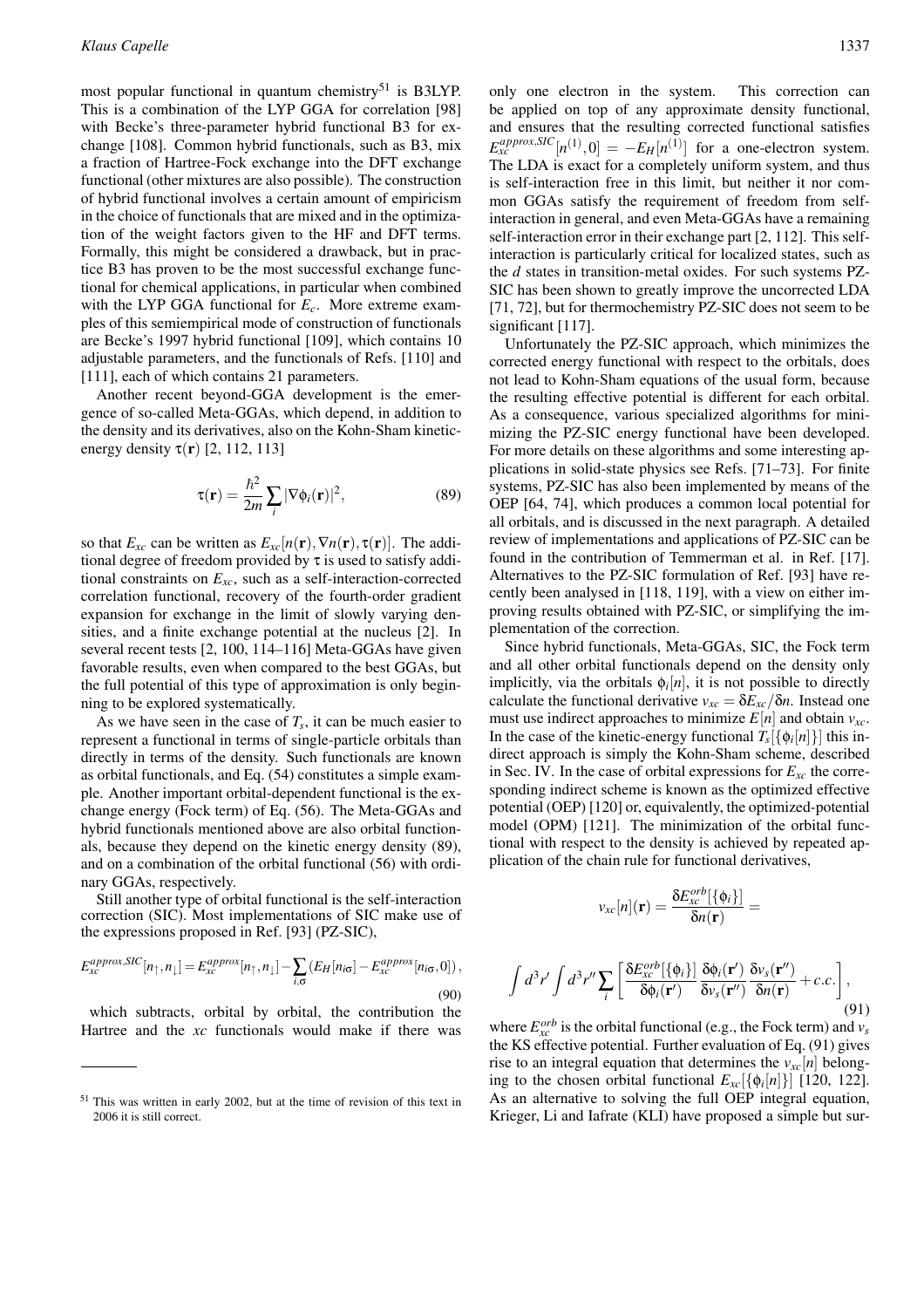most popular functional in quantum chemistry[51] is B3LYP. This is a combination of the LYP GGA for correlation [98] with Becke's three-parameter hybrid functional B3 for exchange [108]. Common hybrid functionals, such as B3, mix a fraction of Hartree-Fock exchange into the DFT exchange functional (other mixtures are also possible). The construction of hybrid functional involves a certain amount of empiricism in the choice of functionals that are mixed and in the optimization of the weight factors given to the HF and DFT terms. Formally, this might be considered a drawback, but in practice B3 has proven to be the most successful exchange functional for chemical applications, in particular when combined with the LYP GGA functional for $E_c$. More extreme examples of this semiempirical mode of construction of functionals are Becke's 1997 hybrid functional [109], which contains 10 adjustable parameters, and the functionals of Refs. [110] and [111], each of which contains 21 parameters.

Another recent beyond-GGA development is the emergence of so-called Meta-GGAs, which depend, in addition to the density and its derivatives, also on the Kohn-Sham kinetic-energy density $\tau(\mathbf{r})$ [2, 112, 113]

$$\tau(\mathbf{r}) = \frac{\hbar^2}{2m}\sum_i |\nabla\phi_i(\mathbf{r})|^2, \tag{89}$$

so that $E_{xc}$ can be written as $E_{xc}[n(\mathbf{r}),\nabla n(\mathbf{r}),\tau(\mathbf{r})]$. The additional degree of freedom provided by $\tau$ is used to satisfy additional constraints on $E_{xc}$, such as a self-interaction-corrected correlation functional, recovery of the fourth-order gradient expansion for exchange in the limit of slowly varying densities, and a finite exchange potential at the nucleus [2]. In several recent tests [2, 100, 114–116] Meta-GGAs have given favorable results, even when compared to the best GGAs, but the full potential of this type of approximation is only beginning to be explored systematically.

As we have seen in the case of $T_s$, it can be much easier to represent a functional in terms of single-particle orbitals than directly in terms of the density. Such functionals are known as orbital functionals, and Eq. (54) constitutes a simple example. Another important orbital-dependent functional is the exchange energy (Fock term) of Eq. (56). The Meta-GGAs and hybrid functionals mentioned above are also orbital functionals, because they depend on the kinetic energy density (89), and on a combination of the orbital functional (56) with ordinary GGAs, respectively.

Still another type of orbital functional is the self-interaction correction (SIC). Most implementations of SIC make use of the expressions proposed in Ref. [93] (PZ-SIC),

$$E_{xc}^{approx,SIC}[n_\uparrow,n_\downarrow] = E_{xc}^{approx}[n_\uparrow,n_\downarrow] - \sum_{i,\sigma}\left(E_H[n_{i\sigma}] - E_{xc}^{approx}[n_{i\sigma},0]\right), \tag{90}$$

which subtracts, orbital by orbital, the contribution the Hartree and the *xc* functionals would make if there was only one electron in the system. This correction can be applied on top of any approximate density functional, and ensures that the resulting corrected functional satisfies $E_{xc}^{approx,SIC}[n^{(1)},0] = -E_H[n^{(1)}]$ for a one-electron system. The LDA is exact for a completely uniform system, and thus is self-interaction free in this limit, but neither it nor common GGAs satisfy the requirement of freedom from self-interaction in general, and even Meta-GGAs have a remaining self-interaction error in their exchange part [2, 112]. This self-interaction is particularly critical for localized states, such as the *d* states in transition-metal oxides. For such systems PZ-SIC has been shown to greatly improve the uncorrected LDA [71, 72], but for thermochemistry PZ-SIC does not seem to be significant [117].

Unfortunately the PZ-SIC approach, which minimizes the corrected energy functional with respect to the orbitals, does not lead to Kohn-Sham equations of the usual form, because the resulting effective potential is different for each orbital. As a consequence, various specialized algorithms for minimizing the PZ-SIC energy functional have been developed. For more details on these algorithms and some interesting applications in solid-state physics see Refs. [71–73]. For finite systems, PZ-SIC has also been implemented by means of the OEP [64, 74], which produces a common local potential for all orbitals, and is discussed in the next paragraph. A detailed review of implementations and applications of PZ-SIC can be found in the contribution of Temmerman et al. in Ref. [17]. Alternatives to the PZ-SIC formulation of Ref. [93] have recently been analysed in [118, 119], with a view on either improving results obtained with PZ-SIC, or simplifying the implementation of the correction.

Since hybrid functionals, Meta-GGAs, SIC, the Fock term and all other orbital functionals depend on the density only implicitly, via the orbitals $\phi_i[n]$, it is not possible to directly calculate the functional derivative $v_{xc} = \delta E_{xc}/\delta n$. Instead one must use indirect approaches to minimize $E[n]$ and obtain $v_{xc}$. In the case of the kinetic-energy functional $T_s[\{\phi_i[n]\}]$ this indirect approach is simply the Kohn-Sham scheme, described in Sec. IV. In the case of orbital expressions for $E_{xc}$ the corresponding indirect scheme is known as the optimized effective potential (OEP) [120] or, equivalently, the optimized-potential model (OPM) [121]. The minimization of the orbital functional with respect to the density is achieved by repeated application of the chain rule for functional derivatives,

$$v_{xc}[n](\mathbf{r}) = \frac{\delta E_{xc}^{orb}[\{\phi_i\}]}{\delta n(\mathbf{r})} =$$

$$\int d^3r' \int d^3r'' \sum_i \left[\frac{\delta E_{xc}^{orb}[\{\phi_i\}]}{\delta\phi_i(\mathbf{r}')}\frac{\delta\phi_i(\mathbf{r}')}{\delta v_s(\mathbf{r}'')}\frac{\delta v_s(\mathbf{r}'')}{\delta n(\mathbf{r})} + c.c.\right], \tag{91}$$

where $E_{xc}^{orb}$ is the orbital functional (e.g., the Fock term) and $v_s$ the KS effective potential. Further evaluation of Eq. (91) gives rise to an integral equation that determines the $v_{xc}[n]$ belonging to the chosen orbital functional $E_{xc}[\{\phi_i[n]\}]$ [120, 122]. As an alternative to solving the full OEP integral equation, Krieger, Li and Iafrate (KLI) have proposed a simple but sur-

[51] This was written in early 2002, but at the time of revision of this text in 2006 it is still correct.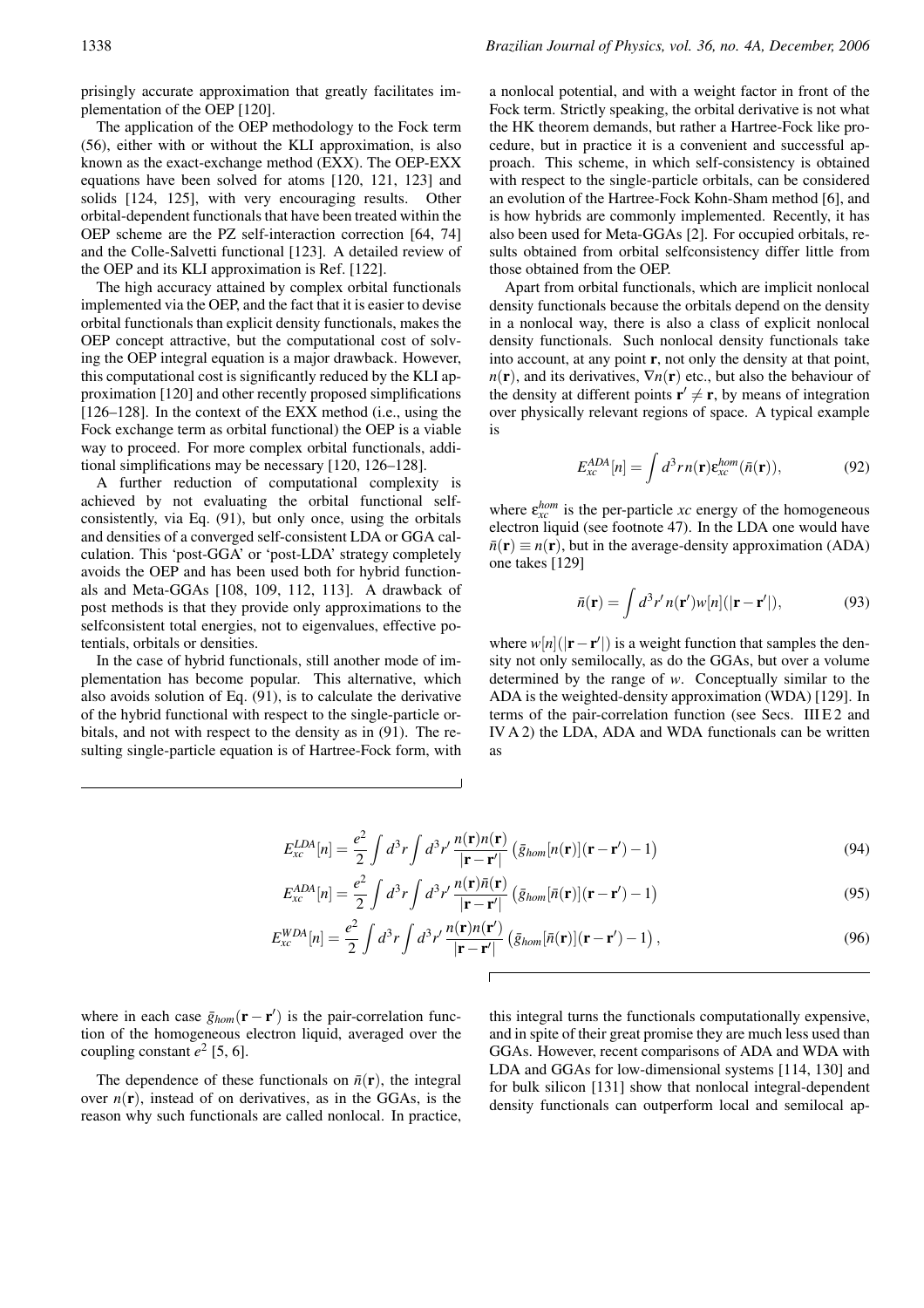prisingly accurate approximation that greatly facilitates implementation of the OEP [120].

The application of the OEP methodology to the Fock term (56), either with or without the KLI approximation, is also known as the exact-exchange method (EXX). The OEP-EXX equations have been solved for atoms [120, 121, 123] and solids [124, 125], with very encouraging results. Other orbital-dependent functionals that have been treated within the OEP scheme are the PZ self-interaction correction [64, 74] and the Colle-Salvetti functional [123]. A detailed review of the OEP and its KLI approximation is Ref. [122].

The high accuracy attained by complex orbital functionals implemented via the OEP, and the fact that it is easier to devise orbital functionals than explicit density functionals, makes the OEP concept attractive, but the computational cost of solving the OEP integral equation is a major drawback. However, this computational cost is significantly reduced by the KLI approximation [120] and other recently proposed simplifications [126–128]. In the context of the EXX method (i.e., using the Fock exchange term as orbital functional) the OEP is a viable way to proceed. For more complex orbital functionals, additional simplifications may be necessary [120, 126–128].

A further reduction of computational complexity is achieved by not evaluating the orbital functional self-consistently, via Eq. (91), but only once, using the orbitals and densities of a converged self-consistent LDA or GGA calculation. This 'post-GGA' or 'post-LDA' strategy completely avoids the OEP and has been used both for hybrid functionals and Meta-GGAs [108, 109, 112, 113]. A drawback of post methods is that they provide only approximations to the selfconsistent total energies, not to eigenvalues, effective potentials, orbitals or densities.

In the case of hybrid functionals, still another mode of implementation has become popular. This alternative, which also avoids solution of Eq. (91), is to calculate the derivative of the hybrid functional with respect to the single-particle orbitals, and not with respect to the density as in (91). The resulting single-particle equation is of Hartree-Fock form, with a nonlocal potential, and with a weight factor in front of the Fock term. Strictly speaking, the orbital derivative is not what the HK theorem demands, but rather a Hartree-Fock like procedure, but in practice it is a convenient and successful approach. This scheme, in which self-consistency is obtained with respect to the single-particle orbitals, can be considered an evolution of the Hartree-Fock Kohn-Sham method [6], and is how hybrids are commonly implemented. Recently, it has also been used for Meta-GGAs [2]. For occupied orbitals, results obtained from orbital selfconsistency differ little from those obtained from the OEP.

Apart from orbital functionals, which are implicit nonlocal density functionals because the orbitals depend on the density in a nonlocal way, there is also a class of explicit nonlocal density functionals. Such nonlocal density functionals take into account, at any point $\mathbf{r}$, not only the density at that point, $n(\mathbf{r})$, and its derivatives, $\nabla n(\mathbf{r})$ etc., but also the behaviour of the density at different points $\mathbf{r}' \neq \mathbf{r}$, by means of integration over physically relevant regions of space. A typical example is

$$E_{xc}^{ADA}[n] = \int d^3r\, n(\mathbf{r}) \varepsilon_{xc}^{hom}(\bar{n}(\mathbf{r})), \tag{92}$$

where $\varepsilon_{xc}^{hom}$ is the per-particle *xc* energy of the homogeneous electron liquid (see footnote 47). In the LDA one would have $\bar{n}(\mathbf{r}) \equiv n(\mathbf{r})$, but in the average-density approximation (ADA) one takes [129]

$$\bar{n}(\mathbf{r}) = \int d^3r'\, n(\mathbf{r}') w[n](|\mathbf{r}-\mathbf{r}'|), \tag{93}$$

where $w[n](|\mathbf{r}-\mathbf{r}'|)$ is a weight function that samples the density not only semilocally, as do the GGAs, but over a volume determined by the range of $w$. Conceptually similar to the ADA is the weighted-density approximation (WDA) [129]. In terms of the pair-correlation function (see Secs. III E 2 and IV A 2) the LDA, ADA and WDA functionals can be written as

$$E_{xc}^{LDA}[n] = \frac{e^2}{2}\int d^3r \int d^3r' \,\frac{n(\mathbf{r})n(\mathbf{r})}{|\mathbf{r}-\mathbf{r}'|}\left(\bar{g}_{hom}[n(\mathbf{r})](\mathbf{r}-\mathbf{r}') - 1\right) \tag{94}$$

$$E_{xc}^{ADA}[n] = \frac{e^2}{2}\int d^3r \int d^3r' \,\frac{n(\mathbf{r})\bar{n}(\mathbf{r})}{|\mathbf{r}-\mathbf{r}'|}\left(\bar{g}_{hom}[\bar{n}(\mathbf{r})](\mathbf{r}-\mathbf{r}') - 1\right) \tag{95}$$

$$E_{xc}^{WDA}[n] = \frac{e^2}{2}\int d^3r \int d^3r' \,\frac{n(\mathbf{r})n(\mathbf{r}')}{|\mathbf{r}-\mathbf{r}'|}\left(\bar{g}_{hom}[\bar{n}(\mathbf{r})](\mathbf{r}-\mathbf{r}') - 1\right), \tag{96}$$

where in each case $\bar{g}_{hom}(\mathbf{r}-\mathbf{r}')$ is the pair-correlation function of the homogeneous electron liquid, averaged over the coupling constant $e^2$ [5, 6].

The dependence of these functionals on $\bar{n}(\mathbf{r})$, the integral over $n(\mathbf{r})$, instead of on derivatives, as in the GGAs, is the reason why such functionals are called nonlocal. In practice, this integral turns the functionals computationally expensive, and in spite of their great promise they are much less used than GGAs. However, recent comparisons of ADA and WDA with LDA and GGAs for low-dimensional systems [114, 130] and for bulk silicon [131] show that nonlocal integral-dependent density functionals can outperform local and semilocal ap-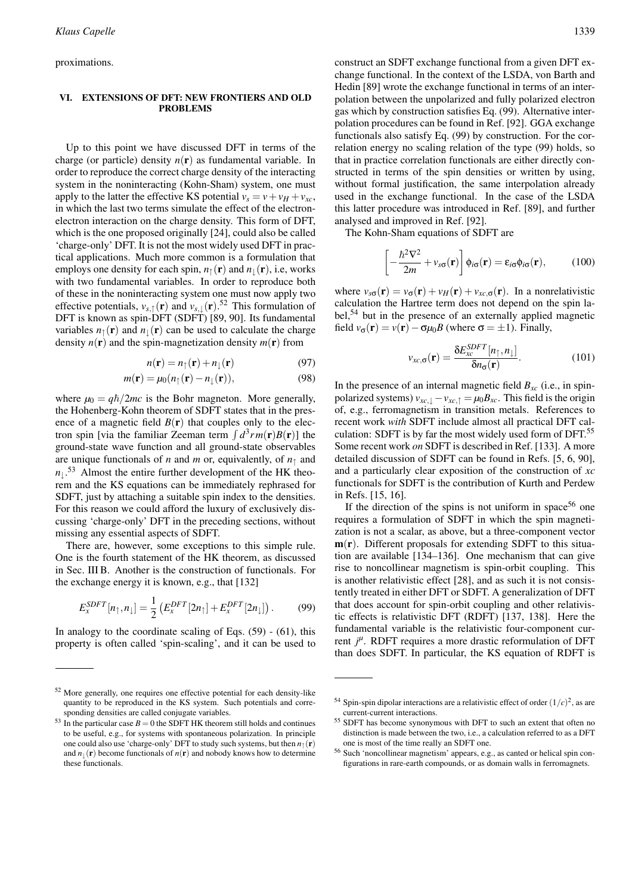proximations.

## VI. EXTENSIONS OF DFT: NEW FRONTIERS AND OLD PROBLEMS

Up to this point we have discussed DFT in terms of the charge (or particle) density $n(\mathbf{r})$ as fundamental variable. In order to reproduce the correct charge density of the interacting system in the noninteracting (Kohn-Sham) system, one must apply to the latter the effective KS potential $v_s = v + v_H + v_{xc}$, in which the last two terms simulate the effect of the electron-electron interaction on the charge density. This form of DFT, which is the one proposed originally [24], could also be called 'charge-only' DFT. It is not the most widely used DFT in practical applications. Much more common is a formulation that employs one density for each spin, $n_\uparrow(\mathbf{r})$ and $n_\downarrow(\mathbf{r})$, i.e, works with two fundamental variables. In order to reproduce both of these in the noninteracting system one must now apply two effective potentials, $v_{s,\uparrow}(\mathbf{r})$ and $v_{s,\downarrow}(\mathbf{r})$.[52] This formulation of DFT is known as spin-DFT (SDFT) [89, 90]. Its fundamental variables $n_\uparrow(\mathbf{r})$ and $n_\downarrow(\mathbf{r})$ can be used to calculate the charge density $n(\mathbf{r})$ and the spin-magnetization density $m(\mathbf{r})$ from

$$n(\mathbf{r}) = n_\uparrow(\mathbf{r}) + n_\downarrow(\mathbf{r}) \tag{97}$$

$$m(\mathbf{r}) = \mu_0(n_\uparrow(\mathbf{r}) - n_\downarrow(\mathbf{r})), \tag{98}$$

where $\mu_0 = q\hbar/2mc$ is the Bohr magneton. More generally, the Hohenberg-Kohn theorem of SDFT states that in the presence of a magnetic field $B(\mathbf{r})$ that couples only to the electron spin [via the familiar Zeeman term $\int d^3r\, m(\mathbf{r})B(\mathbf{r})$] the ground-state wave function and all ground-state observables are unique functionals of $n$ and $m$ or, equivalently, of $n_\uparrow$ and $n_\downarrow$.[53] Almost the entire further development of the HK theorem and the KS equations can be immediately rephrased for SDFT, just by attaching a suitable spin index to the densities. For this reason we could afford the luxury of exclusively discussing 'charge-only' DFT in the preceding sections, without missing any essential aspects of SDFT.

There are, however, some exceptions to this simple rule. One is the fourth statement of the HK theorem, as discussed in Sec. III B. Another is the construction of functionals. For the exchange energy it is known, e.g., that [132]

$$E_x^{SDFT}[n_\uparrow, n_\downarrow] = \frac{1}{2}\left(E_x^{DFT}[2n_\uparrow] + E_x^{DFT}[2n_\downarrow]\right). \tag{99}$$

In analogy to the coordinate scaling of Eqs. (59) - (61), this property is often called 'spin-scaling', and it can be used to construct an SDFT exchange functional from a given DFT exchange functional. In the context of the LSDA, von Barth and Hedin [89] wrote the exchange functional in terms of an interpolation between the unpolarized and fully polarized electron gas which by construction satisfies Eq. (99). Alternative interpolation procedures can be found in Ref. [92]. GGA exchange functionals also satisfy Eq. (99) by construction. For the correlation energy no scaling relation of the type (99) holds, so that in practice correlation functionals are either directly constructed in terms of the spin densities or written by using, without formal justification, the same interpolation already used in the exchange functional. In the case of the LSDA this latter procedure was introduced in Ref. [89], and further analysed and improved in Ref. [92].

The Kohn-Sham equations of SDFT are

$$\left[-\frac{\hbar^2\nabla^2}{2m} + v_{s\sigma}(\mathbf{r})\right]\phi_{i\sigma}(\mathbf{r}) = \varepsilon_{i\sigma}\phi_{i\sigma}(\mathbf{r}), \tag{100}$$

where $v_{s\sigma}(\mathbf{r}) = v_\sigma(\mathbf{r}) + v_H(\mathbf{r}) + v_{xc,\sigma}(\mathbf{r})$. In a nonrelativistic calculation the Hartree term does not depend on the spin label,[54] but in the presence of an externally applied magnetic field $v_\sigma(\mathbf{r}) = v(\mathbf{r}) - \sigma\mu_0 B$ (where $\sigma = \pm 1$). Finally,

$$v_{xc,\sigma}(\mathbf{r}) = \frac{\delta E_{xc}^{SDFT}[n_\uparrow, n_\downarrow]}{\delta n_\sigma(\mathbf{r})}. \tag{101}$$

In the presence of an internal magnetic field $B_{xc}$ (i.e., in spin-polarized systems) $v_{xc,\downarrow} - v_{xc,\uparrow} = \mu_0 B_{xc}$. This field is the origin of, e.g., ferromagnetism in transition metals. References to recent work *with* SDFT include almost all practical DFT calculation: SDFT is by far the most widely used form of DFT.[55] Some recent work *on* SDFT is described in Ref. [133]. A more detailed discussion of SDFT can be found in Refs. [5, 6, 90], and a particularly clear exposition of the construction of *xc* functionals for SDFT is the contribution of Kurth and Perdew in Refs. [15, 16].

If the direction of the spins is not uniform in space[56] one requires a formulation of SDFT in which the spin magnetization is not a scalar, as above, but a three-component vector $\mathbf{m}(\mathbf{r})$. Different proposals for extending SDFT to this situation are available [134–136]. One mechanism that can give rise to noncollinear magnetism is spin-orbit coupling. This is another relativistic effect [28], and as such it is not consistently treated in either DFT or SDFT. A generalization of DFT that does account for spin-orbit coupling and other relativistic effects is relativistic DFT (RDFT) [137, 138]. Here the fundamental variable is the relativistic four-component current $j^\mu$. RDFT requires a more drastic reformulation of DFT than does SDFT. In particular, the KS equation of RDFT is

---

[52] More generally, one requires one effective potential for each density-like quantity to be reproduced in the KS system. Such potentials and corresponding densities are called conjugate variables.

[53] In the particular case $B = 0$ the SDFT HK theorem still holds and continues to be useful, e.g., for systems with spontaneous polarization. In principle one could also use 'charge-only' DFT to study such systems, but then $n_\uparrow(\mathbf{r})$ and $n_\downarrow(\mathbf{r})$ become functionals of $n(\mathbf{r})$ and nobody knows how to determine these functionals.

[54] Spin-spin dipolar interactions are a relativistic effect of order $(1/c)^2$, as are current-current interactions.

[55] SDFT has become synonymous with DFT to such an extent that often no distinction is made between the two, i.e., a calculation referred to as a DFT one is most of the time really an SDFT one.

[56] Such 'noncollinear magnetism' appears, e.g., as canted or helical spin configurations in rare-earth compounds, or as domain walls in ferromagnets.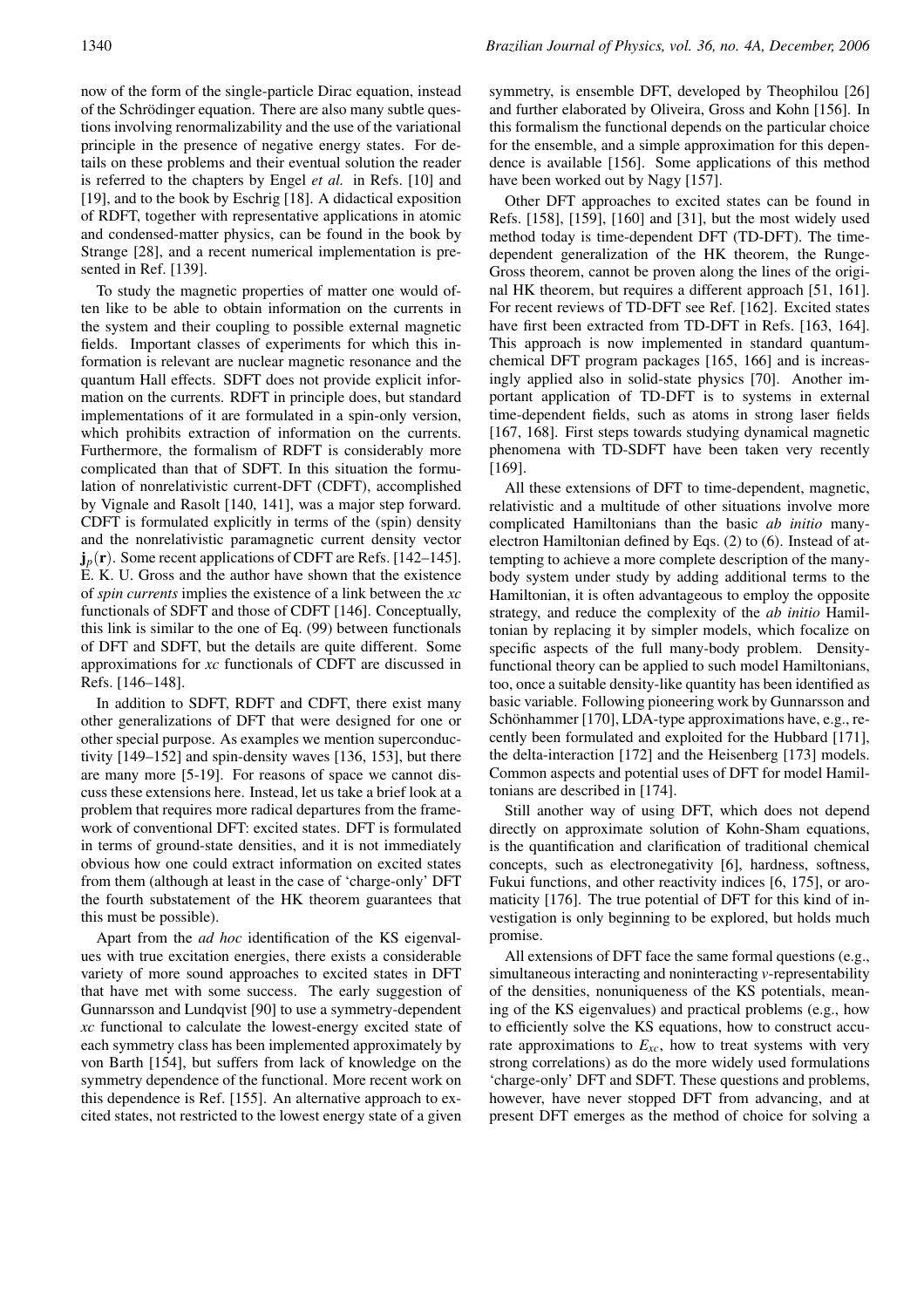now of the form of the single-particle Dirac equation, instead of the Schrödinger equation. There are also many subtle questions involving renormalizability and the use of the variational principle in the presence of negative energy states. For details on these problems and their eventual solution the reader is referred to the chapters by Engel *et al.* in Refs. [10] and [19], and to the book by Eschrig [18]. A didactical exposition of RDFT, together with representative applications in atomic and condensed-matter physics, can be found in the book by Strange [28], and a recent numerical implementation is presented in Ref. [139].

To study the magnetic properties of matter one would often like to be able to obtain information on the currents in the system and their coupling to possible external magnetic fields. Important classes of experiments for which this information is relevant are nuclear magnetic resonance and the quantum Hall effects. SDFT does not provide explicit information on the currents. RDFT in principle does, but standard implementations of it are formulated in a spin-only version, which prohibits extraction of information on the currents. Furthermore, the formalism of RDFT is considerably more complicated than that of SDFT. In this situation the formulation of nonrelativistic current-DFT (CDFT), accomplished by Vignale and Rasolt [140, 141], was a major step forward. CDFT is formulated explicitly in terms of the (spin) density and the nonrelativistic paramagnetic current density vector $\mathbf{j}_p(\mathbf{r})$. Some recent applications of CDFT are Refs. [142–145]. E. K. U. Gross and the author have shown that the existence of *spin currents* implies the existence of a link between the *xc* functionals of SDFT and those of CDFT [146]. Conceptually, this link is similar to the one of Eq. (99) between functionals of DFT and SDFT, but the details are quite different. Some approximations for *xc* functionals of CDFT are discussed in Refs. [146–148].

In addition to SDFT, RDFT and CDFT, there exist many other generalizations of DFT that were designed for one or other special purpose. As examples we mention superconductivity [149–152] and spin-density waves [136, 153], but there are many more [5-19]. For reasons of space we cannot discuss these extensions here. Instead, let us take a brief look at a problem that requires more radical departures from the framework of conventional DFT: excited states. DFT is formulated in terms of ground-state densities, and it is not immediately obvious how one could extract information on excited states from them (although at least in the case of 'charge-only' DFT the fourth substatement of the HK theorem guarantees that this must be possible).

Apart from the *ad hoc* identification of the KS eigenvalues with true excitation energies, there exists a considerable variety of more sound approaches to excited states in DFT that have met with some success. The early suggestion of Gunnarsson and Lundqvist [90] to use a symmetry-dependent *xc* functional to calculate the lowest-energy excited state of each symmetry class has been implemented approximately by von Barth [154], but suffers from lack of knowledge on the symmetry dependence of the functional. More recent work on this dependence is Ref. [155]. An alternative approach to excited states, not restricted to the lowest energy state of a given symmetry, is ensemble DFT, developed by Theophilou [26] and further elaborated by Oliveira, Gross and Kohn [156]. In this formalism the functional depends on the particular choice for the ensemble, and a simple approximation for this dependence is available [156]. Some applications of this method have been worked out by Nagy [157].

Other DFT approaches to excited states can be found in Refs. [158], [159], [160] and [31], but the most widely used method today is time-dependent DFT (TD-DFT). The time-dependent generalization of the HK theorem, the Runge-Gross theorem, cannot be proven along the lines of the original HK theorem, but requires a different approach [51, 161]. For recent reviews of TD-DFT see Ref. [162]. Excited states have first been extracted from TD-DFT in Refs. [163, 164]. This approach is now implemented in standard quantum-chemical DFT program packages [165, 166] and is increasingly applied also in solid-state physics [70]. Another important application of TD-DFT is to systems in external time-dependent fields, such as atoms in strong laser fields [167, 168]. First steps towards studying dynamical magnetic phenomena with TD-SDFT have been taken very recently [169].

All these extensions of DFT to time-dependent, magnetic, relativistic and a multitude of other situations involve more complicated Hamiltonians than the basic *ab initio* many-electron Hamiltonian defined by Eqs. (2) to (6). Instead of attempting to achieve a more complete description of the many-body system under study by adding additional terms to the Hamiltonian, it is often advantageous to employ the opposite strategy, and reduce the complexity of the *ab initio* Hamiltonian by replacing it by simpler models, which focalize on specific aspects of the full many-body problem. Density-functional theory can be applied to such model Hamiltonians, too, once a suitable density-like quantity has been identified as basic variable. Following pioneering work by Gunnarsson and Schönhammer [170], LDA-type approximations have, e.g., recently been formulated and exploited for the Hubbard [171], the delta-interaction [172] and the Heisenberg [173] models. Common aspects and potential uses of DFT for model Hamiltonians are described in [174].

Still another way of using DFT, which does not depend directly on approximate solution of Kohn-Sham equations, is the quantification and clarification of traditional chemical concepts, such as electronegativity [6], hardness, softness, Fukui functions, and other reactivity indices [6, 175], or aromaticity [176]. The true potential of DFT for this kind of investigation is only beginning to be explored, but holds much promise.

All extensions of DFT face the same formal questions (e.g., simultaneous interacting and noninteracting *v*-representability of the densities, nonuniqueness of the KS potentials, meaning of the KS eigenvalues) and practical problems (e.g., how to efficiently solve the KS equations, how to construct accurate approximations to $E_{xc}$, how to treat systems with very strong correlations) as do the more widely used formulations 'charge-only' DFT and SDFT. These questions and problems, however, have never stopped DFT from advancing, and at present DFT emerges as the method of choice for solving a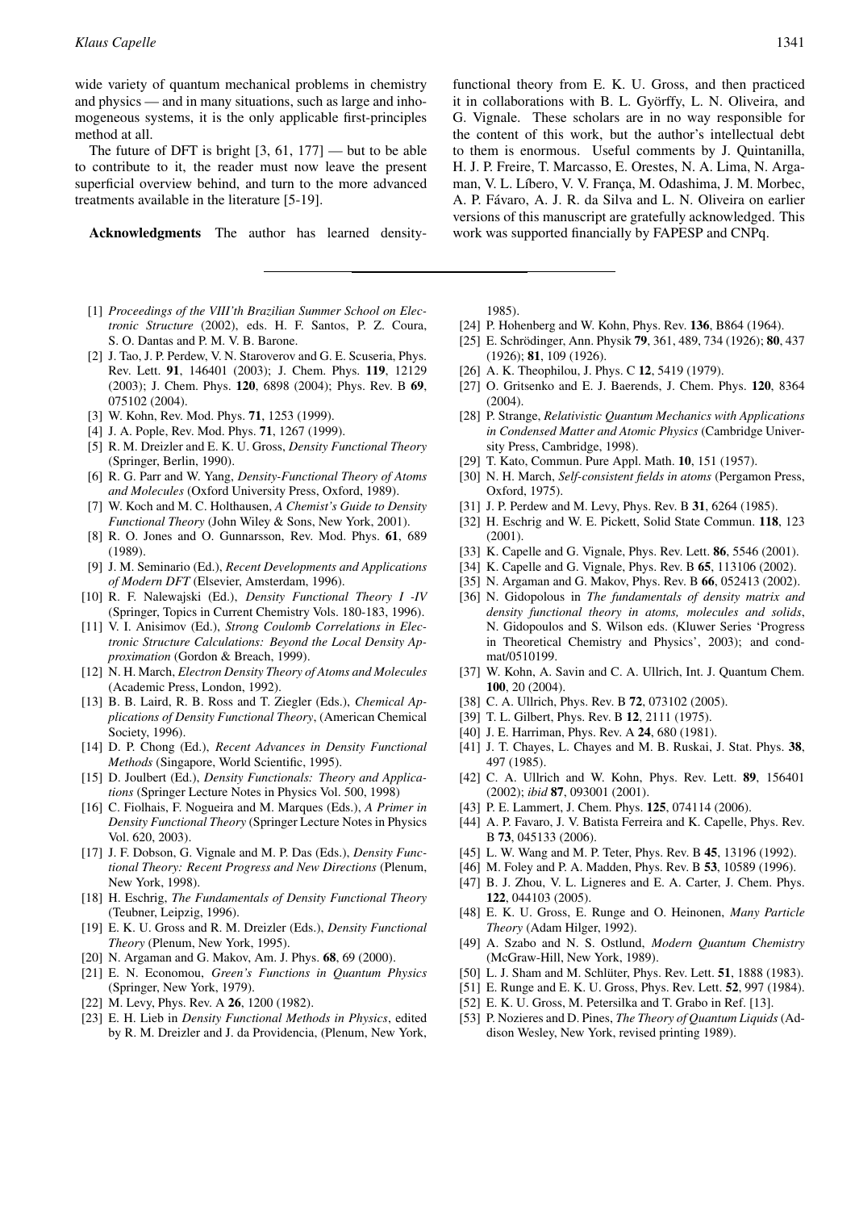wide variety of quantum mechanical problems in chemistry and physics — and in many situations, such as large and inhomogeneous systems, it is the only applicable first-principles method at all.

The future of DFT is bright [3, 61, 177] — but to be able to contribute to it, the reader must now leave the present superficial overview behind, and turn to the more advanced treatments available in the literature [5-19].

**Acknowledgments** The author has learned density-functional theory from E. K. U. Gross, and then practiced it in collaborations with B. L. Györffy, L. N. Oliveira, and G. Vignale. These scholars are in no way responsible for the content of this work, but the author's intellectual debt to them is enormous. Useful comments by J. Quintanilla, H. J. P. Freire, T. Marcasso, E. Orestes, N. A. Lima, N. Argaman, V. L. Líbero, V. V. França, M. Odashima, J. M. Morbec, A. P. Fávaro, A. J. R. da Silva and L. N. Oliveira on earlier versions of this manuscript are gratefully acknowledged. This work was supported financially by FAPESP and CNPq.

---

[1] *Proceedings of the VIII'th Brazilian Summer School on Electronic Structure* (2002), eds. H. F. Santos, P. Z. Coura, S. O. Dantas and P. M. V. B. Barone.

[2] J. Tao, J. P. Perdew, V. N. Staroverov and G. E. Scuseria, Phys. Rev. Lett. **91**, 146401 (2003); J. Chem. Phys. **119**, 12129 (2003); J. Chem. Phys. **120**, 6898 (2004); Phys. Rev. B **69**, 075102 (2004).

[3] W. Kohn, Rev. Mod. Phys. **71**, 1253 (1999).

[4] J. A. Pople, Rev. Mod. Phys. **71**, 1267 (1999).

[5] R. M. Dreizler and E. K. U. Gross, *Density Functional Theory* (Springer, Berlin, 1990).

[6] R. G. Parr and W. Yang, *Density-Functional Theory of Atoms and Molecules* (Oxford University Press, Oxford, 1989).

[7] W. Koch and M. C. Holthausen, *A Chemist's Guide to Density Functional Theory* (John Wiley & Sons, New York, 2001).

[8] R. O. Jones and O. Gunnarsson, Rev. Mod. Phys. **61**, 689 (1989).

[9] J. M. Seminario (Ed.), *Recent Developments and Applications of Modern DFT* (Elsevier, Amsterdam, 1996).

[10] R. F. Nalewajski (Ed.), *Density Functional Theory I -IV* (Springer, Topics in Current Chemistry Vols. 180-183, 1996).

[11] V. I. Anisimov (Ed.), *Strong Coulomb Correlations in Electronic Structure Calculations: Beyond the Local Density Approximation* (Gordon & Breach, 1999).

[12] N. H. March, *Electron Density Theory of Atoms and Molecules* (Academic Press, London, 1992).

[13] B. B. Laird, R. B. Ross and T. Ziegler (Eds.), *Chemical Applications of Density Functional Theory*, (American Chemical Society, 1996).

[14] D. P. Chong (Ed.), *Recent Advances in Density Functional Methods* (Singapore, World Scientific, 1995).

[15] D. Joulbert (Ed.), *Density Functionals: Theory and Applications* (Springer Lecture Notes in Physics Vol. 500, 1998)

[16] C. Fiolhais, F. Nogueira and M. Marques (Eds.), *A Primer in Density Functional Theory* (Springer Lecture Notes in Physics Vol. 620, 2003).

[17] J. F. Dobson, G. Vignale and M. P. Das (Eds.), *Density Functional Theory: Recent Progress and New Directions* (Plenum, New York, 1998).

[18] H. Eschrig, *The Fundamentals of Density Functional Theory* (Teubner, Leipzig, 1996).

[19] E. K. U. Gross and R. M. Dreizler (Eds.), *Density Functional Theory* (Plenum, New York, 1995).

[20] N. Argaman and G. Makov, Am. J. Phys. **68**, 69 (2000).

[21] E. N. Economou, *Green's Functions in Quantum Physics* (Springer, New York, 1979).

[22] M. Levy, Phys. Rev. A **26**, 1200 (1982).

[23] E. H. Lieb in *Density Functional Methods in Physics*, edited by R. M. Dreizler and J. da Providencia, (Plenum, New York, 1985).

[24] P. Hohenberg and W. Kohn, Phys. Rev. **136**, B864 (1964).

[25] E. Schrödinger, Ann. Physik **79**, 361, 489, 734 (1926); **80**, 437 (1926); **81**, 109 (1926).

[26] A. K. Theophilou, J. Phys. C **12**, 5419 (1979).

[27] O. Gritsenko and E. J. Baerends, J. Chem. Phys. **120**, 8364 (2004).

[28] P. Strange, *Relativistic Quantum Mechanics with Applications in Condensed Matter and Atomic Physics* (Cambridge University Press, Cambridge, 1998).

[29] T. Kato, Commun. Pure Appl. Math. **10**, 151 (1957).

[30] N. H. March, *Self-consistent fields in atoms* (Pergamon Press, Oxford, 1975).

[31] J. P. Perdew and M. Levy, Phys. Rev. B **31**, 6264 (1985).

[32] H. Eschrig and W. E. Pickett, Solid State Commun. **118**, 123 (2001).

[33] K. Capelle and G. Vignale, Phys. Rev. Lett. **86**, 5546 (2001).

[34] K. Capelle and G. Vignale, Phys. Rev. B **65**, 113106 (2002).

[35] N. Argaman and G. Makov, Phys. Rev. B **66**, 052413 (2002).

[36] N. Gidopolous in *The fundamentals of density matrix and density functional theory in atoms, molecules and solids*, N. Gidopoulos and S. Wilson eds. (Kluwer Series 'Progress in Theoretical Chemistry and Physics', 2003); and cond-mat/0510199.

[37] W. Kohn, A. Savin and C. A. Ullrich, Int. J. Quantum Chem. **100**, 20 (2004).

[38] C. A. Ullrich, Phys. Rev. B **72**, 073102 (2005).

[39] T. L. Gilbert, Phys. Rev. B **12**, 2111 (1975).

[40] J. E. Harriman, Phys. Rev. A **24**, 680 (1981).

[41] J. T. Chayes, L. Chayes and M. B. Ruskai, J. Stat. Phys. **38**, 497 (1985).

[42] C. A. Ullrich and W. Kohn, Phys. Rev. Lett. **89**, 156401 (2002); *ibid* **87**, 093001 (2001).

[43] P. E. Lammert, J. Chem. Phys. **125**, 074114 (2006).

[44] A. P. Favaro, J. V. Batista Ferreira and K. Capelle, Phys. Rev. B **73**, 045133 (2006).

[45] L. W. Wang and M. P. Teter, Phys. Rev. B **45**, 13196 (1992).

[46] M. Foley and P. A. Madden, Phys. Rev. B **53**, 10589 (1996).

[47] B. J. Zhou, V. L. Ligneres and E. A. Carter, J. Chem. Phys. **122**, 044103 (2005).

[48] E. K. U. Gross, E. Runge and O. Heinonen, *Many Particle Theory* (Adam Hilger, 1992).

[49] A. Szabo and N. S. Ostlund, *Modern Quantum Chemistry* (McGraw-Hill, New York, 1989).

[50] L. J. Sham and M. Schlüter, Phys. Rev. Lett. **51**, 1888 (1983).

[51] E. Runge and E. K. U. Gross, Phys. Rev. Lett. **52**, 997 (1984).

[52] E. K. U. Gross, M. Petersilka and T. Grabo in Ref. [13].

[53] P. Nozieres and D. Pines, *The Theory of Quantum Liquids* (Addison Wesley, New York, revised printing 1989).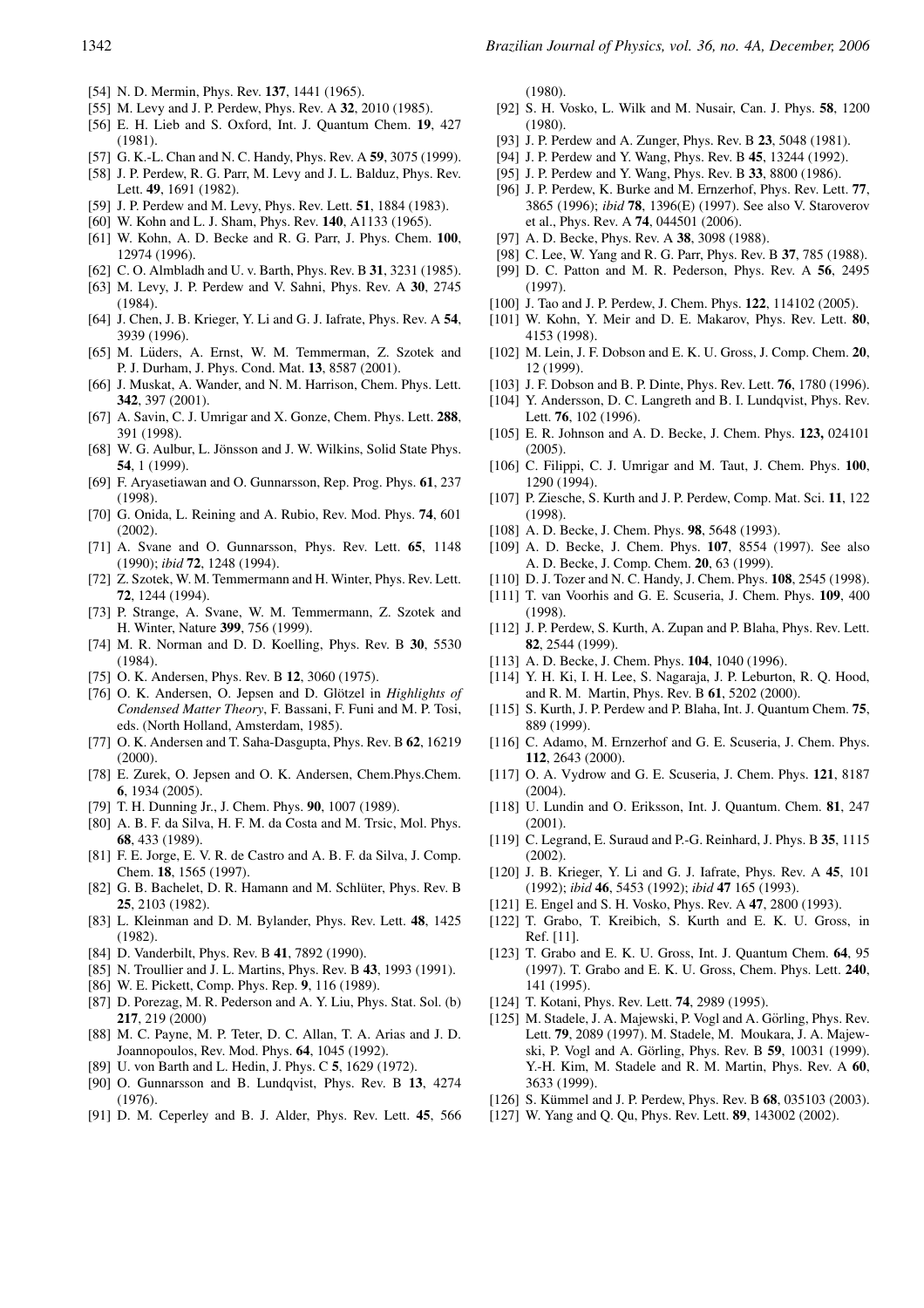- [54] N. D. Mermin, Phys. Rev. **137**, 1441 (1965).
- [55] M. Levy and J. P. Perdew, Phys. Rev. A **32**, 2010 (1985).
- [56] E. H. Lieb and S. Oxford, Int. J. Quantum Chem. **19**, 427 (1981).
- [57] G. K.-L. Chan and N. C. Handy, Phys. Rev. A **59**, 3075 (1999).
- [58] J. P. Perdew, R. G. Parr, M. Levy and J. L. Balduz, Phys. Rev. Lett. **49**, 1691 (1982).
- [59] J. P. Perdew and M. Levy, Phys. Rev. Lett. **51**, 1884 (1983).
- [60] W. Kohn and L. J. Sham, Phys. Rev. **140**, A1133 (1965).
- [61] W. Kohn, A. D. Becke and R. G. Parr, J. Phys. Chem. **100**, 12974 (1996).
- [62] C. O. Almbladh and U. v. Barth, Phys. Rev. B **31**, 3231 (1985).
- [63] M. Levy, J. P. Perdew and V. Sahni, Phys. Rev. A **30**, 2745 (1984).
- [64] J. Chen, J. B. Krieger, Y. Li and G. J. Iafrate, Phys. Rev. A **54**, 3939 (1996).
- [65] M. Lüders, A. Ernst, W. M. Temmerman, Z. Szotek and P. J. Durham, J. Phys. Cond. Mat. **13**, 8587 (2001).
- [66] J. Muskat, A. Wander, and N. M. Harrison, Chem. Phys. Lett. **342**, 397 (2001).
- [67] A. Savin, C. J. Umrigar and X. Gonze, Chem. Phys. Lett. **288**, 391 (1998).
- [68] W. G. Aulbur, L. Jönsson and J. W. Wilkins, Solid State Phys. **54**, 1 (1999).
- [69] F. Aryasetiawan and O. Gunnarsson, Rep. Prog. Phys. **61**, 237 (1998).
- [70] G. Onida, L. Reining and A. Rubio, Rev. Mod. Phys. **74**, 601 (2002).
- [71] A. Svane and O. Gunnarsson, Phys. Rev. Lett. **65**, 1148 (1990); *ibid* **72**, 1248 (1994).
- [72] Z. Szotek, W. M. Temmermann and H. Winter, Phys. Rev. Lett. **72**, 1244 (1994).
- [73] P. Strange, A. Svane, W. M. Temmermann, Z. Szotek and H. Winter, Nature **399**, 756 (1999).
- [74] M. R. Norman and D. D. Koelling, Phys. Rev. B **30**, 5530 (1984).
- [75] O. K. Andersen, Phys. Rev. B **12**, 3060 (1975).
- [76] O. K. Andersen, O. Jepsen and D. Glötzel in *Highlights of Condensed Matter Theory*, F. Bassani, F. Funi and M. P. Tosi, eds. (North Holland, Amsterdam, 1985).
- [77] O. K. Andersen and T. Saha-Dasgupta, Phys. Rev. B **62**, 16219 (2000).
- [78] E. Zurek, O. Jepsen and O. K. Andersen, Chem.Phys.Chem. **6**, 1934 (2005).
- [79] T. H. Dunning Jr., J. Chem. Phys. **90**, 1007 (1989).
- [80] A. B. F. da Silva, H. F. M. da Costa and M. Trsic, Mol. Phys. **68**, 433 (1989).
- [81] F. E. Jorge, E. V. R. de Castro and A. B. F. da Silva, J. Comp. Chem. **18**, 1565 (1997).
- [82] G. B. Bachelet, D. R. Hamann and M. Schlüter, Phys. Rev. B **25**, 2103 (1982).
- [83] L. Kleinman and D. M. Bylander, Phys. Rev. Lett. **48**, 1425 (1982).
- [84] D. Vanderbilt, Phys. Rev. B **41**, 7892 (1990).
- [85] N. Troullier and J. L. Martins, Phys. Rev. B **43**, 1993 (1991).
- [86] W. E. Pickett, Comp. Phys. Rep. **9**, 116 (1989).
- [87] D. Porezag, M. R. Pederson and A. Y. Liu, Phys. Stat. Sol. (b) **217**, 219 (2000)
- [88] M. C. Payne, M. P. Teter, D. C. Allan, T. A. Arias and J. D. Joannopoulos, Rev. Mod. Phys. **64**, 1045 (1992).
- [89] U. von Barth and L. Hedin, J. Phys. C **5**, 1629 (1972).
- [90] O. Gunnarsson and B. Lundqvist, Phys. Rev. B **13**, 4274 (1976).
- [91] D. M. Ceperley and B. J. Alder, Phys. Rev. Lett. **45**, 566 (1980).
- [92] S. H. Vosko, L. Wilk and M. Nusair, Can. J. Phys. **58**, 1200 (1980).
- [93] J. P. Perdew and A. Zunger, Phys. Rev. B **23**, 5048 (1981).
- [94] J. P. Perdew and Y. Wang, Phys. Rev. B **45**, 13244 (1992).
- [95] J. P. Perdew and Y. Wang, Phys. Rev. B **33**, 8800 (1986).
- [96] J. P. Perdew, K. Burke and M. Ernzerhof, Phys. Rev. Lett. **77**, 3865 (1996); *ibid* **78**, 1396(E) (1997). See also V. Staroverov et al., Phys. Rev. A **74**, 044501 (2006).
- [97] A. D. Becke, Phys. Rev. A **38**, 3098 (1988).
- [98] C. Lee, W. Yang and R. G. Parr, Phys. Rev. B **37**, 785 (1988).
- [99] D. C. Patton and M. R. Pederson, Phys. Rev. A **56**, 2495 (1997).
- [100] J. Tao and J. P. Perdew, J. Chem. Phys. **122**, 114102 (2005).
- [101] W. Kohn, Y. Meir and D. E. Makarov, Phys. Rev. Lett. **80**, 4153 (1998).
- [102] M. Lein, J. F. Dobson and E. K. U. Gross, J. Comp. Chem. **20**, 12 (1999).
- [103] J. F. Dobson and B. P. Dinte, Phys. Rev. Lett. **76**, 1780 (1996).
- [104] Y. Andersson, D. C. Langreth and B. I. Lundqvist, Phys. Rev. Lett. **76**, 102 (1996).
- [105] E. R. Johnson and A. D. Becke, J. Chem. Phys. **123,** 024101 (2005).
- [106] C. Filippi, C. J. Umrigar and M. Taut, J. Chem. Phys. **100**, 1290 (1994).
- [107] P. Ziesche, S. Kurth and J. P. Perdew, Comp. Mat. Sci. **11**, 122 (1998).
- [108] A. D. Becke, J. Chem. Phys. **98**, 5648 (1993).
- [109] A. D. Becke, J. Chem. Phys. **107**, 8554 (1997). See also A. D. Becke, J. Comp. Chem. **20**, 63 (1999).
- [110] D. J. Tozer and N. C. Handy, J. Chem. Phys. **108**, 2545 (1998).
- [111] T. van Voorhis and G. E. Scuseria, J. Chem. Phys. **109**, 400 (1998).
- [112] J. P. Perdew, S. Kurth, A. Zupan and P. Blaha, Phys. Rev. Lett. **82**, 2544 (1999).
- [113] A. D. Becke, J. Chem. Phys. **104**, 1040 (1996).
- [114] Y. H. Ki, I. H. Lee, S. Nagaraja, J. P. Leburton, R. Q. Hood, and R. M. Martin, Phys. Rev. B **61**, 5202 (2000).
- [115] S. Kurth, J. P. Perdew and P. Blaha, Int. J. Quantum Chem. **75**, 889 (1999).
- [116] C. Adamo, M. Ernzerhof and G. E. Scuseria, J. Chem. Phys. **112**, 2643 (2000).
- [117] O. A. Vydrow and G. E. Scuseria, J. Chem. Phys. **121**, 8187 (2004).
- [118] U. Lundin and O. Eriksson, Int. J. Quantum. Chem. **81**, 247 (2001).
- [119] C. Legrand, E. Suraud and P.-G. Reinhard, J. Phys. B **35**, 1115 (2002).
- [120] J. B. Krieger, Y. Li and G. J. Iafrate, Phys. Rev. A **45**, 101 (1992); *ibid* **46**, 5453 (1992); *ibid* **47** 165 (1993).
- [121] E. Engel and S. H. Vosko, Phys. Rev. A **47**, 2800 (1993).
- [122] T. Grabo, T. Kreibich, S. Kurth and E. K. U. Gross, in Ref. [11].
- [123] T. Grabo and E. K. U. Gross, Int. J. Quantum Chem. **64**, 95 (1997). T. Grabo and E. K. U. Gross, Chem. Phys. Lett. **240**, 141 (1995).
- [124] T. Kotani, Phys. Rev. Lett. **74**, 2989 (1995).
- [125] M. Stadele, J. A. Majewski, P. Vogl and A. Görling, Phys. Rev. Lett. **79**, 2089 (1997). M. Stadele, M. Moukara, J. A. Majewski, P. Vogl and A. Görling, Phys. Rev. B **59**, 10031 (1999). Y.-H. Kim, M. Stadele and R. M. Martin, Phys. Rev. A **60**, 3633 (1999).
- [126] S. Kümmel and J. P. Perdew, Phys. Rev. B **68**, 035103 (2003).
- [127] W. Yang and Q. Qu, Phys. Rev. Lett. **89**, 143002 (2002).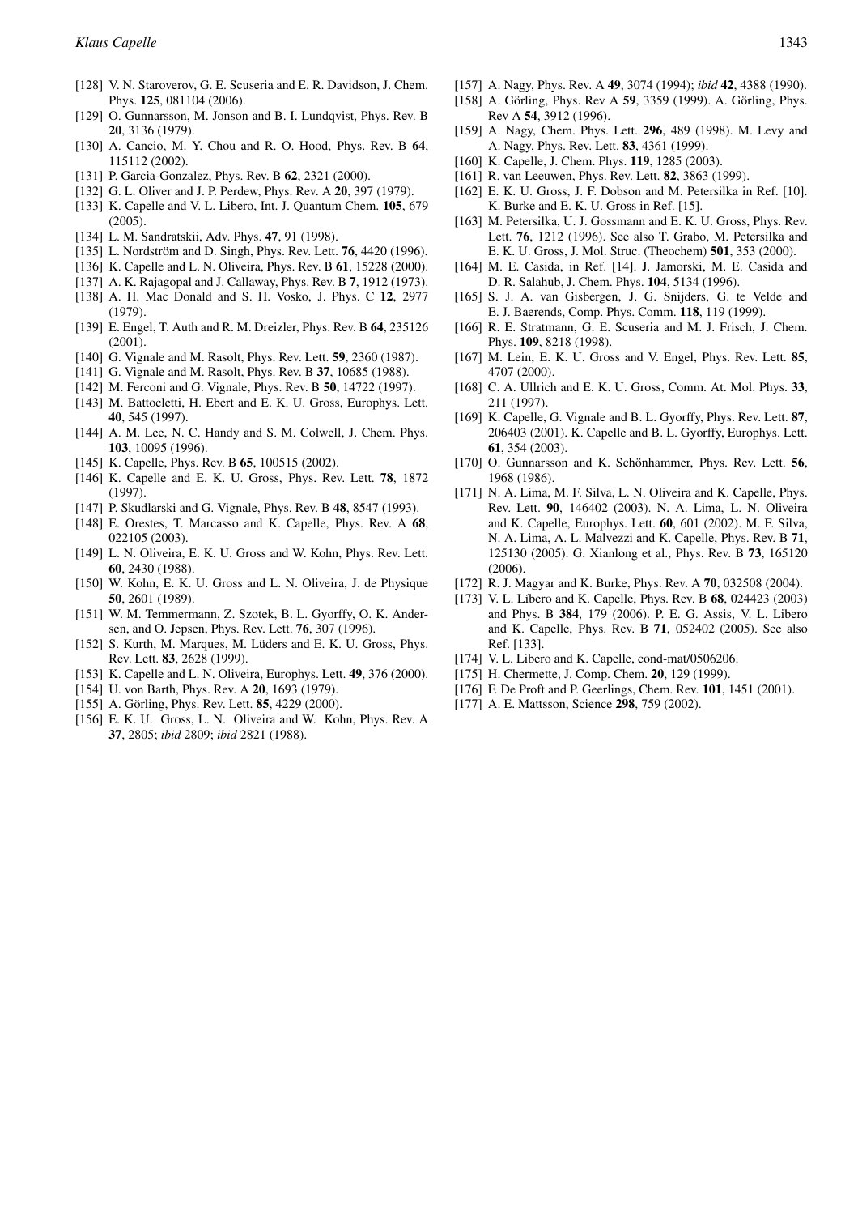[128] V. N. Staroverov, G. E. Scuseria and E. R. Davidson, J. Chem. Phys. **125**, 081104 (2006).

[129] O. Gunnarsson, M. Jonson and B. I. Lundqvist, Phys. Rev. B **20**, 3136 (1979).

[130] A. Cancio, M. Y. Chou and R. O. Hood, Phys. Rev. B **64**, 115112 (2002).

[131] P. Garcia-Gonzalez, Phys. Rev. B **62**, 2321 (2000).

[132] G. L. Oliver and J. P. Perdew, Phys. Rev. A **20**, 397 (1979).

[133] K. Capelle and V. L. Libero, Int. J. Quantum Chem. **105**, 679 (2005).

[134] L. M. Sandratskii, Adv. Phys. **47**, 91 (1998).

[135] L. Nordström and D. Singh, Phys. Rev. Lett. **76**, 4420 (1996).

[136] K. Capelle and L. N. Oliveira, Phys. Rev. B **61**, 15228 (2000).

[137] A. K. Rajagopal and J. Callaway, Phys. Rev. B **7**, 1912 (1973).

[138] A. H. Mac Donald and S. H. Vosko, J. Phys. C **12**, 2977 (1979).

[139] E. Engel, T. Auth and R. M. Dreizler, Phys. Rev. B **64**, 235126 (2001).

[140] G. Vignale and M. Rasolt, Phys. Rev. Lett. **59**, 2360 (1987).

[141] G. Vignale and M. Rasolt, Phys. Rev. B **37**, 10685 (1988).

[142] M. Ferconi and G. Vignale, Phys. Rev. B **50**, 14722 (1997).

[143] M. Battocletti, H. Ebert and E. K. U. Gross, Europhys. Lett. **40**, 545 (1997).

[144] A. M. Lee, N. C. Handy and S. M. Colwell, J. Chem. Phys. **103**, 10095 (1996).

[145] K. Capelle, Phys. Rev. B **65**, 100515 (2002).

[146] K. Capelle and E. K. U. Gross, Phys. Rev. Lett. **78**, 1872 (1997).

[147] P. Skudlarski and G. Vignale, Phys. Rev. B **48**, 8547 (1993).

[148] E. Orestes, T. Marcasso and K. Capelle, Phys. Rev. A **68**, 022105 (2003).

[149] L. N. Oliveira, E. K. U. Gross and W. Kohn, Phys. Rev. Lett. **60**, 2430 (1988).

[150] W. Kohn, E. K. U. Gross and L. N. Oliveira, J. de Physique **50**, 2601 (1989).

[151] W. M. Temmermann, Z. Szotek, B. L. Gyorffy, O. K. Andersen, and O. Jepsen, Phys. Rev. Lett. **76**, 307 (1996).

[152] S. Kurth, M. Marques, M. Lüders and E. K. U. Gross, Phys. Rev. Lett. **83**, 2628 (1999).

[153] K. Capelle and L. N. Oliveira, Europhys. Lett. **49**, 376 (2000).

[154] U. von Barth, Phys. Rev. A **20**, 1693 (1979).

[155] A. Görling, Phys. Rev. Lett. **85**, 4229 (2000).

[156] E. K. U. Gross, L. N. Oliveira and W. Kohn, Phys. Rev. A **37**, 2805; *ibid* 2809; *ibid* 2821 (1988).

[157] A. Nagy, Phys. Rev. A **49**, 3074 (1994); *ibid* **42**, 4388 (1990).

[158] A. Görling, Phys. Rev A **59**, 3359 (1999). A. Görling, Phys. Rev A **54**, 3912 (1996).

[159] A. Nagy, Chem. Phys. Lett. **296**, 489 (1998). M. Levy and A. Nagy, Phys. Rev. Lett. **83**, 4361 (1999).

[160] K. Capelle, J. Chem. Phys. **119**, 1285 (2003).

[161] R. van Leeuwen, Phys. Rev. Lett. **82**, 3863 (1999).

[162] E. K. U. Gross, J. F. Dobson and M. Petersilka in Ref. [10]. K. Burke and E. K. U. Gross in Ref. [15].

[163] M. Petersilka, U. J. Gossmann and E. K. U. Gross, Phys. Rev. Lett. **76**, 1212 (1996). See also T. Grabo, M. Petersilka and E. K. U. Gross, J. Mol. Struc. (Theochem) **501**, 353 (2000).

[164] M. E. Casida, in Ref. [14]. J. Jamorski, M. E. Casida and D. R. Salahub, J. Chem. Phys. **104**, 5134 (1996).

[165] S. J. A. van Gisbergen, J. G. Snijders, G. te Velde and E. J. Baerends, Comp. Phys. Comm. **118**, 119 (1999).

[166] R. E. Stratmann, G. E. Scuseria and M. J. Frisch, J. Chem. Phys. **109**, 8218 (1998).

[167] M. Lein, E. K. U. Gross and V. Engel, Phys. Rev. Lett. **85**, 4707 (2000).

[168] C. A. Ullrich and E. K. U. Gross, Comm. At. Mol. Phys. **33**, 211 (1997).

[169] K. Capelle, G. Vignale and B. L. Gyorffy, Phys. Rev. Lett. **87**, 206403 (2001). K. Capelle and B. L. Gyorffy, Europhys. Lett. **61**, 354 (2003).

[170] O. Gunnarsson and K. Schönhammer, Phys. Rev. Lett. **56**, 1968 (1986).

[171] N. A. Lima, M. F. Silva, L. N. Oliveira and K. Capelle, Phys. Rev. Lett. **90**, 146402 (2003). N. A. Lima, L. N. Oliveira and K. Capelle, Europhys. Lett. **60**, 601 (2002). M. F. Silva, N. A. Lima, A. L. Malvezzi and K. Capelle, Phys. Rev. B **71**, 125130 (2005). G. Xianlong et al., Phys. Rev. B **73**, 165120 (2006).

[172] R. J. Magyar and K. Burke, Phys. Rev. A **70**, 032508 (2004).

[173] V. L. Líbero and K. Capelle, Phys. Rev. B **68**, 024423 (2003) and Phys. B **384**, 179 (2006). P. E. G. Assis, V. L. Libero and K. Capelle, Phys. Rev. B **71**, 052402 (2005). See also Ref. [133].

[174] V. L. Libero and K. Capelle, cond-mat/0506206.

[175] H. Chermette, J. Comp. Chem. **20**, 129 (1999).

[176] F. De Proft and P. Geerlings, Chem. Rev. **101**, 1451 (2001).

[177] A. E. Mattsson, Science **298**, 759 (2002).